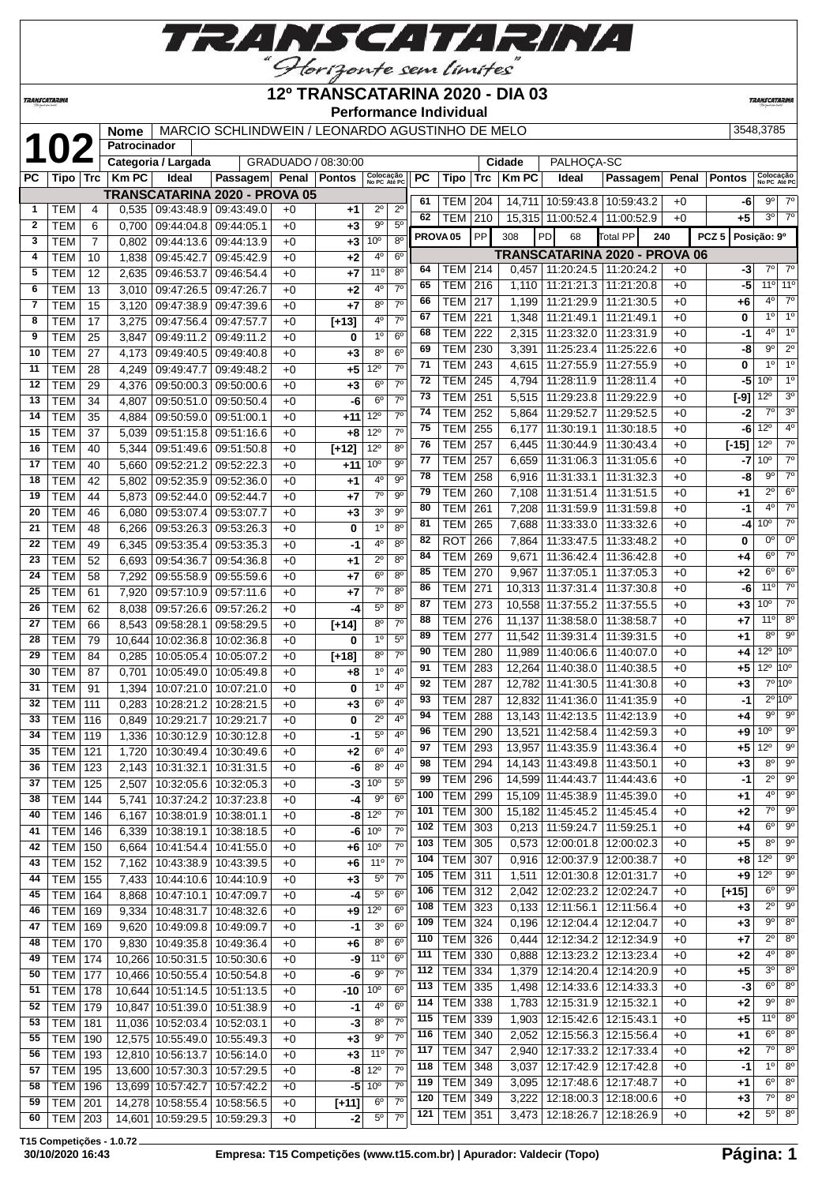# 12º TRANSCATARINA 2020 - DIA 03

**Performance Individual**

**102**

| Nome | MARCIO SCHLINDWEIN / LEONARDO AGUSTINHO DE MELO | 3548,3785 |
|---|---|---|
| Patrocinador | | |
| Categoria / Largada | GRADUADO / 08:30:00 | Cidade: PALHOÇA-SC |

| PC | Tipo | Trc | Km PC | Ideal | Passagem | Penal | Pontos | Colocação No PC | Colocação Até PC |
|---|---|---|---|---|---|---|---|---|---|
| **TRANSCATARINA 2020 - PROVA 05** | | | | | | | | | |
| 1 | TEM | 4 | 0,535 | 09:43:48.9 | 09:43:49.0 | +0 | +1 | 2º | 2º |
| 2 | TEM | 6 | 0,700 | 09:44:04.8 | 09:44:05.1 | +0 | +3 | 9º | 5º |
| 3 | TEM | 7 | 0,802 | 09:44:13.6 | 09:44:13.9 | +0 | +3 | 10º | 8º |
| 4 | TEM | 10 | 1,838 | 09:45:42.7 | 09:45:42.9 | +0 | +2 | 4º | 6º |
| 5 | TEM | 12 | 2,635 | 09:46:53.7 | 09:46:54.4 | +0 | +7 | 11º | 8º |
| 6 | TEM | 13 | 3,010 | 09:47:26.5 | 09:47:26.7 | +0 | +2 | 4º | 7º |
| 7 | TEM | 15 | 3,120 | 09:47:38.9 | 09:47:39.6 | +0 | +7 | 8º | 7º |
| 8 | TEM | 17 | 3,275 | 09:47:56.4 | 09:47:57.7 | +0 | [+13] | 4º | 7º |
| 9 | TEM | 25 | 3,847 | 09:49:11.2 | 09:49:11.2 | +0 | 0 | 1º | 6º |
| 10 | TEM | 27 | 4,173 | 09:49:40.5 | 09:49:40.8 | +0 | +3 | 8º | 6º |
| 11 | TEM | 28 | 4,249 | 09:49:47.7 | 09:49:48.2 | +0 | +5 | 12º | 7º |
| 12 | TEM | 29 | 4,376 | 09:50:00.3 | 09:50:00.6 | +0 | +3 | 6º | 7º |
| 13 | TEM | 34 | 4,807 | 09:50:51.0 | 09:50:50.4 | +0 | -6 | 6º | 7º |
| 14 | TEM | 35 | 4,884 | 09:50:59.0 | 09:51:00.1 | +0 | +11 | 12º | 7º |
| 15 | TEM | 37 | 5,039 | 09:51:15.8 | 09:51:16.6 | +0 | +8 | 12º | 7º |
| 16 | TEM | 40 | 5,344 | 09:51:49.6 | 09:51:50.8 | +0 | [+12] | 12º | 8º |
| 17 | TEM | 40 | 5,660 | 09:52:21.2 | 09:52:22.3 | +0 | +11 | 10º | 9º |
| 18 | TEM | 42 | 5,802 | 09:52:35.9 | 09:52:36.0 | +0 | +1 | 4º | 9º |
| 19 | TEM | 44 | 5,873 | 09:52:44.0 | 09:52:44.7 | +0 | +7 | 7º | 9º |
| 20 | TEM | 46 | 6,080 | 09:53:07.4 | 09:53:07.7 | +0 | +3 | 3º | 9º |
| 21 | TEM | 48 | 6,266 | 09:53:26.3 | 09:53:26.3 | +0 | 0 | 1º | 8º |
| 22 | TEM | 49 | 6,345 | 09:53:35.4 | 09:53:35.3 | +0 | -1 | 4º | 8º |
| 23 | TEM | 52 | 6,693 | 09:54:36.7 | 09:54:36.8 | +0 | +1 | 2º | 8º |
| 24 | TEM | 58 | 7,292 | 09:55:58.9 | 09:55:59.6 | +0 | +7 | 6º | 8º |
| 25 | TEM | 61 | 7,920 | 09:57:10.9 | 09:57:11.6 | +0 | +7 | 7º | 8º |
| 26 | TEM | 62 | 8,038 | 09:57:26.6 | 09:57:26.2 | +0 | -4 | 5º | 8º |
| 27 | TEM | 66 | 8,543 | 09:58:28.1 | 09:58:29.5 | +0 | [+14] | 8º | 7º |
| 28 | TEM | 79 | 10,644 | 10:02:36.8 | 10:02:36.8 | +0 | 0 | 1º | 5º |
| 29 | TEM | 84 | 0,285 | 10:05:05.4 | 10:05:07.2 | +0 | [+18] | 8º | 7º |
| 30 | TEM | 87 | 0,701 | 10:05:49.0 | 10:05:49.8 | +0 | +8 | 1º | 4º |
| 31 | TEM | 91 | 1,394 | 10:07:21.0 | 10:07:21.0 | +0 | 0 | 1º | 4º |
| 32 | TEM | 111 | 0,283 | 10:28:21.2 | 10:28:21.5 | +0 | +3 | 6º | 4º |
| 33 | TEM | 116 | 0,849 | 10:29:21.7 | 10:29:21.7 | +0 | 0 | 2º | 4º |
| 34 | TEM | 119 | 1,336 | 10:30:12.9 | 10:30:12.8 | +0 | -1 | 5º | 4º |
| 35 | TEM | 121 | 1,720 | 10:30:49.4 | 10:30:49.6 | +0 | +2 | 6º | 4º |
| 36 | TEM | 123 | 2,143 | 10:31:32.1 | 10:31:31.5 | +0 | -6 | 8º | 4º |
| 37 | TEM | 125 | 2,507 | 10:32:05.6 | 10:32:05.3 | +0 | -3 | 10º | 5º |
| 38 | TEM | 144 | 5,741 | 10:37:24.2 | 10:37:23.8 | +0 | -4 | 9º | 6º |
| 40 | TEM | 146 | 6,167 | 10:38:01.9 | 10:38:01.1 | +0 | -8 | 12º | 7º |
| 41 | TEM | 146 | 6,339 | 10:38:19.1 | 10:38:18.5 | +0 | -6 | 10º | 7º |
| 42 | TEM | 150 | 6,664 | 10:41:54.4 | 10:41:55.0 | +0 | +6 | 10º | 7º |
| 43 | TEM | 152 | 7,162 | 10:43:38.9 | 10:43:39.5 | +0 | +6 | 11º | 7º |
| 44 | TEM | 155 | 7,433 | 10:44:10.6 | 10:44:10.9 | +0 | +3 | 5º | 7º |
| 45 | TEM | 164 | 8,868 | 10:47:10.1 | 10:47:09.7 | +0 | -4 | 5º | 6º |
| 46 | TEM | 169 | 9,334 | 10:48:31.7 | 10:48:32.6 | +0 | +9 | 12º | 6º |
| 47 | TEM | 169 | 9,620 | 10:49:09.8 | 10:49:09.7 | +0 | -1 | 3º | 6º |
| 48 | TEM | 170 | 9,830 | 10:49:35.8 | 10:49:36.4 | +0 | +6 | 8º | 6º |
| 49 | TEM | 174 | 10,266 | 10:50:31.5 | 10:50:30.6 | +0 | -9 | 11º | 6º |
| 50 | TEM | 177 | 10,466 | 10:50:55.4 | 10:50:54.8 | +0 | -6 | 9º | 7º |
| 51 | TEM | 178 | 10,644 | 10:51:14.5 | 10:51:13.5 | +0 | -10 | 10º | 6º |
| 52 | TEM | 179 | 10,847 | 10:51:39.0 | 10:51:38.9 | +0 | -1 | 4º | 6º |
| 53 | TEM | 181 | 11,036 | 10:52:03.4 | 10:52:03.1 | +0 | -3 | 8º | 7º |
| 55 | TEM | 190 | 12,575 | 10:55:49.0 | 10:55:49.3 | +0 | +3 | 9º | 7º |
| 56 | TEM | 193 | 12,810 | 10:56:13.7 | 10:56:14.0 | +0 | +3 | 11º | 7º |
| 57 | TEM | 195 | 13,600 | 10:57:30.3 | 10:57:29.5 | +0 | -8 | 12º | 7º |
| 58 | TEM | 196 | 13,699 | 10:57:42.7 | 10:57:42.2 | +0 | -5 | 10º | 7º |
| 59 | TEM | 201 | 14,278 | 10:58:55.4 | 10:58:56.5 | +0 | [+11] | 6º | 7º |
| 60 | TEM | 203 | 14,601 | 10:59:29.5 | 10:59:29.3 | +0 | -2 | 5º | 7º |
| 61 | TEM | 204 | 14,711 | 10:59:43.8 | 10:59:43.2 | +0 | -6 | 9º | 7º |
| 62 | TEM | 210 | 15,315 | 11:00:52.4 | 11:00:52.9 | +0 | +5 | 3º | 7º |
| **PROVA 05** | PP | 308 | PD 68 | Total PP 240 | | | PCZ 5 | Posição: 9º | |
| **TRANSCATARINA 2020 - PROVA 06** | | | | | | | | | |
| 64 | TEM | 214 | 0,457 | 11:20:24.5 | 11:20:24.2 | +0 | -3 | 7º | 7º |
| 65 | TEM | 216 | 1,110 | 11:21:21.3 | 11:21:20.8 | +0 | -5 | 11º | 11º |
| 66 | TEM | 217 | 1,199 | 11:21:29.9 | 11:21:30.5 | +0 | +6 | 4º | 7º |
| 67 | TEM | 221 | 1,348 | 11:21:49.1 | 11:21:49.1 | +0 | 0 | 1º | 1º |
| 68 | TEM | 222 | 2,315 | 11:23:32.0 | 11:23:31.9 | +0 | -1 | 4º | 1º |
| 69 | TEM | 230 | 3,391 | 11:25:23.4 | 11:25:22.6 | +0 | -8 | 9º | 2º |
| 71 | TEM | 243 | 4,615 | 11:27:55.9 | 11:27:55.9 | +0 | 0 | 1º | 1º |
| 72 | TEM | 245 | 4,794 | 11:28:11.9 | 11:28:11.4 | +0 | -5 | 10º | 1º |
| 73 | TEM | 251 | 5,515 | 11:29:23.8 | 11:29:22.9 | +0 | [-9] | 12º | 3º |
| 74 | TEM | 252 | 5,864 | 11:29:52.7 | 11:29:52.5 | +0 | -2 | 7º | 3º |
| 75 | TEM | 255 | 6,177 | 11:30:19.1 | 11:30:18.5 | +0 | -6 | 12º | 4º |
| 76 | TEM | 257 | 6,445 | 11:30:44.9 | 11:30:43.4 | +0 | [-15] | 12º | 7º |
| 77 | TEM | 257 | 6,659 | 11:31:06.3 | 11:31:05.6 | +0 | -7 | 10º | 7º |
| 78 | TEM | 258 | 6,916 | 11:31:33.1 | 11:31:32.3 | +0 | -8 | 9º | 7º |
| 79 | TEM | 260 | 7,108 | 11:31:51.4 | 11:31:51.5 | +0 | +1 | 2º | 6º |
| 80 | TEM | 261 | 7,208 | 11:31:59.9 | 11:31:59.8 | +0 | -1 | 4º | 7º |
| 81 | TEM | 265 | 7,688 | 11:33:33.0 | 11:33:32.6 | +0 | -4 | 10º | 7º |
| 82 | ROT | 266 | 7,864 | 11:33:47.5 | 11:33:48.2 | +0 | 0 | 0º | 0º |
| 84 | TEM | 269 | 9,671 | 11:36:42.4 | 11:36:42.8 | +0 | +4 | 6º | 7º |
| 85 | TEM | 270 | 9,967 | 11:37:05.1 | 11:37:05.3 | +0 | +2 | 6º | 6º |
| 86 | TEM | 271 | 10,313 | 11:37:31.4 | 11:37:30.8 | +0 | -6 | 11º | 7º |
| 87 | TEM | 273 | 10,558 | 11:37:55.2 | 11:37:55.5 | +0 | +3 | 10º | 7º |
| 88 | TEM | 276 | 11,137 | 11:38:58.0 | 11:38:58.7 | +0 | +7 | 11º | 8º |
| 89 | TEM | 277 | 11,542 | 11:39:31.4 | 11:39:31.5 | +0 | +1 | 8º | 9º |
| 90 | TEM | 280 | 11,989 | 11:40:06.6 | 11:40:07.0 | +0 | +4 | 12º | 10º |
| 91 | TEM | 283 | 12,264 | 11:40:38.0 | 11:40:38.5 | +0 | +5 | 12º | 10º |
| 92 | TEM | 287 | 12,782 | 11:41:30.5 | 11:41:30.8 | +0 | +3 | 7º | 10º |
| 93 | TEM | 287 | 12,832 | 11:41:36.0 | 11:41:35.9 | +0 | -1 | 2º | 10º |
| 94 | TEM | 288 | 13,143 | 11:42:13.5 | 11:42:13.9 | +0 | +4 | 9º | 9º |
| 96 | TEM | 290 | 13,521 | 11:42:58.4 | 11:42:59.3 | +0 | +9 | 10º | 9º |
| 97 | TEM | 293 | 13,957 | 11:43:35.9 | 11:43:36.4 | +0 | +5 | 12º | 9º |
| 98 | TEM | 294 | 14,143 | 11:43:49.8 | 11:43:50.1 | +0 | +3 | 8º | 9º |
| 99 | TEM | 296 | 14,599 | 11:44:43.7 | 11:44:43.6 | +0 | -1 | 2º | 9º |
| 100 | TEM | 299 | 15,109 | 11:45:38.9 | 11:45:39.0 | +0 | +1 | 4º | 9º |
| 101 | TEM | 300 | 15,182 | 11:45:45.2 | 11:45:45.4 | +0 | +2 | 7º | 9º |
| 102 | TEM | 303 | 0,213 | 11:59:24.7 | 11:59:25.1 | +0 | +4 | 6º | 9º |
| 103 | TEM | 305 | 0,573 | 12:00:01.8 | 12:00:02.3 | +0 | +5 | 8º | 9º |
| 104 | TEM | 307 | 0,916 | 12:00:37.9 | 12:00:38.7 | +0 | +8 | 12º | 9º |
| 105 | TEM | 311 | 1,511 | 12:01:30.8 | 12:01:31.7 | +0 | +9 | 12º | 9º |
| 106 | TEM | 312 | 2,042 | 12:02:23.2 | 12:02:24.7 | +0 | [+15] | 6º | 9º |
| 108 | TEM | 323 | 0,133 | 12:11:56.1 | 12:11:56.4 | +0 | +3 | 2º | 9º |
| 109 | TEM | 324 | 0,196 | 12:12:04.4 | 12:12:04.7 | +0 | +3 | 9º | 8º |
| 110 | TEM | 326 | 0,444 | 12:12:34.2 | 12:12:34.9 | +0 | +7 | 2º | 8º |
| 111 | TEM | 330 | 0,888 | 12:13:23.2 | 12:13:23.4 | +0 | +2 | 4º | 8º |
| 112 | TEM | 334 | 1,379 | 12:14:20.4 | 12:14:20.9 | +0 | +5 | 3º | 8º |
| 113 | TEM | 335 | 1,498 | 12:14:33.6 | 12:14:33.3 | +0 | -3 | 6º | 8º |
| 114 | TEM | 338 | 1,783 | 12:15:31.9 | 12:15:32.1 | +0 | +2 | 9º | 8º |
| 115 | TEM | 339 | 1,903 | 12:15:42.6 | 12:15:43.1 | +0 | +5 | 11º | 8º |
| 116 | TEM | 340 | 2,052 | 12:15:56.3 | 12:15:56.4 | +0 | +1 | 6º | 8º |
| 117 | TEM | 347 | 2,940 | 12:17:33.2 | 12:17:33.4 | +0 | +2 | 7º | 8º |
| 118 | TEM | 348 | 3,037 | 12:17:42.9 | 12:17:42.8 | +0 | -1 | 1º | 8º |
| 119 | TEM | 349 | 3,095 | 12:17:48.6 | 12:17:48.7 | +0 | +1 | 6º | 8º |
| 120 | TEM | 349 | 3,222 | 12:18:00.3 | 12:18:00.6 | +0 | +3 | 7º | 8º |
| 121 | TEM | 351 | 3,473 | 12:18:26.7 | 12:18:26.9 | +0 | +2 | 5º | 8º |

T15 Competições - 1.0.72
30/10/2020 16:43 — Empresa: T15 Competições (www.t15.com.br) | Apurador: Valdecir (Topo)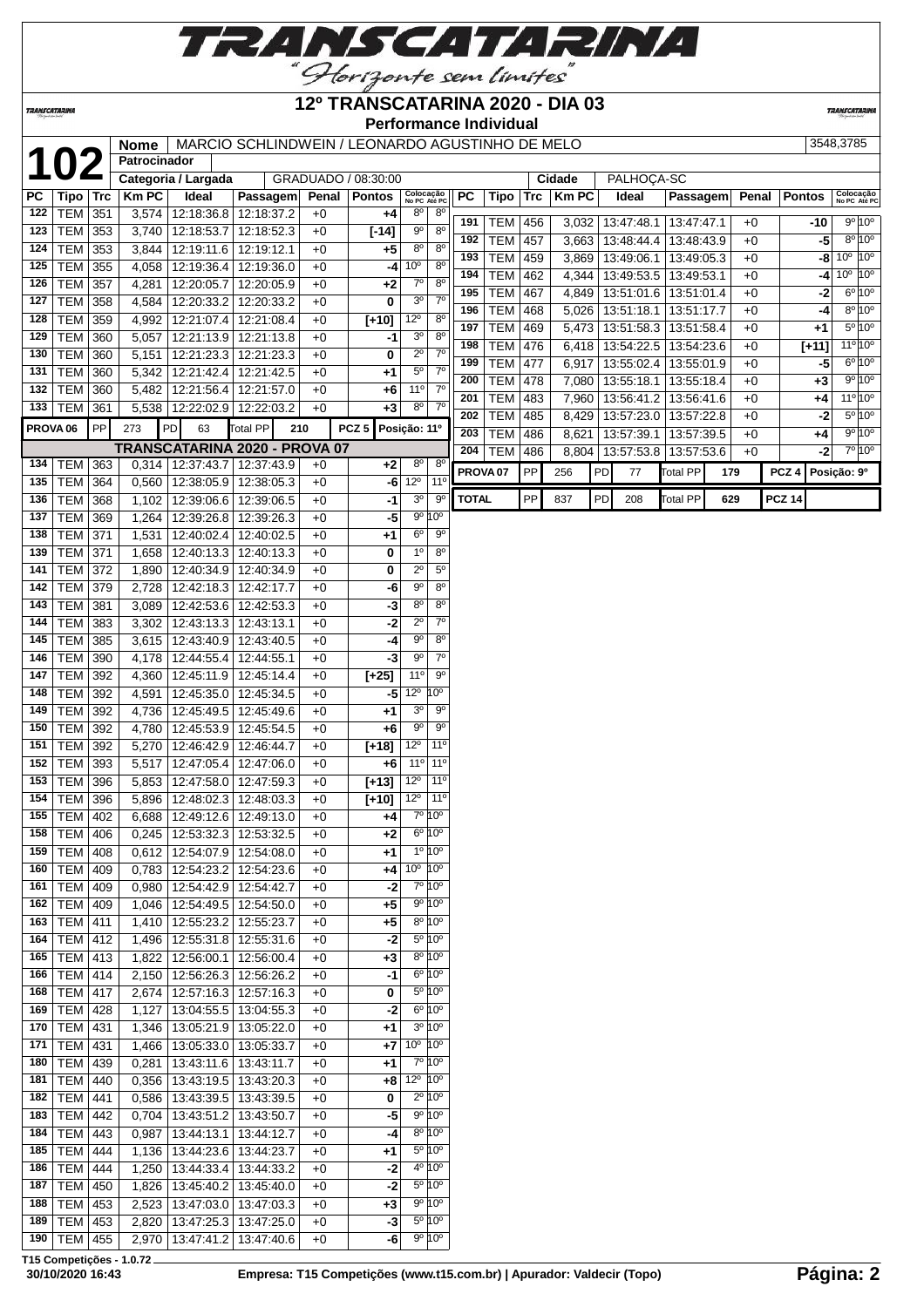# 12º TRANSCATARINA 2020 - DIA 03

## Performance Individual

**102** | **Nome** MARCIO SCHLINDWEIN / LEONARDO AGUSTINHO DE MELO | 3548,3785

**Patrocinador**

**Categoria / Largada** GRADUADO / 08:30:00 | **Cidade** PALHOÇA-SC

| PC | Tipo | Trc | Km PC | Ideal | Passagem | Penal | Pontos | Colocação No PC | Colocação Até PC |
|---|---|---|---|---|---|---|---|---|---|
| 122 | TEM | 351 | 3,574 | 12:18:36.8 | 12:18:37.2 | +0 | +4 | 8º | 8º |
| 123 | TEM | 353 | 3,740 | 12:18:53.7 | 12:18:52.3 | +0 | [-14] | 9º | 8º |
| 124 | TEM | 353 | 3,844 | 12:19:11.6 | 12:19:12.1 | +0 | +5 | 8º | 8º |
| 125 | TEM | 355 | 4,058 | 12:19:36.4 | 12:19:36.0 | +0 | -4 | 10º | 8º |
| 126 | TEM | 357 | 4,281 | 12:20:05.7 | 12:20:05.9 | +0 | +2 | 7º | 8º |
| 127 | TEM | 358 | 4,584 | 12:20:33.2 | 12:20:33.2 | +0 | 0 | 3º | 7º |
| 128 | TEM | 359 | 4,992 | 12:21:07.4 | 12:21:08.4 | +0 | [+10] | 12º | 8º |
| 129 | TEM | 360 | 5,057 | 12:21:13.9 | 12:21:13.8 | +0 | -1 | 3º | 8º |
| 130 | TEM | 360 | 5,151 | 12:21:23.3 | 12:21:23.3 | +0 | 0 | 2º | 7º |
| 131 | TEM | 360 | 5,342 | 12:21:42.4 | 12:21:42.5 | +0 | +1 | 5º | 7º |
| 132 | TEM | 360 | 5,482 | 12:21:56.4 | 12:21:57.0 | +0 | +6 | 11º | 7º |
| 133 | TEM | 361 | 5,538 | 12:22:02.9 | 12:22:03.2 | +0 | +3 | 8º | 7º |
| PROVA 06 | PP | 273 | PD | 63 | Total PP | 210 | PCZ 5 | Posição: 11º | |
| **TRANSCATARINA 2020 - PROVA 07** | | | | | | | | | |
| 134 | TEM | 363 | 0,314 | 12:37:43.7 | 12:37:43.9 | +0 | +2 | 8º | 8º |
| 135 | TEM | 364 | 0,560 | 12:38:05.9 | 12:38:05.3 | +0 | -6 | 12º | 11º |
| 136 | TEM | 368 | 1,102 | 12:39:06.6 | 12:39:06.5 | +0 | -1 | 3º | 9º |
| 137 | TEM | 369 | 1,264 | 12:39:26.8 | 12:39:26.3 | +0 | -5 | 9º | 10º |
| 138 | TEM | 371 | 1,531 | 12:40:02.4 | 12:40:02.5 | +0 | +1 | 6º | 9º |
| 139 | TEM | 371 | 1,658 | 12:40:13.3 | 12:40:13.3 | +0 | 0 | 1º | 8º |
| 141 | TEM | 372 | 1,890 | 12:40:34.9 | 12:40:34.9 | +0 | 0 | 2º | 5º |
| 142 | TEM | 379 | 2,728 | 12:42:18.3 | 12:42:17.7 | +0 | -6 | 9º | 8º |
| 143 | TEM | 381 | 3,089 | 12:42:53.6 | 12:42:53.3 | +0 | -3 | 8º | 8º |
| 144 | TEM | 383 | 3,302 | 12:43:13.3 | 12:43:13.1 | +0 | -2 | 2º | 7º |
| 145 | TEM | 385 | 3,615 | 12:43:40.9 | 12:43:40.5 | +0 | -4 | 9º | 8º |
| 146 | TEM | 390 | 4,178 | 12:44:55.4 | 12:44:55.1 | +0 | -3 | 9º | 7º |
| 147 | TEM | 392 | 4,360 | 12:45:11.9 | 12:45:14.4 | +0 | [+25] | 11º | 9º |
| 148 | TEM | 392 | 4,591 | 12:45:35.0 | 12:45:34.5 | +0 | -5 | 12º | 10º |
| 149 | TEM | 392 | 4,736 | 12:45:49.5 | 12:45:49.6 | +0 | +1 | 3º | 9º |
| 150 | TEM | 392 | 4,780 | 12:45:53.9 | 12:45:54.5 | +0 | +6 | 9º | 9º |
| 151 | TEM | 392 | 5,270 | 12:46:42.9 | 12:46:44.7 | +0 | [+18] | 12º | 11º |
| 152 | TEM | 393 | 5,517 | 12:47:05.4 | 12:47:06.0 | +0 | +6 | 11º | 11º |
| 153 | TEM | 396 | 5,853 | 12:47:58.0 | 12:47:59.3 | +0 | [+13] | 12º | 11º |
| 154 | TEM | 396 | 5,896 | 12:48:02.3 | 12:48:03.3 | +0 | [+10] | 12º | 11º |
| 155 | TEM | 402 | 6,688 | 12:49:12.6 | 12:49:13.0 | +0 | +4 | 7º | 10º |
| 158 | TEM | 406 | 0,245 | 12:53:32.3 | 12:53:32.5 | +0 | +2 | 6º | 10º |
| 159 | TEM | 408 | 0,612 | 12:54:07.9 | 12:54:08.0 | +0 | +1 | 1º | 10º |
| 160 | TEM | 409 | 0,783 | 12:54:23.2 | 12:54:23.6 | +0 | +4 | 10º | 10º |
| 161 | TEM | 409 | 0,980 | 12:54:42.9 | 12:54:42.7 | +0 | -2 | 7º | 10º |
| 162 | TEM | 409 | 1,046 | 12:54:49.5 | 12:54:50.0 | +0 | +5 | 9º | 10º |
| 163 | TEM | 411 | 1,410 | 12:55:23.2 | 12:55:23.7 | +0 | +5 | 8º | 10º |
| 164 | TEM | 412 | 1,496 | 12:55:31.8 | 12:55:31.6 | +0 | -2 | 5º | 10º |
| 165 | TEM | 413 | 1,822 | 12:56:00.1 | 12:56:00.4 | +0 | +3 | 8º | 10º |
| 166 | TEM | 414 | 2,150 | 12:56:26.3 | 12:56:26.2 | +0 | -1 | 6º | 10º |
| 168 | TEM | 417 | 2,674 | 12:57:16.3 | 12:57:16.3 | +0 | 0 | 5º | 10º |
| 169 | TEM | 428 | 1,127 | 13:04:55.5 | 13:04:55.3 | +0 | -2 | 6º | 10º |
| 170 | TEM | 431 | 1,346 | 13:05:21.9 | 13:05:22.0 | +0 | +1 | 3º | 10º |
| 171 | TEM | 431 | 1,466 | 13:05:33.0 | 13:05:33.7 | +0 | +7 | 10º | 10º |
| 180 | TEM | 439 | 0,281 | 13:43:11.6 | 13:43:11.7 | +0 | +1 | 7º | 10º |
| 181 | TEM | 440 | 0,356 | 13:43:19.5 | 13:43:20.3 | +0 | +8 | 12º | 10º |
| 182 | TEM | 441 | 0,586 | 13:43:39.5 | 13:43:39.5 | +0 | 0 | 2º | 10º |
| 183 | TEM | 442 | 0,704 | 13:43:51.2 | 13:43:50.7 | +0 | -5 | 9º | 10º |
| 184 | TEM | 443 | 0,987 | 13:44:13.1 | 13:44:12.7 | +0 | -4 | 8º | 10º |
| 185 | TEM | 444 | 1,136 | 13:44:23.6 | 13:44:23.7 | +0 | +1 | 5º | 10º |
| 186 | TEM | 444 | 1,250 | 13:44:33.4 | 13:44:33.2 | +0 | -2 | 4º | 10º |
| 187 | TEM | 450 | 1,826 | 13:45:40.2 | 13:45:40.0 | +0 | -2 | 5º | 10º |
| 188 | TEM | 453 | 2,523 | 13:47:03.0 | 13:47:03.3 | +0 | +3 | 9º | 10º |
| 189 | TEM | 453 | 2,820 | 13:47:25.3 | 13:47:25.0 | +0 | -3 | 5º | 10º |
| 190 | TEM | 455 | 2,970 | 13:47:41.2 | 13:47:40.6 | +0 | -6 | 9º | 10º |
| 191 | TEM | 456 | 3,032 | 13:47:48.1 | 13:47:47.1 | +0 | -10 | 9º | 10º |
| 192 | TEM | 457 | 3,663 | 13:48:44.4 | 13:48:43.9 | +0 | -5 | 8º | 10º |
| 193 | TEM | 459 | 3,869 | 13:49:06.1 | 13:49:05.3 | +0 | -8 | 10º | 10º |
| 194 | TEM | 462 | 4,344 | 13:49:53.5 | 13:49:53.1 | +0 | -4 | 10º | 10º |
| 195 | TEM | 467 | 4,849 | 13:51:01.6 | 13:51:01.4 | +0 | -2 | 6º | 10º |
| 196 | TEM | 468 | 5,026 | 13:51:18.1 | 13:51:17.7 | +0 | -4 | 8º | 10º |
| 197 | TEM | 469 | 5,473 | 13:51:58.3 | 13:51:58.4 | +0 | +1 | 5º | 10º |
| 198 | TEM | 476 | 6,418 | 13:54:22.5 | 13:54:23.6 | +0 | [+11] | 11º | 10º |
| 199 | TEM | 477 | 6,917 | 13:55:02.4 | 13:55:01.9 | +0 | -5 | 6º | 10º |
| 200 | TEM | 478 | 7,080 | 13:55:18.1 | 13:55:18.4 | +0 | +3 | 9º | 10º |
| 201 | TEM | 483 | 7,960 | 13:56:41.2 | 13:56:41.6 | +0 | +4 | 11º | 10º |
| 202 | TEM | 485 | 8,429 | 13:57:23.0 | 13:57:22.8 | +0 | -2 | 5º | 10º |
| 203 | TEM | 486 | 8,621 | 13:57:39.1 | 13:57:39.5 | +0 | +4 | 9º | 10º |
| 204 | TEM | 486 | 8,804 | 13:57:53.8 | 13:57:53.6 | +0 | -2 | 7º | 10º |
| PROVA 07 | PP | 256 | PD | 77 | Total PP | 179 | PCZ 4 | Posição: 9º | |
| TOTAL | PP | 837 | PD | 208 | Total PP | 629 | PCZ 14 | | |

T15 Competições - 1.0.72

30/10/2020 16:43 — Empresa: T15 Competições (www.t15.com.br) | Apurador: Valdecir (Topo)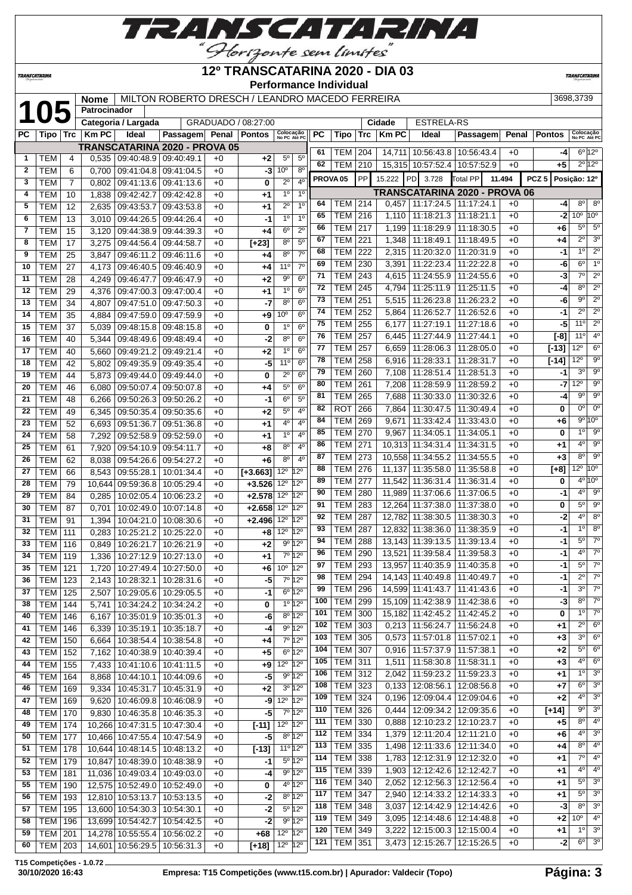# 12º TRANSCATARINA 2020 - DIA 03

**Performance Individual**

**105**

| Nome | MILTON ROBERTO DRESCH / LEANDRO MACEDO FERREIRA | 3698,3739 |
|---|---|---|
| Patrocinador | | |
| Categoria / Largada | GRADUADO / 08:27:00 | Cidade: ESTRELA-RS |

| PC | Tipo | Trc | Km PC | Ideal | Passagem | Penal | Pontos | Colocação No PC | Colocação Até PC |
|---|---|---|---|---|---|---|---|---|---|
| **TRANSCATARINA 2020 - PROVA 05** | | | | | | | | | |
| 1 | TEM | 4 | 0,535 | 09:40:48.9 | 09:40:49.1 | +0 | **+2** | 5º | 5º |
| 2 | TEM | 6 | 0,700 | 09:41:04.8 | 09:41:04.5 | +0 | **-3** | 10º | 8º |
| 3 | TEM | 7 | 0,802 | 09:41:13.6 | 09:41:13.6 | +0 | **0** | 2º | 4º |
| 4 | TEM | 10 | 1,838 | 09:42:42.7 | 09:42:42.8 | +0 | **+1** | 1º | 1º |
| 5 | TEM | 12 | 2,635 | 09:43:53.7 | 09:43:53.8 | +0 | **+1** | 2º | 1º |
| 6 | TEM | 13 | 3,010 | 09:44:26.5 | 09:44:26.4 | +0 | **-1** | 1º | 1º |
| 7 | TEM | 15 | 3,120 | 09:44:38.9 | 09:44:39.3 | +0 | **+4** | 6º | 2º |
| 8 | TEM | 17 | 3,275 | 09:44:56.4 | 09:44:58.7 | +0 | **[+23]** | 8º | 5º |
| 9 | TEM | 25 | 3,847 | 09:46:11.2 | 09:46:11.6 | +0 | **+4** | 8º | 7º |
| 10 | TEM | 27 | 4,173 | 09:46:40.5 | 09:46:40.9 | +0 | **+4** | 11º | 7º |
| 11 | TEM | 28 | 4,249 | 09:46:47.7 | 09:46:47.9 | +0 | **+2** | 9º | 6º |
| 12 | TEM | 29 | 4,376 | 09:47:00.3 | 09:47:00.4 | +0 | **+1** | 1º | 6º |
| 13 | TEM | 34 | 4,807 | 09:47:51.0 | 09:47:50.3 | +0 | **-7** | 8º | 6º |
| 14 | TEM | 35 | 4,884 | 09:47:59.0 | 09:47:59.9 | +0 | **+9** | 10º | 6º |
| 15 | TEM | 37 | 5,039 | 09:48:15.8 | 09:48:15.8 | +0 | **0** | 1º | 6º |
| 16 | TEM | 40 | 5,344 | 09:48:49.6 | 09:48:49.4 | +0 | **-2** | 8º | 6º |
| 17 | TEM | 40 | 5,660 | 09:49:21.2 | 09:49:21.4 | +0 | **+2** | 1º | 6º |
| 18 | TEM | 42 | 5,802 | 09:49:35.9 | 09:49:35.4 | +0 | **-5** | 11º | 6º |
| 19 | TEM | 44 | 5,873 | 09:49:44.0 | 09:49:44.0 | +0 | **0** | 2º | 6º |
| 20 | TEM | 46 | 6,080 | 09:50:07.4 | 09:50:07.8 | +0 | **+4** | 5º | 6º |
| 21 | TEM | 48 | 6,266 | 09:50:26.3 | 09:50:26.2 | +0 | **-1** | 6º | 5º |
| 22 | TEM | 49 | 6,345 | 09:50:35.4 | 09:50:35.6 | +0 | **+2** | 5º | 4º |
| 23 | TEM | 52 | 6,693 | 09:51:36.7 | 09:51:36.8 | +0 | **+1** | 4º | 4º |
| 24 | TEM | 58 | 7,292 | 09:52:58.9 | 09:52:59.0 | +0 | **+1** | 1º | 4º |
| 25 | TEM | 61 | 7,920 | 09:54:10.9 | 09:54:11.7 | +0 | **+8** | 8º | 4º |
| 26 | TEM | 62 | 8,038 | 09:54:26.6 | 09:54:27.2 | +0 | **+6** | 8º | 4º |
| 27 | TEM | 66 | 8,543 | 09:55:28.1 | 10:01:34.4 | +0 | **[+3.663]** | 12º | 12º |
| 28 | TEM | 79 | 10,644 | 09:59:36.8 | 10:05:29.4 | +0 | **+3.526** | 12º | 12º |
| 29 | TEM | 84 | 0,285 | 10:02:05.4 | 10:06:23.2 | +0 | **+2.578** | 12º | 12º |
| 30 | TEM | 87 | 0,701 | 10:02:49.0 | 10:07:14.8 | +0 | **+2.658** | 12º | 12º |
| 31 | TEM | 91 | 1,394 | 10:04:21.0 | 10:08:30.6 | +0 | **+2.496** | 12º | 12º |
| 32 | TEM | 111 | 0,283 | 10:25:21.2 | 10:25:22.0 | +0 | **+8** | 12º | 12º |
| 33 | TEM | 116 | 0,849 | 10:26:21.7 | 10:26:21.9 | +0 | **+2** | 9º | 12º |
| 34 | TEM | 119 | 1,336 | 10:27:12.9 | 10:27:13.0 | +0 | **+1** | 7º | 12º |
| 35 | TEM | 121 | 1,720 | 10:27:49.4 | 10:27:50.0 | +0 | **+6** | 10º | 12º |
| 36 | TEM | 123 | 2,143 | 10:28:32.1 | 10:28:31.6 | +0 | **-5** | 7º | 12º |
| 37 | TEM | 125 | 2,507 | 10:29:05.6 | 10:29:05.5 | +0 | **-1** | 6º | 12º |
| 38 | TEM | 144 | 5,741 | 10:34:24.2 | 10:34:24.2 | +0 | **0** | 1º | 12º |
| 40 | TEM | 146 | 6,167 | 10:35:01.9 | 10:35:01.3 | +0 | **-6** | 8º | 12º |
| 41 | TEM | 146 | 6,339 | 10:35:19.1 | 10:35:18.7 | +0 | **-4** | 9º | 12º |
| 42 | TEM | 150 | 6,664 | 10:38:54.4 | 10:38:54.8 | +0 | **+4** | 7º | 12º |
| 43 | TEM | 152 | 7,162 | 10:40:38.9 | 10:40:39.4 | +0 | **+5** | 6º | 12º |
| 44 | TEM | 155 | 7,433 | 10:41:10.6 | 10:41:11.5 | +0 | **+9** | 12º | 12º |
| 45 | TEM | 164 | 8,868 | 10:44:10.1 | 10:44:09.6 | +0 | **-5** | 9º | 12º |
| 46 | TEM | 169 | 9,334 | 10:45:31.7 | 10:45:31.9 | +0 | **+2** | 3º | 12º |
| 47 | TEM | 169 | 9,620 | 10:46:09.8 | 10:46:08.9 | +0 | **-9** | 12º | 12º |
| 48 | TEM | 170 | 9,830 | 10:46:35.8 | 10:46:35.3 | +0 | **-5** | 7º | 12º |
| 49 | TEM | 174 | 10,266 | 10:47:31.5 | 10:47:30.4 | +0 | **[-11]** | 12º | 12º |
| 50 | TEM | 177 | 10,466 | 10:47:55.4 | 10:47:54.9 | +0 | **-5** | 8º | 12º |
| 51 | TEM | 178 | 10,644 | 10:48:14.5 | 10:48:13.2 | +0 | **[-13]** | 11º | 12º |
| 52 | TEM | 179 | 10,847 | 10:48:39.0 | 10:48:38.9 | +0 | **-1** | 5º | 12º |
| 53 | TEM | 181 | 11,036 | 10:49:03.4 | 10:49:03.0 | +0 | **-4** | 9º | 12º |
| 55 | TEM | 190 | 12,575 | 10:52:49.0 | 10:52:49.0 | +0 | **0** | 4º | 12º |
| 56 | TEM | 193 | 12,810 | 10:53:13.7 | 10:53:13.5 | +0 | **-2** | 8º | 12º |
| 57 | TEM | 195 | 13,600 | 10:54:30.3 | 10:54:30.1 | +0 | **-2** | 5º | 12º |
| 58 | TEM | 196 | 13,699 | 10:54:42.7 | 10:54:42.5 | +0 | **-2** | 9º | 12º |
| 59 | TEM | 201 | 14,278 | 10:55:55.4 | 10:56:02.2 | +0 | **+68** | 12º | 12º |
| 60 | TEM | 203 | 14,601 | 10:56:29.5 | 10:56:31.3 | +0 | **[+18]** | 12º | 12º |
| 61 | TEM | 204 | 14,711 | 10:56:43.8 | 10:56:43.4 | +0 | **-4** | 6º | 12º |
| 62 | TEM | 210 | 15,315 | 10:57:52.4 | 10:57:52.9 | +0 | **+5** | 2º | 12º |
| **PROVA 05** | PP | | 15.222 | PD 3.728 | Total PP 11.494 | | PCZ 5 | Posição: 12º | |
| **TRANSCATARINA 2020 - PROVA 06** | | | | | | | | | |
| 64 | TEM | 214 | 0,457 | 11:17:24.5 | 11:17:24.1 | +0 | **-4** | 8º | 8º |
| 65 | TEM | 216 | 1,110 | 11:18:21.3 | 11:18:21.1 | +0 | **-2** | 10º | 10º |
| 66 | TEM | 217 | 1,199 | 11:18:29.9 | 11:18:30.5 | +0 | **+6** | 5º | 5º |
| 67 | TEM | 221 | 1,348 | 11:18:49.1 | 11:18:49.5 | +0 | **+4** | 2º | 3º |
| 68 | TEM | 222 | 2,315 | 11:20:32.0 | 11:20:31.9 | +0 | **-1** | 1º | 2º |
| 69 | TEM | 230 | 3,391 | 11:22:23.4 | 11:22:22.8 | +0 | **-6** | 6º | 1º |
| 71 | TEM | 243 | 4,615 | 11:24:55.9 | 11:24:55.6 | +0 | **-3** | 7º | 2º |
| 72 | TEM | 245 | 4,794 | 11:25:11.9 | 11:25:11.5 | +0 | **-4** | 8º | 2º |
| 73 | TEM | 251 | 5,515 | 11:26:23.8 | 11:26:23.2 | +0 | **-6** | 9º | 2º |
| 74 | TEM | 252 | 5,864 | 11:26:52.7 | 11:26:52.6 | +0 | **-1** | 2º | 2º |
| 75 | TEM | 255 | 6,177 | 11:27:19.1 | 11:27:18.6 | +0 | **-5** | 11º | 2º |
| 76 | TEM | 257 | 6,445 | 11:27:44.9 | 11:27:44.1 | +0 | **[-8]** | 11º | 4º |
| 77 | TEM | 257 | 6,659 | 11:28:06.3 | 11:28:05.0 | +0 | **[-13]** | 12º | 6º |
| 78 | TEM | 258 | 6,916 | 11:28:33.1 | 11:28:31.7 | +0 | **[-14]** | 12º | 9º |
| 79 | TEM | 260 | 7,108 | 11:28:51.4 | 11:28:51.3 | +0 | **-1** | 3º | 9º |
| 80 | TEM | 261 | 7,208 | 11:28:59.9 | 11:28:59.2 | +0 | **-7** | 12º | 9º |
| 81 | TEM | 265 | 7,688 | 11:30:33.0 | 11:30:32.6 | +0 | **-4** | 9º | 9º |
| 82 | ROT | 266 | 7,864 | 11:30:47.5 | 11:30:49.4 | +0 | **0** | 0º | 0º |
| 84 | TEM | 269 | 9,671 | 11:33:42.4 | 11:33:43.0 | +0 | **+6** | 9º | 10º |
| 85 | TEM | 270 | 9,967 | 11:34:05.1 | 11:34:05.1 | +0 | **0** | 1º | 9º |
| 86 | TEM | 271 | 10,313 | 11:34:31.4 | 11:34:31.5 | +0 | **+1** | 4º | 9º |
| 87 | TEM | 273 | 10,558 | 11:34:55.2 | 11:34:55.5 | +0 | **+3** | 8º | 9º |
| 88 | TEM | 276 | 11,137 | 11:35:58.0 | 11:35:58.8 | +0 | **[+8]** | 12º | 10º |
| 89 | TEM | 277 | 11,542 | 11:36:31.4 | 11:36:31.4 | +0 | **0** | 4º | 10º |
| 90 | TEM | 280 | 11,989 | 11:37:06.6 | 11:37:06.5 | +0 | **-1** | 4º | 9º |
| 91 | TEM | 283 | 12,264 | 11:37:38.0 | 11:37:38.0 | +0 | **0** | 5º | 9º |
| 92 | TEM | 286 | 12,782 | 11:38:30.5 | 11:38:30.3 | +0 | **-2** | 4º | 8º |
| 93 | TEM | 287 | 12,832 | 11:38:36.0 | 11:38:35.9 | +0 | **-1** | 1º | 8º |
| 94 | TEM | 288 | 13,143 | 11:39:13.5 | 11:39:13.4 | +0 | **-1** | 5º | 7º |
| 96 | TEM | 290 | 13,521 | 11:39:58.4 | 11:39:58.3 | +0 | **-1** | 4º | 7º |
| 97 | TEM | 293 | 13,957 | 11:40:35.9 | 11:40:35.8 | +0 | **-1** | 5º | 7º |
| 98 | TEM | 294 | 14,143 | 11:40:49.8 | 11:40:49.7 | +0 | **-1** | 2º | 7º |
| 99 | TEM | 296 | 14,599 | 11:41:43.7 | 11:41:43.6 | +0 | **-1** | 3º | 7º |
| 100 | TEM | 299 | 15,109 | 11:42:38.9 | 11:42:38.6 | +0 | **-3** | 8º | 7º |
| 101 | TEM | 300 | 15,182 | 11:42:45.2 | 11:42:45.2 | +0 | **0** | 1º | 7º |
| 102 | TEM | 303 | 0,213 | 11:56:24.7 | 11:56:24.8 | +0 | **+1** | 2º | 6º |
| 103 | TEM | 305 | 0,573 | 11:57:01.8 | 11:57:02.1 | +0 | **+3** | 3º | 6º |
| 104 | TEM | 307 | 0,916 | 11:57:37.9 | 11:57:38.1 | +0 | **+2** | 5º | 6º |
| 105 | TEM | 311 | 1,511 | 11:58:30.8 | 11:58:31.1 | +0 | **+3** | 4º | 6º |
| 106 | TEM | 312 | 2,042 | 11:59:23.2 | 11:59:23.3 | +0 | **+1** | 1º | 3º |
| 108 | TEM | 323 | 0,133 | 12:08:56.1 | 12:08:56.8 | +0 | **+7** | 6º | 3º |
| 109 | TEM | 324 | 0,196 | 12:09:04.4 | 12:09:04.6 | +0 | **+2** | 4º | 3º |
| 110 | TEM | 326 | 0,444 | 12:09:34.2 | 12:09:35.6 | +0 | **[+14]** | 9º | 3º |
| 111 | TEM | 330 | 0,888 | 12:10:23.2 | 12:10:23.7 | +0 | **+5** | 8º | 4º |
| 112 | TEM | 334 | 1,379 | 12:11:20.4 | 12:11:21.0 | +0 | **+6** | 4º | 3º |
| 113 | TEM | 335 | 1,498 | 12:11:33.6 | 12:11:34.0 | +0 | **+4** | 8º | 4º |
| 114 | TEM | 338 | 1,783 | 12:12:31.9 | 12:12:32.0 | +0 | **+1** | 7º | 4º |
| 115 | TEM | 339 | 1,903 | 12:12:42.6 | 12:12:42.7 | +0 | **+1** | 4º | 4º |
| 116 | TEM | 340 | 2,052 | 12:12:56.3 | 12:12:56.4 | +0 | **+1** | 5º | 3º |
| 117 | TEM | 347 | 2,940 | 12:14:33.2 | 12:14:33.3 | +0 | **+1** | 5º | 3º |
| 118 | TEM | 348 | 3,037 | 12:14:42.9 | 12:14:42.6 | +0 | **-3** | 8º | 3º |
| 119 | TEM | 349 | 3,095 | 12:14:48.6 | 12:14:48.8 | +0 | **+2** | 10º | 4º |
| 120 | TEM | 349 | 3,222 | 12:15:00.3 | 12:15:00.4 | +0 | **+1** | 1º | 3º |
| 121 | TEM | 351 | 3,473 | 12:15:26.7 | 12:15:26.5 | +0 | **-2** | 6º | 3º |

T15 Competições - 1.0.72

30/10/2020 16:43 — Empresa: T15 Competições (www.t15.com.br) | Apurador: Valdecir (Topo)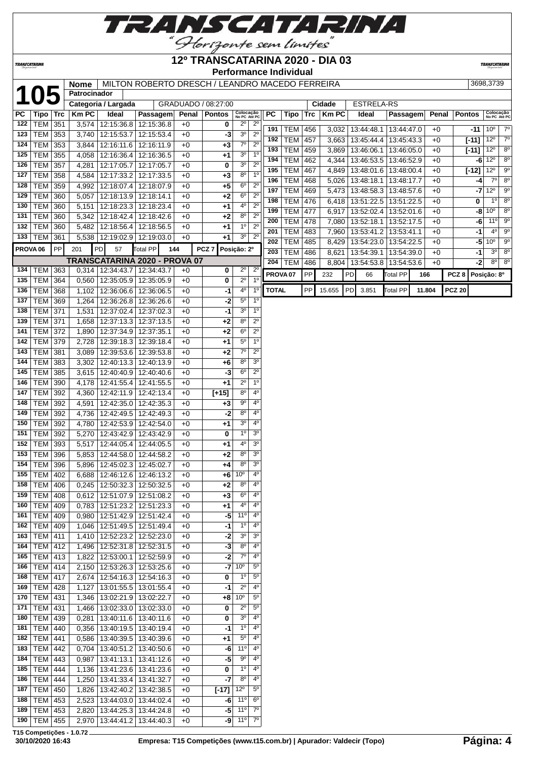# 12º TRANSCATARINA 2020 - DIA 03

## Performance Individual

**105**

| Nome | MILTON ROBERTO DRESCH / LEANDRO MACEDO FERREIRA | 3698,3739 |
|---|---|---|
| Patrocinador | | |
| Categoria / Largada | GRADUADO / 08:27:00 | Cidade: ESTRELA-RS |

| PC | Tipo | Trc | Km PC | Ideal | Passagem | Penal | Pontos | Colocação No PC | Colocação Até PC |
|---|---|---|---|---|---|---|---|---|---|
| 122 | TEM | 351 | 3,574 | 12:15:36.8 | 12:15:36.8 | +0 | 0 | 2º | 2º |
| 123 | TEM | 353 | 3,740 | 12:15:53.7 | 12:15:53.4 | +0 | -3 | 3º | 2º |
| 124 | TEM | 353 | 3,844 | 12:16:11.6 | 12:16:11.9 | +0 | +3 | 7º | 2º |
| 125 | TEM | 355 | 4,058 | 12:16:36.4 | 12:16:36.5 | +0 | +1 | 3º | 1º |
| 126 | TEM | 357 | 4,281 | 12:17:05.7 | 12:17:05.7 | +0 | 0 | 3º | 2º |
| 127 | TEM | 358 | 4,584 | 12:17:33.2 | 12:17:33.5 | +0 | +3 | 8º | 1º |
| 128 | TEM | 359 | 4,992 | 12:18:07.4 | 12:18:07.9 | +0 | +5 | 6º | 2º |
| 129 | TEM | 360 | 5,057 | 12:18:13.9 | 12:18:14.1 | +0 | +2 | 6º | 2º |
| 130 | TEM | 360 | 5,151 | 12:18:23.3 | 12:18:23.4 | +0 | +1 | 4º | 2º |
| 131 | TEM | 360 | 5,342 | 12:18:42.4 | 12:18:42.6 | +0 | +2 | 8º | 2º |
| 132 | TEM | 360 | 5,482 | 12:18:56.4 | 12:18:56.5 | +0 | +1 | 1º | 2º |
| 133 | TEM | 361 | 5,538 | 12:19:02.9 | 12:19:03.0 | +0 | +1 | 3º | 2º |
| PROVA 06 | PP | 201 | PD | 57 | Total PP | 144 | PCZ 7 | Posição: 2º | |
| **TRANSCATARINA 2020 - PROVA 07** | | | | | | | | | |
| 134 | TEM | 363 | 0,314 | 12:34:43.7 | 12:34:43.7 | +0 | 0 | 2º | 2º |
| 135 | TEM | 364 | 0,560 | 12:35:05.9 | 12:35:05.9 | +0 | 0 | 2º | 1º |
| 136 | TEM | 368 | 1,102 | 12:36:06.6 | 12:36:06.5 | +0 | -1 | 4º | 1º |
| 137 | TEM | 369 | 1,264 | 12:36:26.8 | 12:36:26.6 | +0 | -2 | 5º | 1º |
| 138 | TEM | 371 | 1,531 | 12:37:02.4 | 12:37:02.3 | +0 | -1 | 3º | 1º |
| 139 | TEM | 371 | 1,658 | 12:37:13.3 | 12:37:13.5 | +0 | +2 | 8º | 2º |
| 141 | TEM | 372 | 1,890 | 12:37:34.9 | 12:37:35.1 | +0 | +2 | 6º | 2º |
| 142 | TEM | 379 | 2,728 | 12:39:18.3 | 12:39:18.4 | +0 | +1 | 5º | 1º |
| 143 | TEM | 381 | 3,089 | 12:39:53.6 | 12:39:53.8 | +0 | +2 | 7º | 2º |
| 144 | TEM | 383 | 3,302 | 12:40:13.3 | 12:40:13.9 | +0 | +6 | 8º | 3º |
| 145 | TEM | 385 | 3,615 | 12:40:40.9 | 12:40:40.6 | +0 | -3 | 6º | 2º |
| 146 | TEM | 390 | 4,178 | 12:41:55.4 | 12:41:55.5 | +0 | +1 | 2º | 1º |
| 147 | TEM | 392 | 4,360 | 12:42:11.9 | 12:42:13.4 | +0 | [+15] | 8º | 4º |
| 148 | TEM | 392 | 4,591 | 12:42:35.0 | 12:42:35.3 | +0 | +3 | 9º | 4º |
| 149 | TEM | 392 | 4,736 | 12:42:49.5 | 12:42:49.3 | +0 | -2 | 8º | 4º |
| 150 | TEM | 392 | 4,780 | 12:42:53.9 | 12:42:54.0 | +0 | +1 | 3º | 4º |
| 151 | TEM | 392 | 5,270 | 12:43:42.9 | 12:43:42.9 | +0 | 0 | 1º | 3º |
| 152 | TEM | 393 | 5,517 | 12:44:05.4 | 12:44:05.5 | +0 | +1 | 4º | 3º |
| 153 | TEM | 396 | 5,853 | 12:44:58.0 | 12:44:58.2 | +0 | +2 | 8º | 3º |
| 154 | TEM | 396 | 5,896 | 12:45:02.3 | 12:45:02.7 | +0 | +4 | 8º | 3º |
| 155 | TEM | 402 | 6,688 | 12:46:12.6 | 12:46:13.2 | +0 | +6 | 10º | 4º |
| 158 | TEM | 406 | 0,245 | 12:50:32.3 | 12:50:32.5 | +0 | +2 | 8º | 4º |
| 159 | TEM | 408 | 0,612 | 12:51:07.9 | 12:51:08.2 | +0 | +3 | 6º | 4º |
| 160 | TEM | 409 | 0,783 | 12:51:23.2 | 12:51:23.3 | +0 | +1 | 4º | 4º |
| 161 | TEM | 409 | 0,980 | 12:51:42.9 | 12:51:42.4 | +0 | -5 | 11º | 4º |
| 162 | TEM | 409 | 1,046 | 12:51:49.5 | 12:51:49.4 | +0 | -1 | 1º | 4º |
| 163 | TEM | 411 | 1,410 | 12:52:23.2 | 12:52:23.0 | +0 | -2 | 3º | 3º |
| 164 | TEM | 412 | 1,496 | 12:52:31.8 | 12:52:31.5 | +0 | -3 | 8º | 4º |
| 165 | TEM | 413 | 1,822 | 12:53:00.1 | 12:52:59.9 | +0 | -2 | 7º | 4º |
| 166 | TEM | 414 | 2,150 | 12:53:26.3 | 12:53:25.6 | +0 | -7 | 10º | 5º |
| 168 | TEM | 417 | 2,674 | 12:54:16.3 | 12:54:16.3 | +0 | 0 | 1º | 5º |
| 169 | TEM | 428 | 1,127 | 13:01:55.5 | 13:01:55.4 | +0 | -1 | 2º | 4º |
| 170 | TEM | 431 | 1,346 | 13:02:21.9 | 13:02:22.7 | +0 | +8 | 10º | 5º |
| 171 | TEM | 431 | 1,466 | 13:02:33.0 | 13:02:33.0 | +0 | 0 | 2º | 5º |
| 180 | TEM | 439 | 0,281 | 13:40:11.6 | 13:40:11.6 | +0 | 0 | 3º | 4º |
| 181 | TEM | 440 | 0,356 | 13:40:19.5 | 13:40:19.4 | +0 | -1 | 1º | 4º |
| 182 | TEM | 441 | 0,586 | 13:40:39.5 | 13:40:39.6 | +0 | +1 | 5º | 4º |
| 183 | TEM | 442 | 0,704 | 13:40:51.2 | 13:40:50.6 | +0 | -6 | 11º | 4º |
| 184 | TEM | 443 | 0,987 | 13:41:13.1 | 13:41:12.6 | +0 | -5 | 9º | 4º |
| 185 | TEM | 444 | 1,136 | 13:41:23.6 | 13:41:23.6 | +0 | 0 | 1º | 4º |
| 186 | TEM | 444 | 1,250 | 13:41:33.4 | 13:41:32.7 | +0 | -7 | 8º | 4º |
| 187 | TEM | 450 | 1,826 | 13:42:40.2 | 13:42:38.5 | +0 | [-17] | 12º | 5º |
| 188 | TEM | 453 | 2,523 | 13:44:03.0 | 13:44:02.4 | +0 | -6 | 11º | 6º |
| 189 | TEM | 453 | 2,820 | 13:44:25.3 | 13:44:24.8 | +0 | -5 | 11º | 7º |
| 190 | TEM | 455 | 2,970 | 13:44:41.2 | 13:44:40.3 | +0 | -9 | 11º | 7º |
| 191 | TEM | 456 | 3,032 | 13:44:48.1 | 13:44:47.0 | +0 | -11 | 10º | 7º |
| 192 | TEM | 457 | 3,663 | 13:45:44.4 | 13:45:43.3 | +0 | [-11] | 12º | 7º |
| 193 | TEM | 459 | 3,869 | 13:46:06.1 | 13:46:05.0 | +0 | [-11] | 12º | 8º |
| 194 | TEM | 462 | 4,344 | 13:46:53.5 | 13:46:52.9 | +0 | -6 | 12º | 8º |
| 195 | TEM | 467 | 4,849 | 13:48:01.6 | 13:48:00.4 | +0 | [-12] | 12º | 9º |
| 196 | TEM | 468 | 5,026 | 13:48:18.1 | 13:48:17.7 | +0 | -4 | 7º | 8º |
| 197 | TEM | 469 | 5,473 | 13:48:58.3 | 13:48:57.6 | +0 | -7 | 12º | 9º |
| 198 | TEM | 476 | 6,418 | 13:51:22.5 | 13:51:22.5 | +0 | 0 | 1º | 8º |
| 199 | TEM | 477 | 6,917 | 13:52:02.4 | 13:52:01.6 | +0 | -8 | 10º | 8º |
| 200 | TEM | 478 | 7,080 | 13:52:18.1 | 13:52:17.5 | +0 | -6 | 11º | 9º |
| 201 | TEM | 483 | 7,960 | 13:53:41.2 | 13:53:41.1 | +0 | -1 | 4º | 9º |
| 202 | TEM | 485 | 8,429 | 13:54:23.0 | 13:54:22.5 | +0 | -5 | 10º | 9º |
| 203 | TEM | 486 | 8,621 | 13:54:39.1 | 13:54:39.0 | +0 | -1 | 3º | 8º |
| 204 | TEM | 486 | 8,804 | 13:54:53.8 | 13:54:53.6 | +0 | -2 | 8º | 8º |
| PROVA 07 | PP | 232 | PD | 66 | Total PP | 166 | PCZ 8 | Posição: 8º | |
| TOTAL | PP | 15.655 | PD | 3.851 | Total PP | 11.804 | PCZ 20 | | |

T15 Competições - 1.0.72

30/10/2020 16:43 — Empresa: T15 Competições (www.t15.com.br) | Apurador: Valdecir (Topo)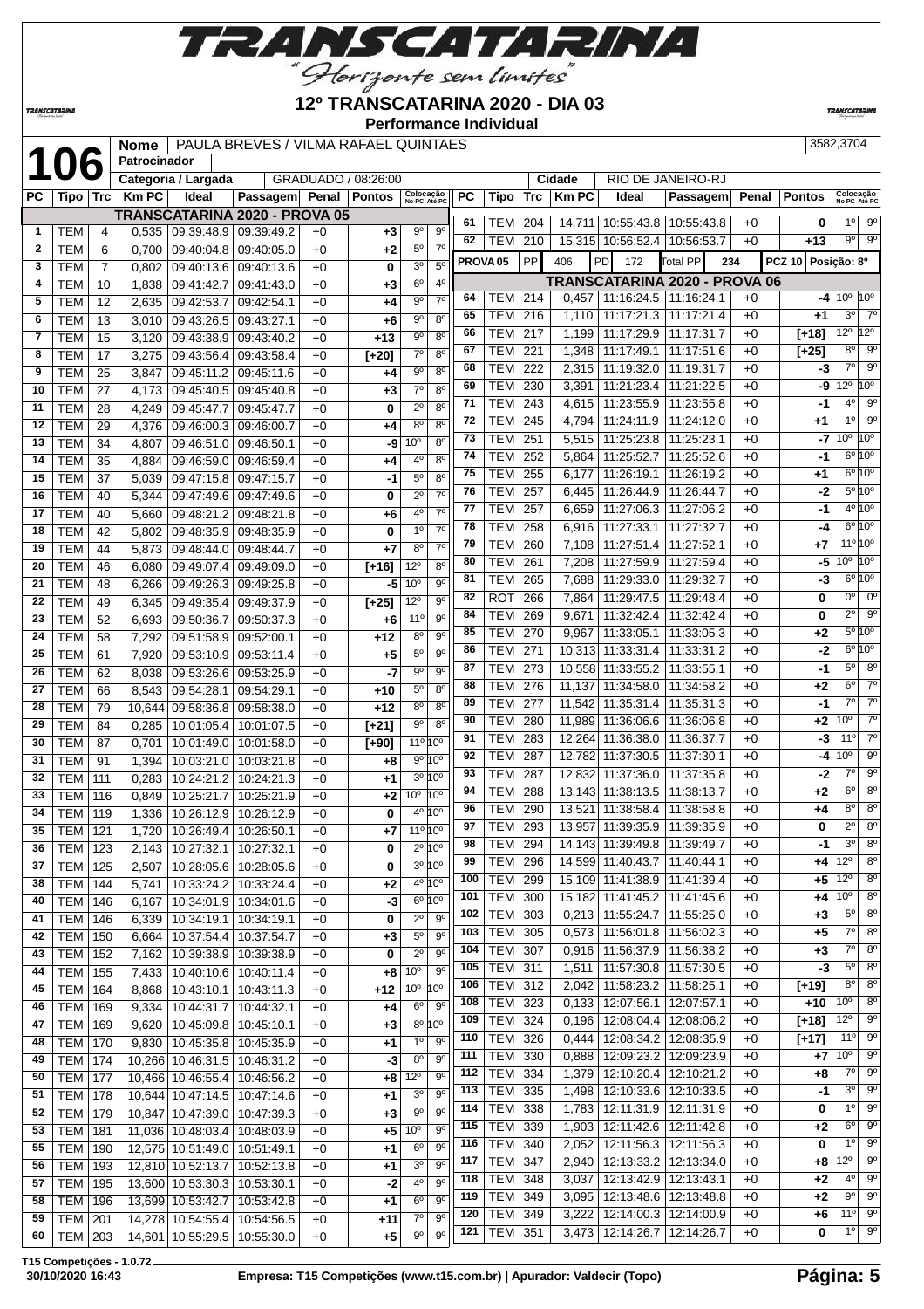# 12º TRANSCATARINA 2020 - DIA 03

**Performance Individual**

**106** | **Nome:** PAULA BREVES / VILMA RAFAEL QUINTAES | 3582,3704
**Patrocinador:**
**Categoria / Largada:** GRADUADO / 08:26:00 | **Cidade:** RIO DE JANEIRO-RJ

## TRANSCATARINA 2020 - PROVA 05

| PC | Tipo | Trc | Km PC | Ideal | Passagem | Penal | Pontos | Colocação No PC | Colocação Até PC |
|---|---|---|---|---|---|---|---|---|---|
| 1 | TEM | 4 | 0,535 | 09:39:48.9 | 09:39:49.2 | +0 | +3 | 9º | 9º |
| 2 | TEM | 6 | 0,700 | 09:40:04.8 | 09:40:05.0 | +0 | +2 | 5º | 7º |
| 3 | TEM | 7 | 0,802 | 09:40:13.6 | 09:40:13.6 | +0 | 0 | 3º | 5º |
| 4 | TEM | 10 | 1,838 | 09:41:42.7 | 09:41:43.0 | +0 | +3 | 6º | 4º |
| 5 | TEM | 12 | 2,635 | 09:42:53.7 | 09:42:54.1 | +0 | +4 | 9º | 7º |
| 6 | TEM | 13 | 3,010 | 09:43:26.5 | 09:43:27.1 | +0 | +6 | 9º | 8º |
| 7 | TEM | 15 | 3,120 | 09:43:38.9 | 09:43:40.2 | +0 | +13 | 9º | 8º |
| 8 | TEM | 17 | 3,275 | 09:43:56.4 | 09:43:58.4 | +0 | [+20] | 7º | 8º |
| 9 | TEM | 25 | 3,847 | 09:45:11.2 | 09:45:11.6 | +0 | +4 | 9º | 8º |
| 10 | TEM | 27 | 4,173 | 09:45:40.5 | 09:45:40.8 | +0 | +3 | 7º | 8º |
| 11 | TEM | 28 | 4,249 | 09:45:47.7 | 09:45:47.7 | +0 | 0 | 2º | 8º |
| 12 | TEM | 29 | 4,376 | 09:46:00.3 | 09:46:00.7 | +0 | +4 | 8º | 8º |
| 13 | TEM | 34 | 4,807 | 09:46:51.0 | 09:46:50.1 | +0 | -9 | 10º | 8º |
| 14 | TEM | 35 | 4,884 | 09:46:59.0 | 09:46:59.4 | +0 | +4 | 4º | 8º |
| 15 | TEM | 37 | 5,039 | 09:47:15.8 | 09:47:15.7 | +0 | -1 | 5º | 8º |
| 16 | TEM | 40 | 5,344 | 09:47:49.6 | 09:47:49.6 | +0 | 0 | 2º | 7º |
| 17 | TEM | 40 | 5,660 | 09:48:21.2 | 09:48:21.8 | +0 | +6 | 4º | 7º |
| 18 | TEM | 42 | 5,802 | 09:48:35.9 | 09:48:35.9 | +0 | 0 | 1º | 7º |
| 19 | TEM | 44 | 5,873 | 09:48:44.0 | 09:48:44.7 | +0 | +7 | 8º | 7º |
| 20 | TEM | 46 | 6,080 | 09:49:07.4 | 09:49:09.0 | +0 | [+16] | 12º | 8º |
| 21 | TEM | 48 | 6,266 | 09:49:26.3 | 09:49:25.8 | +0 | -5 | 10º | 9º |
| 22 | TEM | 49 | 6,345 | 09:49:35.4 | 09:49:37.9 | +0 | [+25] | 12º | 9º |
| 23 | TEM | 52 | 6,693 | 09:50:36.7 | 09:50:37.3 | +0 | +6 | 11º | 9º |
| 24 | TEM | 58 | 7,292 | 09:51:58.9 | 09:52:00.1 | +0 | +12 | 8º | 9º |
| 25 | TEM | 61 | 7,920 | 09:53:10.9 | 09:53:11.4 | +0 | +5 | 5º | 9º |
| 26 | TEM | 62 | 8,038 | 09:53:26.6 | 09:53:25.9 | +0 | -7 | 9º | 9º |
| 27 | TEM | 66 | 8,543 | 09:54:28.1 | 09:54:29.1 | +0 | +10 | 5º | 8º |
| 28 | TEM | 79 | 10,644 | 09:58:36.8 | 09:58:38.0 | +0 | +12 | 8º | 8º |
| 29 | TEM | 84 | 0,285 | 10:01:05.4 | 10:01:07.5 | +0 | [+21] | 9º | 8º |
| 30 | TEM | 87 | 0,701 | 10:01:49.0 | 10:01:58.0 | +0 | [+90] | 11º | 10º |
| 31 | TEM | 91 | 1,394 | 10:03:21.0 | 10:03:21.8 | +0 | +8 | 9º | 10º |
| 32 | TEM | 111 | 0,283 | 10:24:21.2 | 10:24:21.3 | +0 | +1 | 3º | 10º |
| 33 | TEM | 116 | 0,849 | 10:25:21.7 | 10:25:21.9 | +0 | +2 | 10º | 10º |
| 34 | TEM | 119 | 1,336 | 10:26:12.9 | 10:26:12.9 | +0 | 0 | 4º | 10º |
| 35 | TEM | 121 | 1,720 | 10:26:49.4 | 10:26:50.1 | +0 | +7 | 11º | 10º |
| 36 | TEM | 123 | 2,143 | 10:27:32.1 | 10:27:32.1 | +0 | 0 | 2º | 10º |
| 37 | TEM | 125 | 2,507 | 10:28:05.6 | 10:28:05.6 | +0 | 0 | 3º | 10º |
| 38 | TEM | 144 | 5,741 | 10:33:24.2 | 10:33:24.4 | +0 | +2 | 4º | 10º |
| 40 | TEM | 146 | 6,167 | 10:34:01.9 | 10:34:01.6 | +0 | -3 | 6º | 10º |
| 41 | TEM | 146 | 6,339 | 10:34:19.1 | 10:34:19.1 | +0 | 0 | 2º | 9º |
| 42 | TEM | 150 | 6,664 | 10:37:54.4 | 10:37:54.7 | +0 | +3 | 5º | 9º |
| 43 | TEM | 152 | 7,162 | 10:39:38.9 | 10:39:38.9 | +0 | 0 | 2º | 9º |
| 44 | TEM | 155 | 7,433 | 10:40:10.6 | 10:40:11.4 | +0 | +8 | 10º | 9º |
| 45 | TEM | 164 | 8,868 | 10:43:10.1 | 10:43:11.3 | +0 | +12 | 10º | 10º |
| 46 | TEM | 169 | 9,334 | 10:44:31.7 | 10:44:32.1 | +0 | +4 | 6º | 9º |
| 47 | TEM | 169 | 9,620 | 10:45:09.8 | 10:45:10.1 | +0 | +3 | 8º | 10º |
| 48 | TEM | 170 | 9,830 | 10:45:35.8 | 10:45:35.9 | +0 | +1 | 1º | 9º |
| 49 | TEM | 174 | 10,266 | 10:46:31.5 | 10:46:31.2 | +0 | -3 | 8º | 9º |
| 50 | TEM | 177 | 10,466 | 10:46:55.4 | 10:46:56.2 | +0 | +8 | 12º | 9º |
| 51 | TEM | 178 | 10,644 | 10:47:14.5 | 10:47:14.6 | +0 | +1 | 3º | 9º |
| 52 | TEM | 179 | 10,847 | 10:47:39.0 | 10:47:39.3 | +0 | +3 | 9º | 9º |
| 53 | TEM | 181 | 11,036 | 10:48:03.4 | 10:48:03.9 | +0 | +5 | 10º | 9º |
| 55 | TEM | 190 | 12,575 | 10:51:49.0 | 10:51:49.1 | +0 | +1 | 6º | 9º |
| 56 | TEM | 193 | 12,810 | 10:52:13.7 | 10:52:13.8 | +0 | +1 | 3º | 9º |
| 57 | TEM | 195 | 13,600 | 10:53:30.3 | 10:53:30.1 | +0 | -2 | 4º | 9º |
| 58 | TEM | 196 | 13,699 | 10:53:42.7 | 10:53:42.8 | +0 | +1 | 6º | 9º |
| 59 | TEM | 201 | 14,278 | 10:54:55.4 | 10:54:56.5 | +0 | +11 | 7º | 9º |
| 60 | TEM | 203 | 14,601 | 10:55:29.5 | 10:55:30.0 | +0 | +5 | 9º | 9º |
| 61 | TEM | 204 | 14,711 | 10:55:43.8 | 10:55:43.8 | +0 | 0 | 1º | 9º |
| 62 | TEM | 210 | 15,315 | 10:56:52.4 | 10:56:53.7 | +0 | +13 | 9º | 9º |

**PROVA 05** | PP: 406 | PD: 172 | Total PP: 234 | PCZ 10 | Posição: 8º

## TRANSCATARINA 2020 - PROVA 06

| PC | Tipo | Trc | Km PC | Ideal | Passagem | Penal | Pontos | Colocação No PC | Colocação Até PC |
|---|---|---|---|---|---|---|---|---|---|
| 64 | TEM | 214 | 0,457 | 11:16:24.5 | 11:16:24.1 | +0 | -4 | 10º | 10º |
| 65 | TEM | 216 | 1,110 | 11:17:21.3 | 11:17:21.4 | +0 | +1 | 3º | 7º |
| 66 | TEM | 217 | 1,199 | 11:17:29.9 | 11:17:31.7 | +0 | [+18] | 12º | 12º |
| 67 | TEM | 221 | 1,348 | 11:17:49.1 | 11:17:51.6 | +0 | [+25] | 8º | 9º |
| 68 | TEM | 222 | 2,315 | 11:19:32.0 | 11:19:31.7 | +0 | -3 | 7º | 9º |
| 69 | TEM | 230 | 3,391 | 11:21:23.4 | 11:21:22.5 | +0 | -9 | 12º | 10º |
| 71 | TEM | 243 | 4,615 | 11:23:55.9 | 11:23:55.8 | +0 | -1 | 4º | 9º |
| 72 | TEM | 245 | 4,794 | 11:24:11.9 | 11:24:12.0 | +0 | +1 | 1º | 9º |
| 73 | TEM | 251 | 5,515 | 11:25:23.8 | 11:25:23.1 | +0 | -7 | 10º | 10º |
| 74 | TEM | 252 | 5,864 | 11:25:52.7 | 11:25:52.6 | +0 | -1 | 6º | 10º |
| 75 | TEM | 255 | 6,177 | 11:26:19.1 | 11:26:19.2 | +0 | +1 | 6º | 10º |
| 76 | TEM | 257 | 6,445 | 11:26:44.9 | 11:26:44.7 | +0 | -2 | 5º | 10º |
| 77 | TEM | 257 | 6,659 | 11:27:06.3 | 11:27:06.2 | +0 | -1 | 4º | 10º |
| 78 | TEM | 258 | 6,916 | 11:27:33.1 | 11:27:32.7 | +0 | -4 | 6º | 10º |
| 79 | TEM | 260 | 7,108 | 11:27:51.4 | 11:27:52.1 | +0 | +7 | 11º | 10º |
| 80 | TEM | 261 | 7,208 | 11:27:59.9 | 11:27:59.4 | +0 | -5 | 10º | 10º |
| 81 | TEM | 265 | 7,688 | 11:29:33.0 | 11:29:32.7 | +0 | -3 | 6º | 10º |
| 82 | ROT | 266 | 7,864 | 11:29:47.5 | 11:29:48.4 | +0 | 0 | 0º | 0º |
| 84 | TEM | 269 | 9,671 | 11:32:42.4 | 11:32:42.4 | +0 | 0 | 2º | 9º |
| 85 | TEM | 270 | 9,967 | 11:33:05.1 | 11:33:05.3 | +0 | +2 | 5º | 10º |
| 86 | TEM | 271 | 10,313 | 11:33:31.4 | 11:33:31.2 | +0 | -2 | 6º | 10º |
| 87 | TEM | 273 | 10,558 | 11:33:55.2 | 11:33:55.1 | +0 | -1 | 5º | 8º |
| 88 | TEM | 276 | 11,137 | 11:34:58.0 | 11:34:58.2 | +0 | +2 | 6º | 7º |
| 89 | TEM | 277 | 11,542 | 11:35:31.4 | 11:35:31.3 | +0 | -1 | 7º | 7º |
| 90 | TEM | 280 | 11,989 | 11:36:06.6 | 11:36:06.8 | +0 | +2 | 10º | 7º |
| 91 | TEM | 283 | 12,264 | 11:36:38.0 | 11:36:37.7 | +0 | -3 | 11º | 7º |
| 92 | TEM | 287 | 12,782 | 11:37:30.5 | 11:37:30.1 | +0 | -4 | 10º | 9º |
| 93 | TEM | 287 | 12,832 | 11:37:36.0 | 11:37:35.8 | +0 | -2 | 7º | 9º |
| 94 | TEM | 288 | 13,143 | 11:38:13.5 | 11:38:13.7 | +0 | +2 | 6º | 8º |
| 96 | TEM | 290 | 13,521 | 11:38:58.4 | 11:38:58.8 | +0 | +4 | 8º | 8º |
| 97 | TEM | 293 | 13,957 | 11:39:35.9 | 11:39:35.9 | +0 | 0 | 2º | 8º |
| 98 | TEM | 294 | 14,143 | 11:39:49.8 | 11:39:49.7 | +0 | -1 | 3º | 8º |
| 99 | TEM | 296 | 14,599 | 11:40:40.3 | 11:40:40.7 | +0 | +4 | 12º | 8º |
| 100 | TEM | 299 | 15,109 | 11:41:38.9 | 11:41:39.4 | +0 | +5 | 12º | 8º |
| 101 | TEM | 300 | 15,182 | 11:41:45.2 | 11:41:45.6 | +0 | +4 | 10º | 8º |
| 102 | TEM | 303 | 0,213 | 11:55:24.7 | 11:55:25.0 | +0 | +3 | 5º | 8º |
| 103 | TEM | 305 | 0,573 | 11:56:01.8 | 11:56:02.3 | +0 | +5 | 7º | 8º |
| 104 | TEM | 307 | 0,916 | 11:56:37.9 | 11:56:38.2 | +0 | +3 | 7º | 8º |
| 105 | TEM | 311 | 1,511 | 11:57:30.8 | 11:57:30.5 | +0 | -3 | 5º | 8º |
| 106 | TEM | 312 | 2,042 | 11:58:23.2 | 11:58:25.1 | +0 | [+19] | 8º | 8º |
| 108 | TEM | 323 | 0,133 | 12:07:56.1 | 12:07:57.1 | +0 | +10 | 10º | 8º |
| 109 | TEM | 324 | 0,196 | 12:08:04.4 | 12:08:06.2 | +0 | [+18] | 12º | 9º |
| 110 | TEM | 326 | 0,444 | 12:08:34.2 | 12:08:35.9 | +0 | [+17] | 11º | 9º |
| 111 | TEM | 330 | 0,888 | 12:09:23.2 | 12:09:23.9 | +0 | +7 | 10º | 9º |
| 112 | TEM | 334 | 1,379 | 12:10:20.4 | 12:10:21.2 | +0 | +8 | 7º | 9º |
| 113 | TEM | 335 | 1,498 | 12:10:33.6 | 12:10:33.5 | +0 | -1 | 3º | 9º |
| 114 | TEM | 338 | 1,783 | 12:11:31.9 | 12:11:31.9 | +0 | 0 | 1º | 9º |
| 115 | TEM | 339 | 1,903 | 12:11:42.6 | 12:11:42.8 | +0 | +2 | 6º | 9º |
| 116 | TEM | 340 | 2,052 | 12:11:56.3 | 12:11:56.3 | +0 | 0 | 1º | 9º |
| 117 | TEM | 347 | 2,940 | 12:13:33.2 | 12:13:34.0 | +0 | +8 | 12º | 9º |
| 118 | TEM | 348 | 3,037 | 12:13:42.9 | 12:13:43.1 | +0 | +2 | 4º | 9º |
| 119 | TEM | 349 | 3,095 | 12:13:48.6 | 12:13:48.8 | +0 | +2 | 9º | 9º |
| 120 | TEM | 349 | 3,222 | 12:14:00.3 | 12:14:00.9 | +0 | +6 | 11º | 9º |
| 121 | TEM | 351 | 3,473 | 12:14:26.7 | 12:14:26.7 | +0 | 0 | 1º | 9º |

T15 Competições - 1.0.72
30/10/2020 16:43 | Empresa: T15 Competições (www.t15.com.br) | Apurador: Valdecir (Topo)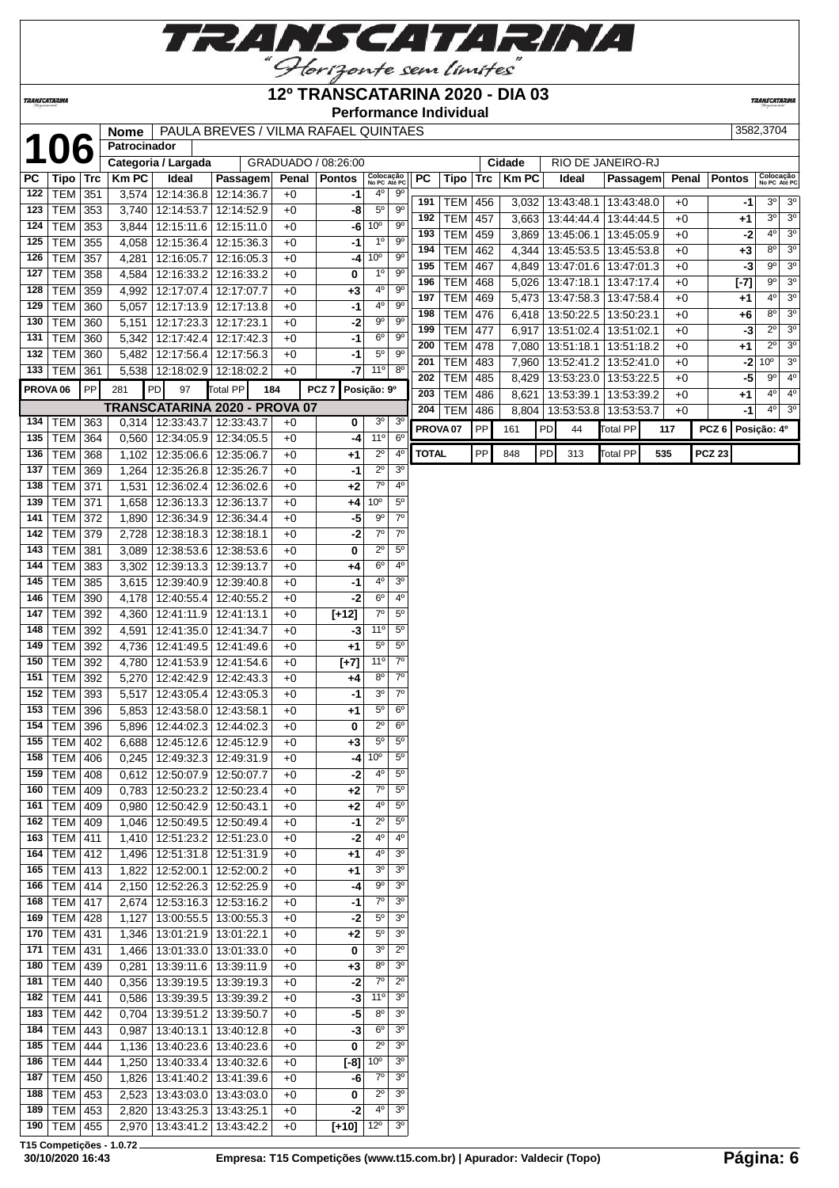# 12º TRANSCATARINA 2020 - DIA 03

**Performance Individual**

| **106** | Nome | PAULA BREVES / VILMA RAFAEL QUINTAES | 3582,3704 |
|---|---|---|---|
| | Patrocinador | | |
| | Categoria / Largada | GRADUADO / 08:26:00 | Cidade: RIO DE JANEIRO-RJ |

| PC | Tipo | Trc | Km PC | Ideal | Passagem | Penal | Pontos | Colocação No PC | Colocação Até PC |
|---|---|---|---|---|---|---|---|---|---|
| 122 | TEM | 351 | 3,574 | 12:14:36.8 | 12:14:36.7 | +0 | -1 | 4º | 9º |
| 123 | TEM | 353 | 3,740 | 12:14:53.7 | 12:14:52.9 | +0 | -8 | 5º | 9º |
| 124 | TEM | 353 | 3,844 | 12:15:11.6 | 12:15:11.0 | +0 | -6 | 10º | 9º |
| 125 | TEM | 355 | 4,058 | 12:15:36.4 | 12:15:36.3 | +0 | -1 | 1º | 9º |
| 126 | TEM | 357 | 4,281 | 12:16:05.7 | 12:16:05.3 | +0 | -4 | 10º | 9º |
| 127 | TEM | 358 | 4,584 | 12:16:33.2 | 12:16:33.2 | +0 | 0 | 1º | 9º |
| 128 | TEM | 359 | 4,992 | 12:17:07.4 | 12:17:07.7 | +0 | +3 | 4º | 9º |
| 129 | TEM | 360 | 5,057 | 12:17:13.9 | 12:17:13.8 | +0 | -1 | 4º | 9º |
| 130 | TEM | 360 | 5,151 | 12:17:23.3 | 12:17:23.1 | +0 | -2 | 9º | 9º |
| 131 | TEM | 360 | 5,342 | 12:17:42.4 | 12:17:42.3 | +0 | -1 | 6º | 9º |
| 132 | TEM | 360 | 5,482 | 12:17:56.4 | 12:17:56.3 | +0 | -1 | 5º | 9º |
| 133 | TEM | 361 | 5,538 | 12:18:02.9 | 12:18:02.2 | +0 | -7 | 11º | 8º |
| PROVA 06 | PP | 281 | PD 97 | Total PP 184 | | | PCZ 7 | Posição: 9º | |
| **TRANSCATARINA 2020 - PROVA 07** | | | | | | | | | |
| 134 | TEM | 363 | 0,314 | 12:33:43.7 | 12:33:43.7 | +0 | 0 | 3º | 3º |
| 135 | TEM | 364 | 0,560 | 12:34:05.9 | 12:34:05.5 | +0 | -4 | 11º | 6º |
| 136 | TEM | 368 | 1,102 | 12:35:06.6 | 12:35:06.7 | +0 | +1 | 2º | 4º |
| 137 | TEM | 369 | 1,264 | 12:35:26.8 | 12:35:26.7 | +0 | -1 | 2º | 3º |
| 138 | TEM | 371 | 1,531 | 12:36:02.4 | 12:36:02.6 | +0 | +2 | 7º | 4º |
| 139 | TEM | 371 | 1,658 | 12:36:13.3 | 12:36:13.7 | +0 | +4 | 10º | 5º |
| 141 | TEM | 372 | 1,890 | 12:36:34.9 | 12:36:34.4 | +0 | -5 | 9º | 7º |
| 142 | TEM | 379 | 2,728 | 12:38:18.3 | 12:38:18.1 | +0 | -2 | 7º | 7º |
| 143 | TEM | 381 | 3,089 | 12:38:53.6 | 12:38:53.6 | +0 | 0 | 2º | 5º |
| 144 | TEM | 383 | 3,302 | 12:39:13.3 | 12:39:13.7 | +0 | +4 | 6º | 4º |
| 145 | TEM | 385 | 3,615 | 12:39:40.9 | 12:39:40.8 | +0 | -1 | 4º | 3º |
| 146 | TEM | 390 | 4,178 | 12:40:55.4 | 12:40:55.2 | +0 | -2 | 6º | 4º |
| 147 | TEM | 392 | 4,360 | 12:41:11.9 | 12:41:13.1 | +0 | [+12] | 7º | 5º |
| 148 | TEM | 392 | 4,591 | 12:41:35.0 | 12:41:34.7 | +0 | -3 | 11º | 5º |
| 149 | TEM | 392 | 4,736 | 12:41:49.5 | 12:41:49.6 | +0 | +1 | 5º | 5º |
| 150 | TEM | 392 | 4,780 | 12:41:53.9 | 12:41:54.6 | +0 | [+7] | 11º | 7º |
| 151 | TEM | 392 | 5,270 | 12:42:42.9 | 12:42:43.3 | +0 | +4 | 8º | 7º |
| 152 | TEM | 393 | 5,517 | 12:43:05.4 | 12:43:05.3 | +0 | -1 | 3º | 7º |
| 153 | TEM | 396 | 5,853 | 12:43:58.0 | 12:43:58.1 | +0 | +1 | 5º | 6º |
| 154 | TEM | 396 | 5,896 | 12:44:02.3 | 12:44:02.3 | +0 | 0 | 2º | 6º |
| 155 | TEM | 402 | 6,688 | 12:45:12.6 | 12:45:12.9 | +0 | +3 | 5º | 5º |
| 158 | TEM | 406 | 0,245 | 12:49:32.3 | 12:49:31.9 | +0 | -4 | 10º | 5º |
| 159 | TEM | 408 | 0,612 | 12:50:07.9 | 12:50:07.7 | +0 | -2 | 4º | 5º |
| 160 | TEM | 409 | 0,783 | 12:50:23.2 | 12:50:23.4 | +0 | +2 | 7º | 5º |
| 161 | TEM | 409 | 0,980 | 12:50:42.9 | 12:50:43.1 | +0 | +2 | 4º | 5º |
| 162 | TEM | 409 | 1,046 | 12:50:49.5 | 12:50:49.4 | +0 | -1 | 2º | 5º |
| 163 | TEM | 411 | 1,410 | 12:51:23.2 | 12:51:23.0 | +0 | -2 | 4º | 4º |
| 164 | TEM | 412 | 1,496 | 12:51:31.8 | 12:51:31.9 | +0 | +1 | 4º | 3º |
| 165 | TEM | 413 | 1,822 | 12:52:00.1 | 12:52:00.2 | +0 | +1 | 3º | 3º |
| 166 | TEM | 414 | 2,150 | 12:52:26.3 | 12:52:25.9 | +0 | -4 | 9º | 3º |
| 168 | TEM | 417 | 2,674 | 12:53:16.3 | 12:53:16.2 | +0 | -1 | 7º | 3º |
| 169 | TEM | 428 | 1,127 | 13:00:55.5 | 13:00:55.3 | +0 | -2 | 5º | 3º |
| 170 | TEM | 431 | 1,346 | 13:01:21.9 | 13:01:22.1 | +0 | +2 | 5º | 3º |
| 171 | TEM | 431 | 1,466 | 13:01:33.0 | 13:01:33.0 | +0 | 0 | 3º | 2º |
| 180 | TEM | 439 | 0,281 | 13:39:11.6 | 13:39:11.9 | +0 | +3 | 8º | 3º |
| 181 | TEM | 440 | 0,356 | 13:39:19.5 | 13:39:19.3 | +0 | -2 | 7º | 2º |
| 182 | TEM | 441 | 0,586 | 13:39:39.5 | 13:39:39.2 | +0 | -3 | 11º | 3º |
| 183 | TEM | 442 | 0,704 | 13:39:51.2 | 13:39:50.7 | +0 | -5 | 8º | 3º |
| 184 | TEM | 443 | 0,987 | 13:40:13.1 | 13:40:12.8 | +0 | -3 | 6º | 3º |
| 185 | TEM | 444 | 1,136 | 13:40:23.6 | 13:40:23.6 | +0 | 0 | 2º | 3º |
| 186 | TEM | 444 | 1,250 | 13:40:33.4 | 13:40:32.6 | +0 | [-8] | 10º | 3º |
| 187 | TEM | 450 | 1,826 | 13:41:40.2 | 13:41:39.6 | +0 | -6 | 7º | 3º |
| 188 | TEM | 453 | 2,523 | 13:43:03.0 | 13:43:03.0 | +0 | 0 | 2º | 3º |
| 189 | TEM | 453 | 2,820 | 13:43:25.3 | 13:43:25.1 | +0 | -2 | 4º | 3º |
| 190 | TEM | 455 | 2,970 | 13:43:41.2 | 13:43:42.2 | +0 | [+10] | 12º | 3º |
| 191 | TEM | 456 | 3,032 | 13:43:48.1 | 13:43:48.0 | +0 | -1 | 3º | 3º |
| 192 | TEM | 457 | 3,663 | 13:44:44.4 | 13:44:44.5 | +0 | +1 | 3º | 3º |
| 193 | TEM | 459 | 3,869 | 13:45:06.1 | 13:45:05.9 | +0 | -2 | 4º | 3º |
| 194 | TEM | 462 | 4,344 | 13:45:53.5 | 13:45:53.8 | +0 | +3 | 8º | 3º |
| 195 | TEM | 467 | 4,849 | 13:47:01.6 | 13:47:01.3 | +0 | -3 | 9º | 3º |
| 196 | TEM | 468 | 5,026 | 13:47:18.1 | 13:47:17.4 | +0 | [-7] | 9º | 3º |
| 197 | TEM | 469 | 5,473 | 13:47:58.3 | 13:47:58.4 | +0 | +1 | 4º | 3º |
| 198 | TEM | 476 | 6,418 | 13:50:22.5 | 13:50:23.1 | +0 | +6 | 8º | 3º |
| 199 | TEM | 477 | 6,917 | 13:51:02.4 | 13:51:02.1 | +0 | -3 | 2º | 3º |
| 200 | TEM | 478 | 7,080 | 13:51:18.1 | 13:51:18.2 | +0 | +1 | 2º | 3º |
| 201 | TEM | 483 | 7,960 | 13:52:41.2 | 13:52:41.0 | +0 | -2 | 10º | 3º |
| 202 | TEM | 485 | 8,429 | 13:53:23.0 | 13:53:22.5 | +0 | -5 | 9º | 4º |
| 203 | TEM | 486 | 8,621 | 13:53:39.1 | 13:53:39.2 | +0 | +1 | 4º | 4º |
| 204 | TEM | 486 | 8,804 | 13:53:53.8 | 13:53:53.7 | +0 | -1 | 4º | 3º |
| PROVA 07 | PP | 161 | PD 44 | Total PP 117 | | | PCZ 6 | Posição: 4º | |
| TOTAL | PP | 848 | PD 313 | Total PP 535 | | | PCZ 23 | | |

T15 Competições - 1.0.72

30/10/2020 16:43 — Empresa: T15 Competições (www.t15.com.br) | Apurador: Valdecir (Topo)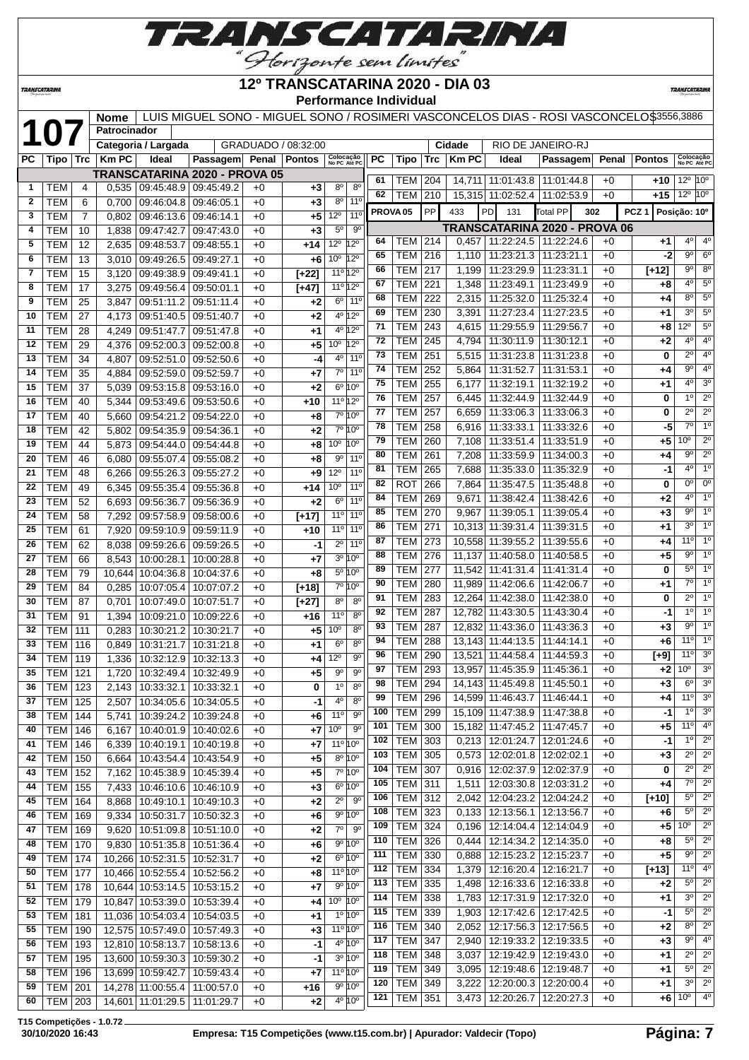# TRANSCATARINA

"Horizonte sem limites"

## 12º TRANSCATARINA 2020 - DIA 03

**Performance Individual**

| 107 | Nome | LUIS MIGUEL SONO - MIGUEL SONO / ROSIMERI VASCONCELOS DIAS - ROSI VASCONCELOS | 3556,3886 |
|---|---|---|---|
| | Patrocinador | | |
| | Categoria / Largada | GRADUADO / 08:32:00 | Cidade: RIO DE JANEIRO-RJ |

### TRANSCATARINA 2020 - PROVA 05

| PC | Tipo | Trc | Km PC | Ideal | Passagem | Penal | Pontos | Colocação No PC | Colocação Até PC |
|---|---|---|---|---|---|---|---|---|---|
| 1 | TEM | 4 | 0,535 | 09:45:48.9 | 09:45:49.2 | +0 | +3 | 8º | 8º |
| 2 | TEM | 6 | 0,700 | 09:46:04.8 | 09:46:05.1 | +0 | +3 | 8º | 11º |
| 3 | TEM | 7 | 0,802 | 09:46:13.6 | 09:46:14.1 | +0 | +5 | 12º | 11º |
| 4 | TEM | 10 | 1,838 | 09:47:42.7 | 09:47:43.0 | +0 | +3 | 5º | 9º |
| 5 | TEM | 12 | 2,635 | 09:48:53.7 | 09:48:55.1 | +0 | +14 | 12º | 12º |
| 6 | TEM | 13 | 3,010 | 09:49:26.5 | 09:49:27.1 | +0 | +6 | 10º | 12º |
| 7 | TEM | 15 | 3,120 | 09:49:38.9 | 09:49:41.1 | +0 | [+22] | 11º | 12º |
| 8 | TEM | 17 | 3,275 | 09:49:56.4 | 09:50:01.1 | +0 | [+47] | 11º | 12º |
| 9 | TEM | 25 | 3,847 | 09:51:11.2 | 09:51:11.4 | +0 | +2 | 6º | 11º |
| 10 | TEM | 27 | 4,173 | 09:51:40.5 | 09:51:40.7 | +0 | +2 | 4º | 12º |
| 11 | TEM | 28 | 4,249 | 09:51:47.7 | 09:51:47.8 | +0 | +1 | 4º | 12º |
| 12 | TEM | 29 | 4,376 | 09:52:00.3 | 09:52:00.8 | +0 | +5 | 10º | 12º |
| 13 | TEM | 34 | 4,807 | 09:52:51.0 | 09:52:50.6 | +0 | -4 | 4º | 11º |
| 14 | TEM | 35 | 4,884 | 09:52:59.0 | 09:52:59.7 | +0 | +7 | 7º | 11º |
| 15 | TEM | 37 | 5,039 | 09:53:15.8 | 09:53:16.0 | +0 | +2 | 6º | 10º |
| 16 | TEM | 40 | 5,344 | 09:53:49.6 | 09:53:50.6 | +0 | +10 | 11º | 12º |
| 17 | TEM | 40 | 5,660 | 09:54:21.2 | 09:54:22.0 | +0 | +8 | 7º | 10º |
| 18 | TEM | 42 | 5,802 | 09:54:35.9 | 09:54:36.1 | +0 | +2 | 7º | 10º |
| 19 | TEM | 44 | 5,873 | 09:54:44.0 | 09:54:44.8 | +0 | +8 | 10º | 10º |
| 20 | TEM | 46 | 6,080 | 09:55:07.4 | 09:55:08.2 | +0 | +8 | 9º | 11º |
| 21 | TEM | 48 | 6,266 | 09:55:26.3 | 09:55:27.2 | +0 | +9 | 12º | 11º |
| 22 | TEM | 49 | 6,345 | 09:55:35.4 | 09:55:36.8 | +0 | +14 | 10º | 11º |
| 23 | TEM | 52 | 6,693 | 09:56:36.7 | 09:56:36.9 | +0 | +2 | 6º | 11º |
| 24 | TEM | 58 | 7,292 | 09:57:58.9 | 09:58:00.6 | +0 | [+17] | 11º | 11º |
| 25 | TEM | 61 | 7,920 | 09:59:10.9 | 09:59:11.9 | +0 | +10 | 11º | 11º |
| 26 | TEM | 62 | 8,038 | 09:59:26.6 | 09:59:26.5 | +0 | -1 | 2º | 11º |
| 27 | TEM | 66 | 8,543 | 10:00:28.1 | 10:00:28.8 | +0 | +7 | 3º | 10º |
| 28 | TEM | 79 | 10,644 | 10:04:36.8 | 10:04:37.6 | +0 | +8 | 5º | 10º |
| 29 | TEM | 84 | 0,285 | 10:07:05.4 | 10:07:07.2 | +0 | [+18] | 7º | 10º |
| 30 | TEM | 87 | 0,701 | 10:07:49.0 | 10:07:51.7 | +0 | [+27] | 8º | 8º |
| 31 | TEM | 91 | 1,394 | 10:09:21.0 | 10:09:22.6 | +0 | +16 | 11º | 8º |
| 32 | TEM | 111 | 0,283 | 10:30:21.2 | 10:30:21.7 | +0 | +5 | 10º | 8º |
| 33 | TEM | 116 | 0,849 | 10:31:21.7 | 10:31:21.8 | +0 | +1 | 6º | 8º |
| 34 | TEM | 119 | 1,336 | 10:32:12.9 | 10:32:13.3 | +0 | +4 | 12º | 9º |
| 35 | TEM | 121 | 1,720 | 10:32:49.4 | 10:32:49.9 | +0 | +5 | 9º | 9º |
| 36 | TEM | 123 | 2,143 | 10:33:32.1 | 10:33:32.1 | +0 | 0 | 1º | 8º |
| 37 | TEM | 125 | 2,507 | 10:34:05.6 | 10:34:05.5 | +0 | -1 | 4º | 8º |
| 38 | TEM | 144 | 5,741 | 10:39:24.2 | 10:39:24.8 | +0 | +6 | 11º | 9º |
| 40 | TEM | 146 | 6,167 | 10:40:01.9 | 10:40:02.6 | +0 | +7 | 10º | 9º |
| 41 | TEM | 146 | 6,339 | 10:40:19.1 | 10:40:19.8 | +0 | +7 | 11º | 10º |
| 42 | TEM | 150 | 6,664 | 10:43:54.4 | 10:43:54.9 | +0 | +5 | 8º | 10º |
| 43 | TEM | 152 | 7,162 | 10:45:38.9 | 10:45:39.4 | +0 | +5 | 7º | 10º |
| 44 | TEM | 155 | 7,433 | 10:46:10.6 | 10:46:10.9 | +0 | +3 | 6º | 10º |
| 45 | TEM | 164 | 8,868 | 10:49:10.1 | 10:49:10.3 | +0 | +2 | 2º | 9º |
| 46 | TEM | 169 | 9,334 | 10:50:31.7 | 10:50:32.3 | +0 | +6 | 9º | 10º |
| 47 | TEM | 169 | 9,620 | 10:51:09.8 | 10:51:10.0 | +0 | +2 | 7º | 9º |
| 48 | TEM | 170 | 9,830 | 10:51:35.8 | 10:51:36.4 | +0 | +6 | 9º | 10º |
| 49 | TEM | 174 | 10,266 | 10:52:31.5 | 10:52:31.7 | +0 | +2 | 6º | 10º |
| 50 | TEM | 177 | 10,466 | 10:52:55.4 | 10:52:56.2 | +0 | +8 | 11º | 10º |
| 51 | TEM | 178 | 10,644 | 10:53:14.5 | 10:53:15.2 | +0 | +7 | 9º | 10º |
| 52 | TEM | 179 | 10,847 | 10:53:39.0 | 10:53:39.4 | +0 | +4 | 10º | 10º |
| 53 | TEM | 181 | 11,036 | 10:54:03.4 | 10:54:03.5 | +0 | +1 | 1º | 10º |
| 55 | TEM | 190 | 12,575 | 10:57:49.0 | 10:57:49.3 | +0 | +3 | 11º | 10º |
| 56 | TEM | 193 | 12,810 | 10:58:13.7 | 10:58:13.6 | +0 | -1 | 4º | 10º |
| 57 | TEM | 195 | 13,600 | 10:59:30.3 | 10:59:30.2 | +0 | -1 | 3º | 10º |
| 58 | TEM | 196 | 13,699 | 10:59:42.7 | 10:59:43.4 | +0 | +7 | 11º | 10º |
| 59 | TEM | 201 | 14,278 | 11:00:55.4 | 11:00:57.0 | +0 | +16 | 9º | 10º |
| 60 | TEM | 203 | 14,601 | 11:01:29.5 | 11:01:29.7 | +0 | +2 | 4º | 10º |
| 61 | TEM | 204 | 14,711 | 11:01:43.8 | 11:01:44.8 | +0 | +10 | 12º | 10º |
| 62 | TEM | 210 | 15,315 | 11:02:52.4 | 11:02:53.9 | +0 | +15 | 12º | 10º |

| PROVA 05 | PP | 433 | PD | 131 | Total PP | 302 | PCZ 1 | Posição: 10º |
|---|---|---|---|---|---|---|---|---|

### TRANSCATARINA 2020 - PROVA 06

| PC | Tipo | Trc | Km PC | Ideal | Passagem | Penal | Pontos | Colocação No PC | Colocação Até PC |
|---|---|---|---|---|---|---|---|---|---|
| 64 | TEM | 214 | 0,457 | 11:22:24.5 | 11:22:24.6 | +0 | +1 | 4º | 4º |
| 65 | TEM | 216 | 1,110 | 11:23:21.3 | 11:23:21.1 | +0 | -2 | 9º | 6º |
| 66 | TEM | 217 | 1,199 | 11:23:29.9 | 11:23:31.1 | +0 | [+12] | 9º | 8º |
| 67 | TEM | 221 | 1,348 | 11:23:49.1 | 11:23:49.9 | +0 | +8 | 4º | 5º |
| 68 | TEM | 222 | 2,315 | 11:25:32.0 | 11:25:32.4 | +0 | +4 | 8º | 5º |
| 69 | TEM | 230 | 3,391 | 11:27:23.4 | 11:27:23.5 | +0 | +1 | 3º | 5º |
| 71 | TEM | 243 | 4,615 | 11:29:55.9 | 11:29:56.7 | +0 | +8 | 12º | 5º |
| 72 | TEM | 245 | 4,794 | 11:30:11.9 | 11:30:12.1 | +0 | +2 | 4º | 4º |
| 73 | TEM | 251 | 5,515 | 11:31:23.8 | 11:31:23.8 | +0 | 0 | 2º | 4º |
| 74 | TEM | 252 | 5,864 | 11:31:52.7 | 11:31:53.1 | +0 | +4 | 9º | 4º |
| 75 | TEM | 255 | 6,177 | 11:32:19.1 | 11:32:19.2 | +0 | +1 | 4º | 3º |
| 76 | TEM | 257 | 6,445 | 11:32:44.9 | 11:32:44.9 | +0 | 0 | 1º | 2º |
| 77 | TEM | 257 | 6,659 | 11:33:06.3 | 11:33:06.3 | +0 | 0 | 2º | 2º |
| 78 | TEM | 258 | 6,916 | 11:33:33.1 | 11:33:32.6 | +0 | -5 | 7º | 1º |
| 79 | TEM | 260 | 7,108 | 11:33:51.4 | 11:33:51.9 | +0 | +5 | 10º | 2º |
| 80 | TEM | 261 | 7,208 | 11:33:59.9 | 11:34:00.3 | +0 | +4 | 9º | 2º |
| 81 | TEM | 265 | 7,688 | 11:35:33.0 | 11:35:32.9 | +0 | -1 | 4º | 1º |
| 82 | ROT | 266 | 7,864 | 11:35:47.5 | 11:35:48.8 | +0 | 0 | 0º | 0º |
| 84 | TEM | 269 | 9,671 | 11:38:42.4 | 11:38:42.6 | +0 | +2 | 4º | 1º |
| 85 | TEM | 270 | 9,967 | 11:39:05.1 | 11:39:05.4 | +0 | +3 | 9º | 1º |
| 86 | TEM | 271 | 10,313 | 11:39:31.4 | 11:39:31.5 | +0 | +1 | 3º | 1º |
| 87 | TEM | 273 | 10,558 | 11:39:55.2 | 11:39:55.6 | +0 | +4 | 11º | 1º |
| 88 | TEM | 276 | 11,137 | 11:40:58.0 | 11:40:58.5 | +0 | +5 | 9º | 1º |
| 89 | TEM | 277 | 11,542 | 11:41:31.4 | 11:41:31.4 | +0 | 0 | 5º | 1º |
| 90 | TEM | 280 | 11,989 | 11:42:06.6 | 11:42:06.7 | +0 | +1 | 7º | 1º |
| 91 | TEM | 283 | 12,264 | 11:42:38.0 | 11:42:38.0 | +0 | 0 | 2º | 1º |
| 92 | TEM | 287 | 12,782 | 11:43:30.5 | 11:43:30.4 | +0 | -1 | 1º | 1º |
| 93 | TEM | 287 | 12,832 | 11:43:36.0 | 11:43:36.3 | +0 | +3 | 9º | 1º |
| 94 | TEM | 288 | 13,143 | 11:44:13.5 | 11:44:14.1 | +0 | +6 | 11º | 1º |
| 96 | TEM | 290 | 13,521 | 11:44:58.4 | 11:44:59.3 | +0 | [+9] | 11º | 3º |
| 97 | TEM | 293 | 13,957 | 11:45:35.9 | 11:45:36.1 | +0 | +2 | 10º | 3º |
| 98 | TEM | 294 | 14,143 | 11:45:49.8 | 11:45:50.1 | +0 | +3 | 6º | 3º |
| 99 | TEM | 296 | 14,599 | 11:46:43.7 | 11:46:44.1 | +0 | +4 | 11º | 3º |
| 100 | TEM | 299 | 15,109 | 11:47:38.9 | 11:47:38.8 | +0 | -1 | 1º | 3º |
| 101 | TEM | 300 | 15,182 | 11:47:45.2 | 11:47:45.7 | +0 | +5 | 11º | 4º |
| 102 | TEM | 303 | 0,213 | 12:01:24.7 | 12:01:24.6 | +0 | -1 | 1º | 2º |
| 103 | TEM | 305 | 0,573 | 12:02:01.8 | 12:02:02.1 | +0 | +3 | 2º | 2º |
| 104 | TEM | 307 | 0,916 | 12:02:37.9 | 12:02:37.9 | +0 | 0 | 2º | 2º |
| 105 | TEM | 311 | 1,511 | 12:03:30.8 | 12:03:31.2 | +0 | +4 | 7º | 2º |
| 106 | TEM | 312 | 2,042 | 12:04:23.2 | 12:04:24.2 | +0 | [+10] | 5º | 2º |
| 108 | TEM | 323 | 0,133 | 12:13:56.1 | 12:13:56.7 | +0 | +6 | 5º | 2º |
| 109 | TEM | 324 | 0,196 | 12:14:04.4 | 12:14:04.9 | +0 | +5 | 10º | 2º |
| 110 | TEM | 326 | 0,444 | 12:14:34.2 | 12:14:35.0 | +0 | +8 | 5º | 2º |
| 111 | TEM | 330 | 0,888 | 12:15:23.2 | 12:15:23.7 | +0 | +5 | 9º | 2º |
| 112 | TEM | 334 | 1,379 | 12:16:20.4 | 12:16:21.7 | +0 | [+13] | 11º | 4º |
| 113 | TEM | 335 | 1,498 | 12:16:33.6 | 12:16:33.8 | +0 | +2 | 5º | 2º |
| 114 | TEM | 338 | 1,783 | 12:17:31.9 | 12:17:32.0 | +0 | +1 | 3º | 2º |
| 115 | TEM | 339 | 1,903 | 12:17:42.6 | 12:17:42.5 | +0 | -1 | 5º | 2º |
| 116 | TEM | 340 | 2,052 | 12:17:56.3 | 12:17:56.5 | +0 | +2 | 8º | 2º |
| 117 | TEM | 347 | 2,940 | 12:19:33.2 | 12:19:33.5 | +0 | +3 | 9º | 4º |
| 118 | TEM | 348 | 3,037 | 12:19:42.9 | 12:19:43.0 | +0 | +1 | 2º | 2º |
| 119 | TEM | 349 | 3,095 | 12:19:48.6 | 12:19:48.7 | +0 | +1 | 5º | 2º |
| 120 | TEM | 349 | 3,222 | 12:20:00.3 | 12:20:00.4 | +0 | +1 | 3º | 2º |
| 121 | TEM | 351 | 3,473 | 12:20:26.7 | 12:20:27.3 | +0 | +6 | 10º | 4º |

T15 Competições - 1.0.72
30/10/2020 16:43 — Empresa: T15 Competições (www.t15.com.br) | Apurador: Valdecir (Topo)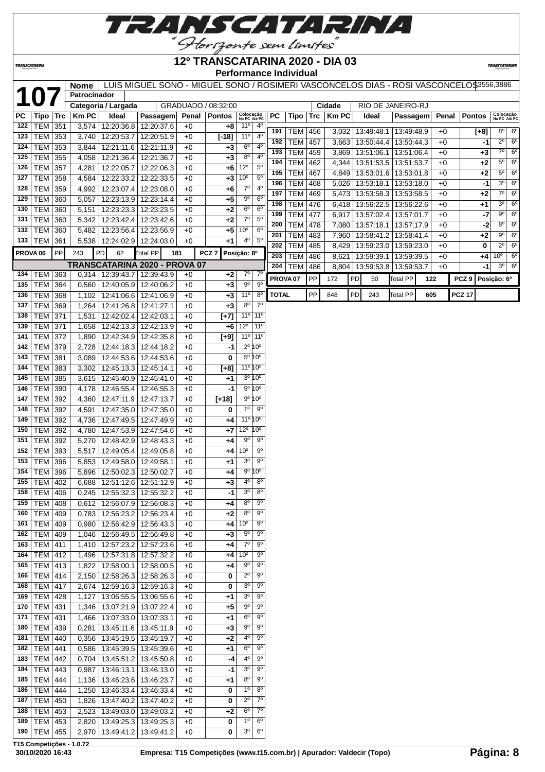# 12º TRANSCATARINA 2020 - DIA 03

**Performance Individual**

**107**

| Nome | LUIS MIGUEL SONO - MIGUEL SONO / ROSIMERI VASCONCELOS DIAS - ROSI VASCONCELOS 3556,3886 |
|---|---|
| Patrocinador | |
| Categoria / Largada | GRADUADO / 08:32:00 |
| Cidade | RIO DE JANEIRO-RJ |

| PC | Tipo | Trc | Km PC | Ideal | Passagem | Penal | Pontos | Colocação No PC | Colocação Até PC |
|---|---|---|---|---|---|---|---|---|---|
| 122 | TEM | 351 | 3,574 | 12:20:36.8 | 12:20:37.6 | +0 | +8 | 11º | 4º |
| 123 | TEM | 353 | 3,740 | 12:20:53.7 | 12:20:51.9 | +0 | [-18] | 11º | 4º |
| 124 | TEM | 353 | 3,844 | 12:21:11.6 | 12:21:11.9 | +0 | +3 | 6º | 4º |
| 125 | TEM | 355 | 4,058 | 12:21:36.4 | 12:21:36.7 | +0 | +3 | 8º | 4º |
| 126 | TEM | 357 | 4,281 | 12:22:05.7 | 12:22:06.3 | +0 | +6 | 12º | 5º |
| 127 | TEM | 358 | 4,584 | 12:22:33.2 | 12:22:33.5 | +0 | +3 | 10º | 5º |
| 128 | TEM | 359 | 4,992 | 12:23:07.4 | 12:23:08.0 | +0 | +6 | 7º | 4º |
| 129 | TEM | 360 | 5,057 | 12:23:13.9 | 12:23:14.4 | +0 | +5 | 9º | 6º |
| 130 | TEM | 360 | 5,151 | 12:23:23.3 | 12:23:23.5 | +0 | +2 | 6º | 6º |
| 131 | TEM | 360 | 5,342 | 12:23:42.4 | 12:23:42.6 | +0 | +2 | 7º | 5º |
| 132 | TEM | 360 | 5,482 | 12:23:56.4 | 12:23:56.9 | +0 | +5 | 10º | 6º |
| 133 | TEM | 361 | 5,538 | 12:24:02.9 | 12:24:03.0 | +0 | +1 | 4º | 5º |
| PROVA 06 | PP | 243 | PD | 62 | Total PP | 181 | PCZ 7 | Posição: 8º | |
| **TRANSCATARINA 2020 - PROVA 07** | | | | | | | | | |
| 134 | TEM | 363 | 0,314 | 12:39:43.7 | 12:39:43.9 | +0 | +2 | 7º | 7º |
| 135 | TEM | 364 | 0,560 | 12:40:05.9 | 12:40:06.2 | +0 | +3 | 9º | 9º |
| 136 | TEM | 368 | 1,102 | 12:41:06.6 | 12:41:06.9 | +0 | +3 | 11º | 8º |
| 137 | TEM | 369 | 1,264 | 12:41:26.8 | 12:41:27.1 | +0 | +3 | 8º | 7º |
| 138 | TEM | 371 | 1,531 | 12:42:02.4 | 12:42:03.1 | +0 | [+7] | 11º | 11º |
| 139 | TEM | 371 | 1,658 | 12:42:13.3 | 12:42:13.9 | +0 | +6 | 12º | 11º |
| 141 | TEM | 372 | 1,890 | 12:42:34.9 | 12:42:35.8 | +0 | [+9] | 11º | 11º |
| 142 | TEM | 379 | 2,728 | 12:44:18.3 | 12:44:18.2 | +0 | -1 | 2º | 10º |
| 143 | TEM | 381 | 3,089 | 12:44:53.6 | 12:44:53.6 | +0 | 0 | 5º | 10º |
| 144 | TEM | 383 | 3,302 | 12:45:13.3 | 12:45:14.1 | +0 | [+8] | 11º | 10º |
| 145 | TEM | 385 | 3,615 | 12:45:40.9 | 12:45:41.0 | +0 | +1 | 3º | 10º |
| 146 | TEM | 390 | 4,178 | 12:46:55.4 | 12:46:55.3 | +0 | -1 | 5º | 10º |
| 147 | TEM | 392 | 4,360 | 12:47:11.9 | 12:47:13.7 | +0 | [+18] | 9º | 10º |
| 148 | TEM | 392 | 4,591 | 12:47:35.0 | 12:47:35.0 | +0 | 0 | 1º | 9º |
| 149 | TEM | 392 | 4,736 | 12:47:49.5 | 12:47:49.9 | +0 | +4 | 11º | 10º |
| 150 | TEM | 392 | 4,780 | 12:47:53.9 | 12:47:54.6 | +0 | +7 | 12º | 10º |
| 151 | TEM | 392 | 5,270 | 12:48:42.9 | 12:48:43.3 | +0 | +4 | 9º | 9º |
| 152 | TEM | 393 | 5,517 | 12:49:05.4 | 12:49:05.8 | +0 | +4 | 10º | 9º |
| 153 | TEM | 396 | 5,853 | 12:49:58.0 | 12:49:58.1 | +0 | +1 | 3º | 9º |
| 154 | TEM | 396 | 5,896 | 12:50:02.3 | 12:50:02.7 | +0 | +4 | 9º | 10º |
| 155 | TEM | 402 | 6,688 | 12:51:12.6 | 12:51:12.9 | +0 | +3 | 4º | 8º |
| 158 | TEM | 406 | 0,245 | 12:55:32.3 | 12:55:32.2 | +0 | -1 | 3º | 8º |
| 159 | TEM | 408 | 0,612 | 12:56:07.9 | 12:56:08.3 | +0 | +4 | 8º | 9º |
| 160 | TEM | 409 | 0,783 | 12:56:23.2 | 12:56:23.4 | +0 | +2 | 8º | 9º |
| 161 | TEM | 409 | 0,980 | 12:56:42.9 | 12:56:43.3 | +0 | +4 | 10º | 9º |
| 162 | TEM | 409 | 1,046 | 12:56:49.5 | 12:56:49.8 | +0 | +3 | 5º | 9º |
| 163 | TEM | 411 | 1,410 | 12:57:23.2 | 12:57:23.6 | +0 | +4 | 7º | 9º |
| 164 | TEM | 412 | 1,496 | 12:57:31.8 | 12:57:32.2 | +0 | +4 | 10º | 9º |
| 165 | TEM | 413 | 1,822 | 12:58:00.1 | 12:58:00.5 | +0 | +4 | 9º | 9º |
| 166 | TEM | 414 | 2,150 | 12:58:26.3 | 12:58:26.3 | +0 | 0 | 2º | 9º |
| 168 | TEM | 417 | 2,674 | 12:59:16.3 | 12:59:16.3 | +0 | 0 | 3º | 9º |
| 169 | TEM | 428 | 1,127 | 13:06:55.5 | 13:06:55.6 | +0 | +1 | 3º | 9º |
| 170 | TEM | 431 | 1,346 | 13:07:21.9 | 13:07:22.4 | +0 | +5 | 9º | 9º |
| 171 | TEM | 431 | 1,466 | 13:07:33.0 | 13:07:33.1 | +0 | +1 | 6º | 9º |
| 180 | TEM | 439 | 0,281 | 13:45:11.6 | 13:45:11.9 | +0 | +3 | 9º | 9º |
| 181 | TEM | 440 | 0,356 | 13:45:19.5 | 13:45:19.7 | +0 | +2 | 4º | 9º |
| 182 | TEM | 441 | 0,586 | 13:45:39.5 | 13:45:39.6 | +0 | +1 | 6º | 9º |
| 183 | TEM | 442 | 0,704 | 13:45:51.2 | 13:45:50.8 | +0 | -4 | 4º | 9º |
| 184 | TEM | 443 | 0,987 | 13:46:13.1 | 13:46:13.0 | +0 | -1 | 3º | 9º |
| 185 | TEM | 444 | 1,136 | 13:46:23.6 | 13:46:23.7 | +0 | +1 | 8º | 9º |
| 186 | TEM | 444 | 1,250 | 13:46:33.4 | 13:46:33.4 | +0 | 0 | 1º | 8º |
| 187 | TEM | 450 | 1,826 | 13:47:40.2 | 13:47:40.2 | +0 | 0 | 2º | 7º |
| 188 | TEM | 453 | 2,523 | 13:49:03.0 | 13:49:03.2 | +0 | +2 | 6º | 7º |
| 189 | TEM | 453 | 2,820 | 13:49:25.3 | 13:49:25.3 | +0 | 0 | 1º | 6º |
| 190 | TEM | 455 | 2,970 | 13:49:41.2 | 13:49:41.2 | +0 | 0 | 3º | 6º |
| 191 | TEM | 456 | 3,032 | 13:49:48.1 | 13:49:48.9 | +0 | [+8] | 8º | 6º |
| 192 | TEM | 457 | 3,663 | 13:50:44.4 | 13:50:44.3 | +0 | -1 | 2º | 6º |
| 193 | TEM | 459 | 3,869 | 13:51:06.1 | 13:51:06.4 | +0 | +3 | 7º | 6º |
| 194 | TEM | 462 | 4,344 | 13:51:53.5 | 13:51:53.7 | +0 | +2 | 5º | 6º |
| 195 | TEM | 467 | 4,849 | 13:53:01.6 | 13:53:01.8 | +0 | +2 | 5º | 6º |
| 196 | TEM | 468 | 5,026 | 13:53:18.1 | 13:53:18.0 | +0 | -1 | 3º | 6º |
| 197 | TEM | 469 | 5,473 | 13:53:58.3 | 13:53:58.5 | +0 | +2 | 7º | 6º |
| 198 | TEM | 476 | 6,418 | 13:56:22.5 | 13:56:22.6 | +0 | +1 | 3º | 6º |
| 199 | TEM | 477 | 6,917 | 13:57:02.4 | 13:57:01.7 | +0 | -7 | 9º | 6º |
| 200 | TEM | 478 | 7,080 | 13:57:18.1 | 13:57:17.9 | +0 | -2 | 8º | 6º |
| 201 | TEM | 483 | 7,960 | 13:58:41.2 | 13:58:41.4 | +0 | +2 | 9º | 6º |
| 202 | TEM | 485 | 8,429 | 13:59:23.0 | 13:59:23.0 | +0 | 0 | 2º | 6º |
| 203 | TEM | 486 | 8,621 | 13:59:39.1 | 13:59:39.5 | +0 | +4 | 10º | 6º |
| 204 | TEM | 486 | 8,804 | 13:59:53.8 | 13:59:53.7 | +0 | -1 | 3º | 6º |
| PROVA 07 | PP | 172 | PD | 50 | Total PP | 122 | PCZ 9 | Posição: 6º | |
| TOTAL | PP | 848 | PD | 243 | Total PP | 605 | PCZ 17 | | |

T15 Competições - 1.0.72
30/10/2020 16:43

Empresa: T15 Competições (www.t15.com.br) | Apurador: Valdecir (Topo)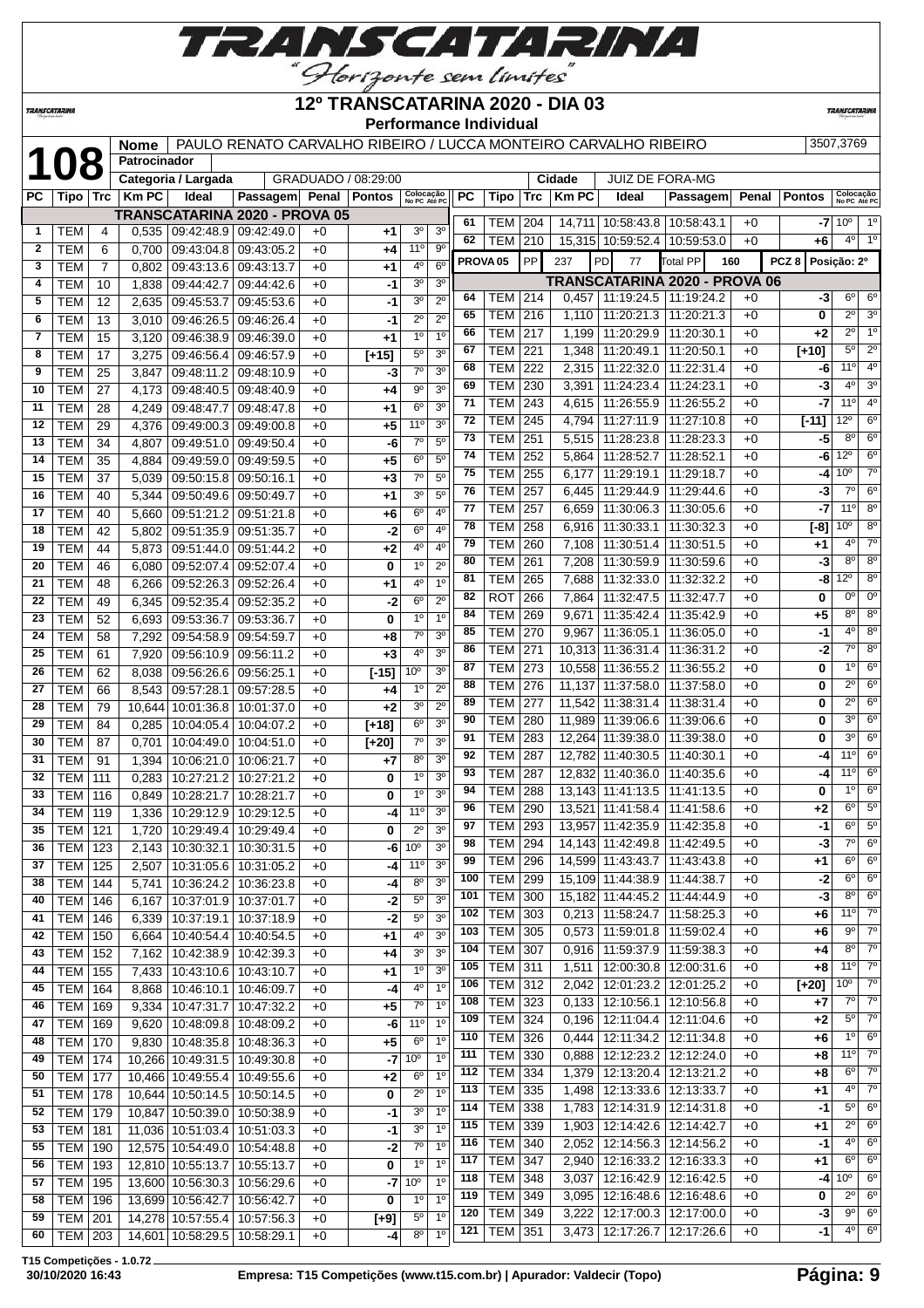# TRANSCATARINA

*"Horizonte sem limites"*

## 12º TRANSCATARINA 2020 - DIA 03

### Performance Individual

| 108 | |
|---|---|
| Nome | PAULO RENATO CARVALHO RIBEIRO / LUCCA MONTEIRO CARVALHO RIBEIRO — 3507,3769 |
| Patrocinador | |
| Categoria / Largada | GRADUADO / 08:29:00 |
| Cidade | JUIZ DE FORA-MG |

**TRANSCATARINA 2020 - PROVA 05**

| PC | Tipo | Trc | Km PC | Ideal | Passagem | Penal | Pontos | Colocação No PC | Colocação Até PC |
|---|---|---|---|---|---|---|---|---|---|
| 1 | TEM | 4 | 0,535 | 09:42:48.9 | 09:42:49.0 | +0 | +1 | 3º | 3º |
| 2 | TEM | 6 | 0,700 | 09:43:04.8 | 09:43:05.2 | +0 | +4 | 11º | 9º |
| 3 | TEM | 7 | 0,802 | 09:43:13.6 | 09:43:13.7 | +0 | +1 | 4º | 6º |
| 4 | TEM | 10 | 1,838 | 09:44:42.7 | 09:44:42.6 | +0 | -1 | 3º | 3º |
| 5 | TEM | 12 | 2,635 | 09:45:53.7 | 09:45:53.6 | +0 | -1 | 3º | 2º |
| 6 | TEM | 13 | 3,010 | 09:46:26.5 | 09:46:26.4 | +0 | -1 | 2º | 2º |
| 7 | TEM | 15 | 3,120 | 09:46:38.9 | 09:46:39.0 | +0 | +1 | 1º | 1º |
| 8 | TEM | 17 | 3,275 | 09:46:56.4 | 09:46:57.9 | +0 | [+15] | 5º | 3º |
| 9 | TEM | 25 | 3,847 | 09:48:11.2 | 09:48:10.9 | +0 | -3 | 7º | 3º |
| 10 | TEM | 27 | 4,173 | 09:48:40.5 | 09:48:40.9 | +0 | +4 | 9º | 3º |
| 11 | TEM | 28 | 4,249 | 09:48:47.7 | 09:48:47.8 | +0 | +1 | 6º | 3º |
| 12 | TEM | 29 | 4,376 | 09:49:00.3 | 09:49:00.8 | +0 | +5 | 11º | 3º |
| 13 | TEM | 34 | 4,807 | 09:49:51.0 | 09:49:50.4 | +0 | -6 | 7º | 5º |
| 14 | TEM | 35 | 4,884 | 09:49:59.0 | 09:49:59.5 | +0 | +5 | 6º | 5º |
| 15 | TEM | 37 | 5,039 | 09:50:15.8 | 09:50:16.1 | +0 | +3 | 7º | 5º |
| 16 | TEM | 40 | 5,344 | 09:50:49.6 | 09:50:49.7 | +0 | +1 | 3º | 5º |
| 17 | TEM | 40 | 5,660 | 09:51:21.2 | 09:51:21.8 | +0 | +6 | 6º | 4º |
| 18 | TEM | 42 | 5,802 | 09:51:35.9 | 09:51:35.7 | +0 | -2 | 6º | 4º |
| 19 | TEM | 44 | 5,873 | 09:51:44.0 | 09:51:44.2 | +0 | +2 | 4º | 4º |
| 20 | TEM | 46 | 6,080 | 09:52:07.4 | 09:52:07.4 | +0 | 0 | 1º | 2º |
| 21 | TEM | 48 | 6,266 | 09:52:26.3 | 09:52:26.4 | +0 | +1 | 4º | 1º |
| 22 | TEM | 49 | 6,345 | 09:52:35.4 | 09:52:35.2 | +0 | -2 | 6º | 2º |
| 23 | TEM | 52 | 6,693 | 09:53:36.7 | 09:53:36.7 | +0 | 0 | 1º | 1º |
| 24 | TEM | 58 | 7,292 | 09:54:58.9 | 09:54:59.7 | +0 | +8 | 7º | 3º |
| 25 | TEM | 61 | 7,920 | 09:56:10.9 | 09:56:11.2 | +0 | +3 | 4º | 3º |
| 26 | TEM | 62 | 8,038 | 09:56:26.6 | 09:56:25.1 | +0 | [-15] | 10º | 3º |
| 27 | TEM | 66 | 8,543 | 09:57:28.1 | 09:57:28.5 | +0 | +4 | 1º | 2º |
| 28 | TEM | 79 | 10,644 | 10:01:36.8 | 10:01:37.0 | +0 | +2 | 3º | 2º |
| 29 | TEM | 84 | 0,285 | 10:04:05.4 | 10:04:07.2 | +0 | [+18] | 6º | 3º |
| 30 | TEM | 87 | 0,701 | 10:04:49.0 | 10:04:51.0 | +0 | [+20] | 7º | 3º |
| 31 | TEM | 91 | 1,394 | 10:06:21.0 | 10:06:21.7 | +0 | +7 | 8º | 3º |
| 32 | TEM | 111 | 0,283 | 10:27:21.2 | 10:27:21.2 | +0 | 0 | 1º | 3º |
| 33 | TEM | 116 | 0,849 | 10:28:21.7 | 10:28:21.7 | +0 | 0 | 1º | 3º |
| 34 | TEM | 119 | 1,336 | 10:29:12.9 | 10:29:12.5 | +0 | -4 | 11º | 3º |
| 35 | TEM | 121 | 1,720 | 10:29:49.4 | 10:29:49.4 | +0 | 0 | 2º | 3º |
| 36 | TEM | 123 | 2,143 | 10:30:32.1 | 10:30:31.5 | +0 | -6 | 10º | 3º |
| 37 | TEM | 125 | 2,507 | 10:31:05.6 | 10:31:05.2 | +0 | -4 | 11º | 3º |
| 38 | TEM | 144 | 5,741 | 10:36:24.2 | 10:36:23.8 | +0 | -4 | 8º | 3º |
| 40 | TEM | 146 | 6,167 | 10:37:01.9 | 10:37:01.7 | +0 | -2 | 5º | 3º |
| 41 | TEM | 146 | 6,339 | 10:37:19.1 | 10:37:18.9 | +0 | -2 | 5º | 3º |
| 42 | TEM | 150 | 6,664 | 10:40:54.4 | 10:40:54.5 | +0 | +1 | 4º | 3º |
| 43 | TEM | 152 | 7,162 | 10:42:38.9 | 10:42:39.3 | +0 | +4 | 3º | 3º |
| 44 | TEM | 155 | 7,433 | 10:43:10.6 | 10:43:10.7 | +0 | +1 | 1º | 3º |
| 45 | TEM | 164 | 8,868 | 10:46:10.1 | 10:46:09.7 | +0 | -4 | 4º | 1º |
| 46 | TEM | 169 | 9,334 | 10:47:31.7 | 10:47:32.2 | +0 | +5 | 7º | 1º |
| 47 | TEM | 169 | 9,620 | 10:48:09.8 | 10:48:09.2 | +0 | -6 | 11º | 1º |
| 48 | TEM | 170 | 9,830 | 10:48:35.8 | 10:48:36.3 | +0 | +5 | 6º | 1º |
| 49 | TEM | 174 | 10,266 | 10:49:31.5 | 10:49:30.8 | +0 | -7 | 10º | 1º |
| 50 | TEM | 177 | 10,466 | 10:49:55.4 | 10:49:55.6 | +0 | +2 | 6º | 1º |
| 51 | TEM | 178 | 10,644 | 10:50:14.5 | 10:50:14.5 | +0 | 0 | 2º | 1º |
| 52 | TEM | 179 | 10,847 | 10:50:39.0 | 10:50:38.9 | +0 | -1 | 3º | 1º |
| 53 | TEM | 181 | 11,036 | 10:51:03.4 | 10:51:03.3 | +0 | -1 | 3º | 1º |
| 55 | TEM | 190 | 12,575 | 10:54:49.0 | 10:54:48.8 | +0 | -2 | 7º | 1º |
| 56 | TEM | 193 | 12,810 | 10:55:13.7 | 10:55:13.7 | +0 | 0 | 1º | 1º |
| 57 | TEM | 195 | 13,600 | 10:56:30.3 | 10:56:29.6 | +0 | -7 | 10º | 1º |
| 58 | TEM | 196 | 13,699 | 10:56:42.7 | 10:56:42.7 | +0 | 0 | 1º | 1º |
| 59 | TEM | 201 | 14,278 | 10:57:55.4 | 10:57:56.3 | +0 | [+9] | 5º | 1º |
| 60 | TEM | 203 | 14,601 | 10:58:29.5 | 10:58:29.1 | +0 | -4 | 8º | 1º |
| 61 | TEM | 204 | 14,711 | 10:58:43.8 | 10:58:43.1 | +0 | -7 | 10º | 1º |
| 62 | TEM | 210 | 15,315 | 10:59:52.4 | 10:59:53.0 | +0 | +6 | 4º | 1º |

PROVA 05 — PP: 237 — PD: 77 — Total PP: 160 — PCZ 8 — Posição: 2º

**TRANSCATARINA 2020 - PROVA 06**

| PC | Tipo | Trc | Km PC | Ideal | Passagem | Penal | Pontos | Colocação No PC | Colocação Até PC |
|---|---|---|---|---|---|---|---|---|---|
| 64 | TEM | 214 | 0,457 | 11:19:24.5 | 11:19:24.2 | +0 | -3 | 6º | 6º |
| 65 | TEM | 216 | 1,110 | 11:20:21.3 | 11:20:21.3 | +0 | 0 | 2º | 3º |
| 66 | TEM | 217 | 1,199 | 11:20:29.9 | 11:20:30.1 | +0 | +2 | 2º | 1º |
| 67 | TEM | 221 | 1,348 | 11:20:49.1 | 11:20:50.1 | +0 | [+10] | 5º | 2º |
| 68 | TEM | 222 | 2,315 | 11:22:32.0 | 11:22:31.4 | +0 | -6 | 11º | 4º |
| 69 | TEM | 230 | 3,391 | 11:24:23.4 | 11:24:23.1 | +0 | -3 | 4º | 3º |
| 71 | TEM | 243 | 4,615 | 11:26:55.9 | 11:26:55.2 | +0 | -7 | 11º | 4º |
| 72 | TEM | 245 | 4,794 | 11:27:11.9 | 11:27:10.8 | +0 | [-11] | 12º | 6º |
| 73 | TEM | 251 | 5,515 | 11:28:23.8 | 11:28:23.3 | +0 | -5 | 8º | 6º |
| 74 | TEM | 252 | 5,864 | 11:28:52.7 | 11:28:52.1 | +0 | -6 | 12º | 6º |
| 75 | TEM | 255 | 6,177 | 11:29:19.1 | 11:29:18.7 | +0 | -4 | 10º | 7º |
| 76 | TEM | 257 | 6,445 | 11:29:44.9 | 11:29:44.6 | +0 | -3 | 7º | 6º |
| 77 | TEM | 257 | 6,659 | 11:30:06.3 | 11:30:05.6 | +0 | -7 | 11º | 8º |
| 78 | TEM | 258 | 6,916 | 11:30:33.1 | 11:30:32.3 | +0 | [-8] | 10º | 8º |
| 79 | TEM | 260 | 7,108 | 11:30:51.4 | 11:30:51.5 | +0 | +1 | 4º | 7º |
| 80 | TEM | 261 | 7,208 | 11:30:59.9 | 11:30:59.6 | +0 | -3 | 8º | 8º |
| 81 | TEM | 265 | 7,688 | 11:32:33.0 | 11:32:32.2 | +0 | -8 | 12º | 8º |
| 82 | ROT | 266 | 7,864 | 11:32:47.5 | 11:32:47.7 | +0 | 0 | 0º | 0º |
| 84 | TEM | 269 | 9,671 | 11:35:42.4 | 11:35:42.9 | +0 | +5 | 8º | 8º |
| 85 | TEM | 270 | 9,967 | 11:36:05.1 | 11:36:05.0 | +0 | -1 | 4º | 8º |
| 86 | TEM | 271 | 10,313 | 11:36:31.4 | 11:36:31.2 | +0 | -2 | 7º | 8º |
| 87 | TEM | 273 | 10,558 | 11:36:55.2 | 11:36:55.2 | +0 | 0 | 1º | 6º |
| 88 | TEM | 276 | 11,137 | 11:37:58.0 | 11:37:58.0 | +0 | 0 | 2º | 6º |
| 89 | TEM | 277 | 11,542 | 11:38:31.4 | 11:38:31.4 | +0 | 0 | 2º | 6º |
| 90 | TEM | 280 | 11,989 | 11:39:06.6 | 11:39:06.6 | +0 | 0 | 3º | 6º |
| 91 | TEM | 283 | 12,264 | 11:39:38.0 | 11:39:38.0 | +0 | 0 | 3º | 6º |
| 92 | TEM | 287 | 12,782 | 11:40:30.5 | 11:40:30.1 | +0 | -4 | 11º | 6º |
| 93 | TEM | 287 | 12,832 | 11:40:36.0 | 11:40:35.6 | +0 | -4 | 11º | 6º |
| 94 | TEM | 288 | 13,143 | 11:41:13.5 | 11:41:13.5 | +0 | 0 | 1º | 6º |
| 96 | TEM | 290 | 13,521 | 11:41:58.4 | 11:41:58.6 | +0 | +2 | 6º | 5º |
| 97 | TEM | 293 | 13,957 | 11:42:35.9 | 11:42:35.8 | +0 | -1 | 6º | 5º |
| 98 | TEM | 294 | 14,143 | 11:42:49.8 | 11:42:49.5 | +0 | -3 | 7º | 6º |
| 99 | TEM | 296 | 14,599 | 11:43:43.7 | 11:43:43.8 | +0 | +1 | 6º | 6º |
| 100 | TEM | 299 | 15,109 | 11:44:38.9 | 11:44:38.7 | +0 | -2 | 6º | 6º |
| 101 | TEM | 300 | 15,182 | 11:44:45.2 | 11:44:44.9 | +0 | -3 | 8º | 6º |
| 102 | TEM | 303 | 0,213 | 11:58:24.7 | 11:58:25.3 | +0 | +6 | 11º | 7º |
| 103 | TEM | 305 | 0,573 | 11:59:01.8 | 11:59:02.4 | +0 | +6 | 9º | 7º |
| 104 | TEM | 307 | 0,916 | 11:59:37.9 | 11:59:38.3 | +0 | +4 | 8º | 7º |
| 105 | TEM | 311 | 1,511 | 12:00:30.8 | 12:00:31.6 | +0 | +8 | 11º | 7º |
| 106 | TEM | 312 | 2,042 | 12:01:23.2 | 12:01:25.2 | +0 | [+20] | 10º | 7º |
| 108 | TEM | 323 | 0,133 | 12:10:56.1 | 12:10:56.8 | +0 | +7 | 7º | 7º |
| 109 | TEM | 324 | 0,196 | 12:11:04.4 | 12:11:04.6 | +0 | +2 | 5º | 7º |
| 110 | TEM | 326 | 0,444 | 12:11:34.2 | 12:11:34.8 | +0 | +6 | 1º | 6º |
| 111 | TEM | 330 | 0,888 | 12:12:23.2 | 12:12:24.0 | +0 | +8 | 11º | 7º |
| 112 | TEM | 334 | 1,379 | 12:13:20.4 | 12:13:21.2 | +0 | +8 | 6º | 7º |
| 113 | TEM | 335 | 1,498 | 12:13:33.6 | 12:13:33.7 | +0 | +1 | 4º | 7º |
| 114 | TEM | 338 | 1,783 | 12:14:31.9 | 12:14:31.8 | +0 | -1 | 5º | 6º |
| 115 | TEM | 339 | 1,903 | 12:14:42.6 | 12:14:42.7 | +0 | +1 | 2º | 6º |
| 116 | TEM | 340 | 2,052 | 12:14:56.3 | 12:14:56.2 | +0 | -1 | 4º | 6º |
| 117 | TEM | 347 | 2,940 | 12:16:33.2 | 12:16:33.3 | +0 | +1 | 6º | 6º |
| 118 | TEM | 348 | 3,037 | 12:16:42.9 | 12:16:42.5 | +0 | -4 | 10º | 6º |
| 119 | TEM | 349 | 3,095 | 12:16:48.6 | 12:16:48.6 | +0 | 0 | 2º | 6º |
| 120 | TEM | 349 | 3,222 | 12:17:00.3 | 12:17:00.0 | +0 | -3 | 9º | 6º |
| 121 | TEM | 351 | 3,473 | 12:17:26.7 | 12:17:26.6 | +0 | -1 | 4º | 6º |

T15 Competições - 1.0.72
30/10/2020 16:43 — Empresa: T15 Competições (www.t15.com.br) | Apurador: Valdecir (Topo)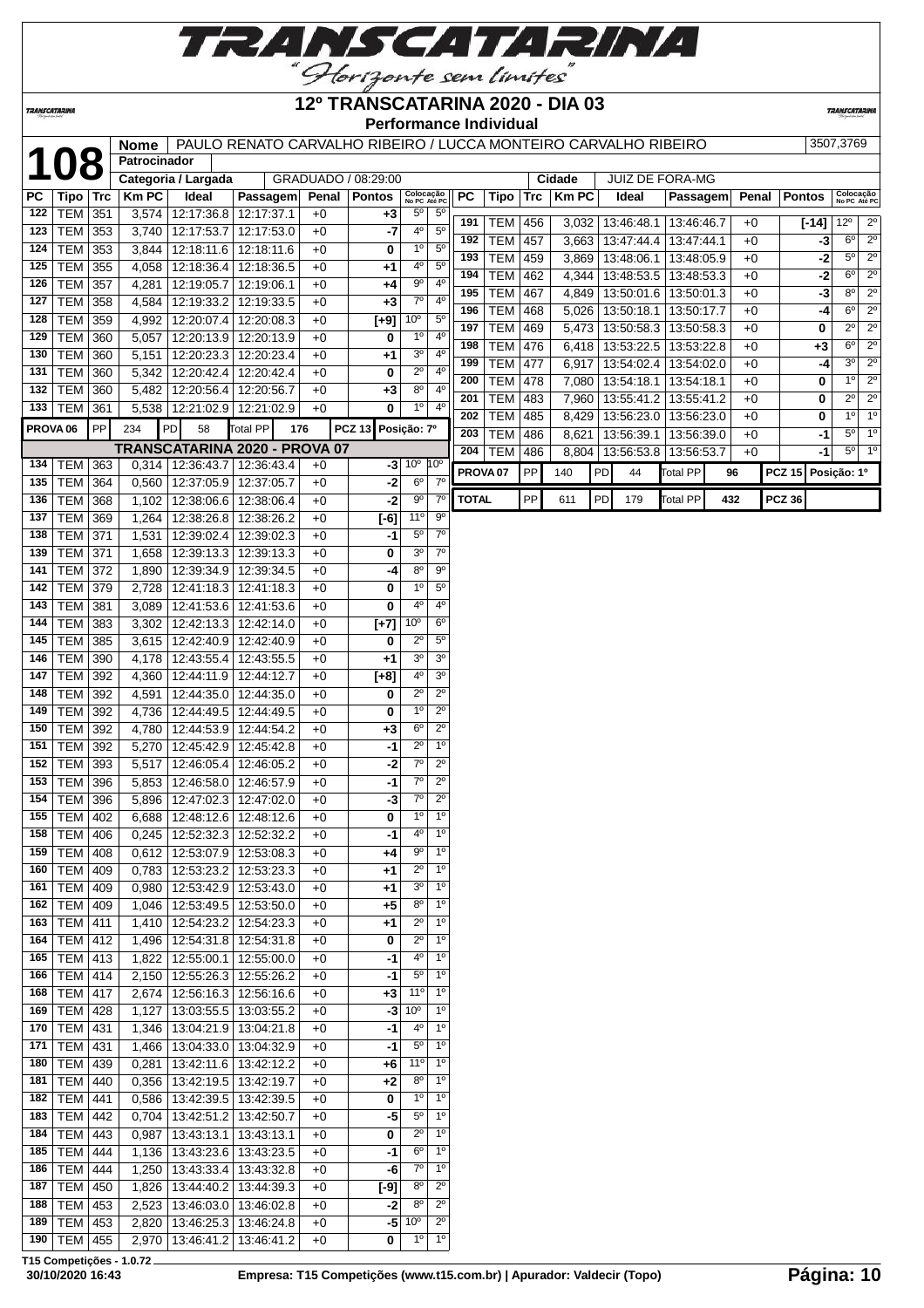# 12º TRANSCATARINA 2020 - DIA 03

**Performance Individual**

| | | | |
|---|---|---|---|
| **108** | **Nome** | PAULO RENATO CARVALHO RIBEIRO / LUCCA MONTEIRO CARVALHO RIBEIRO | 3507,3769 |
| | **Patrocinador** | | |
| | **Categoria / Largada** | GRADUADO / 08:29:00 | **Cidade** JUIZ DE FORA-MG |

| PC | Tipo | Trc | Km PC | Ideal | Passagem | Penal | Pontos | Colocação No PC | Colocação Até PC |
|---|---|---|---|---|---|---|---|---|---|
| 122 | TEM | 351 | 3,574 | 12:17:36.8 | 12:17:37.1 | +0 | +3 | 5º | 5º |
| 123 | TEM | 353 | 3,740 | 12:17:53.7 | 12:17:53.0 | +0 | -7 | 4º | 5º |
| 124 | TEM | 353 | 3,844 | 12:18:11.6 | 12:18:11.6 | +0 | 0 | 1º | 5º |
| 125 | TEM | 355 | 4,058 | 12:18:36.4 | 12:18:36.5 | +0 | +1 | 4º | 5º |
| 126 | TEM | 357 | 4,281 | 12:19:05.7 | 12:19:06.1 | +0 | +4 | 9º | 4º |
| 127 | TEM | 358 | 4,584 | 12:19:33.2 | 12:19:33.5 | +0 | +3 | 7º | 4º |
| 128 | TEM | 359 | 4,992 | 12:20:07.4 | 12:20:08.3 | +0 | [+9] | 10º | 5º |
| 129 | TEM | 360 | 5,057 | 12:20:13.9 | 12:20:13.9 | +0 | 0 | 1º | 4º |
| 130 | TEM | 360 | 5,151 | 12:20:23.3 | 12:20:23.4 | +0 | +1 | 3º | 4º |
| 131 | TEM | 360 | 5,342 | 12:20:42.4 | 12:20:42.4 | +0 | 0 | 2º | 4º |
| 132 | TEM | 360 | 5,482 | 12:20:56.4 | 12:20:56.7 | +0 | +3 | 8º | 4º |
| 133 | TEM | 361 | 5,538 | 12:21:02.9 | 12:21:02.9 | +0 | 0 | 1º | 4º |
| **PROVA 06** | PP | 234 | PD | 58 | Total PP | 176 | PCZ 13 | Posição: 7º | |
| **TRANSCATARINA 2020 - PROVA 07** | | | | | | | | | |
| 134 | TEM | 363 | 0,314 | 12:36:43.7 | 12:36:43.4 | +0 | -3 | 10º | 10º |
| 135 | TEM | 364 | 0,560 | 12:37:05.9 | 12:37:05.7 | +0 | -2 | 6º | 7º |
| 136 | TEM | 368 | 1,102 | 12:38:06.6 | 12:38:06.4 | +0 | -2 | 9º | 7º |
| 137 | TEM | 369 | 1,264 | 12:38:26.8 | 12:38:26.2 | +0 | [-6] | 11º | 9º |
| 138 | TEM | 371 | 1,531 | 12:39:02.4 | 12:39:02.3 | +0 | -1 | 5º | 7º |
| 139 | TEM | 371 | 1,658 | 12:39:13.3 | 12:39:13.3 | +0 | 0 | 3º | 7º |
| 141 | TEM | 372 | 1,890 | 12:39:34.9 | 12:39:34.5 | +0 | -4 | 8º | 9º |
| 142 | TEM | 379 | 2,728 | 12:41:18.3 | 12:41:18.3 | +0 | 0 | 1º | 5º |
| 143 | TEM | 381 | 3,089 | 12:41:53.6 | 12:41:53.6 | +0 | 0 | 4º | 4º |
| 144 | TEM | 383 | 3,302 | 12:42:13.3 | 12:42:14.0 | +0 | [+7] | 10º | 6º |
| 145 | TEM | 385 | 3,615 | 12:42:40.9 | 12:42:40.9 | +0 | 0 | 2º | 5º |
| 146 | TEM | 390 | 4,178 | 12:43:55.4 | 12:43:55.5 | +0 | +1 | 3º | 3º |
| 147 | TEM | 392 | 4,360 | 12:44:11.9 | 12:44:12.7 | +0 | [+8] | 4º | 3º |
| 148 | TEM | 392 | 4,591 | 12:44:35.0 | 12:44:35.0 | +0 | 0 | 2º | 2º |
| 149 | TEM | 392 | 4,736 | 12:44:49.5 | 12:44:49.5 | +0 | 0 | 1º | 2º |
| 150 | TEM | 392 | 4,780 | 12:44:53.9 | 12:44:54.2 | +0 | +3 | 6º | 2º |
| 151 | TEM | 392 | 5,270 | 12:45:42.9 | 12:45:42.8 | +0 | -1 | 2º | 1º |
| 152 | TEM | 393 | 5,517 | 12:46:05.4 | 12:46:05.2 | +0 | -2 | 7º | 2º |
| 153 | TEM | 396 | 5,853 | 12:46:58.0 | 12:46:57.9 | +0 | -1 | 7º | 2º |
| 154 | TEM | 396 | 5,896 | 12:47:02.3 | 12:47:02.0 | +0 | -3 | 7º | 2º |
| 155 | TEM | 402 | 6,688 | 12:48:12.6 | 12:48:12.6 | +0 | 0 | 1º | 1º |
| 158 | TEM | 406 | 0,245 | 12:52:32.3 | 12:52:32.2 | +0 | -1 | 4º | 1º |
| 159 | TEM | 408 | 0,612 | 12:53:07.9 | 12:53:08.3 | +0 | +4 | 9º | 1º |
| 160 | TEM | 409 | 0,783 | 12:53:23.2 | 12:53:23.3 | +0 | +1 | 2º | 1º |
| 161 | TEM | 409 | 0,980 | 12:53:42.9 | 12:53:43.0 | +0 | +1 | 3º | 1º |
| 162 | TEM | 409 | 1,046 | 12:53:49.5 | 12:53:50.0 | +0 | +5 | 8º | 1º |
| 163 | TEM | 411 | 1,410 | 12:54:23.2 | 12:54:23.3 | +0 | +1 | 2º | 1º |
| 164 | TEM | 412 | 1,496 | 12:54:31.8 | 12:54:31.8 | +0 | 0 | 2º | 1º |
| 165 | TEM | 413 | 1,822 | 12:55:00.1 | 12:55:00.0 | +0 | -1 | 4º | 1º |
| 166 | TEM | 414 | 2,150 | 12:55:26.3 | 12:55:26.2 | +0 | -1 | 5º | 1º |
| 168 | TEM | 417 | 2,674 | 12:56:16.3 | 12:56:16.6 | +0 | +3 | 11º | 1º |
| 169 | TEM | 428 | 1,127 | 13:03:55.5 | 13:03:55.2 | +0 | -3 | 10º | 1º |
| 170 | TEM | 431 | 1,346 | 13:04:21.9 | 13:04:21.8 | +0 | -1 | 4º | 1º |
| 171 | TEM | 431 | 1,466 | 13:04:33.0 | 13:04:32.9 | +0 | -1 | 5º | 1º |
| 180 | TEM | 439 | 0,281 | 13:42:11.6 | 13:42:12.2 | +0 | +6 | 11º | 1º |
| 181 | TEM | 440 | 0,356 | 13:42:19.5 | 13:42:19.7 | +0 | +2 | 8º | 1º |
| 182 | TEM | 441 | 0,586 | 13:42:39.5 | 13:42:39.5 | +0 | 0 | 1º | 1º |
| 183 | TEM | 442 | 0,704 | 13:42:51.2 | 13:42:50.7 | +0 | -5 | 5º | 1º |
| 184 | TEM | 443 | 0,987 | 13:43:13.1 | 13:43:13.1 | +0 | 0 | 2º | 1º |
| 185 | TEM | 444 | 1,136 | 13:43:23.6 | 13:43:23.5 | +0 | -1 | 6º | 1º |
| 186 | TEM | 444 | 1,250 | 13:43:33.4 | 13:43:32.8 | +0 | -6 | 7º | 1º |
| 187 | TEM | 450 | 1,826 | 13:44:40.2 | 13:44:39.3 | +0 | [-9] | 8º | 2º |
| 188 | TEM | 453 | 2,523 | 13:46:03.0 | 13:46:02.8 | +0 | -2 | 8º | 2º |
| 189 | TEM | 453 | 2,820 | 13:46:25.3 | 13:46:24.8 | +0 | -5 | 10º | 2º |
| 190 | TEM | 455 | 2,970 | 13:46:41.2 | 13:46:41.2 | +0 | 0 | 1º | 1º |
| 191 | TEM | 456 | 3,032 | 13:46:48.1 | 13:46:46.7 | +0 | [-14] | 12º | 2º |
| 192 | TEM | 457 | 3,663 | 13:47:44.4 | 13:47:44.1 | +0 | -3 | 6º | 2º |
| 193 | TEM | 459 | 3,869 | 13:48:06.1 | 13:48:05.9 | +0 | -2 | 5º | 2º |
| 194 | TEM | 462 | 4,344 | 13:48:53.5 | 13:48:53.3 | +0 | -2 | 6º | 2º |
| 195 | TEM | 467 | 4,849 | 13:50:01.6 | 13:50:01.3 | +0 | -3 | 8º | 2º |
| 196 | TEM | 468 | 5,026 | 13:50:18.1 | 13:50:17.7 | +0 | -4 | 6º | 2º |
| 197 | TEM | 469 | 5,473 | 13:50:58.3 | 13:50:58.3 | +0 | 0 | 2º | 2º |
| 198 | TEM | 476 | 6,418 | 13:53:22.5 | 13:53:22.8 | +0 | +3 | 6º | 2º |
| 199 | TEM | 477 | 6,917 | 13:54:02.4 | 13:54:02.0 | +0 | -4 | 3º | 2º |
| 200 | TEM | 478 | 7,080 | 13:54:18.1 | 13:54:18.1 | +0 | 0 | 1º | 2º |
| 201 | TEM | 483 | 7,960 | 13:55:41.2 | 13:55:41.2 | +0 | 0 | 2º | 2º |
| 202 | TEM | 485 | 8,429 | 13:56:23.0 | 13:56:23.0 | +0 | 0 | 1º | 1º |
| 203 | TEM | 486 | 8,621 | 13:56:39.1 | 13:56:39.0 | +0 | -1 | 5º | 1º |
| 204 | TEM | 486 | 8,804 | 13:56:53.8 | 13:56:53.7 | +0 | -1 | 5º | 1º |
| **PROVA 07** | PP | 140 | PD | 44 | Total PP | 96 | PCZ 15 | Posição: 1º | |
| **TOTAL** | PP | 611 | PD | 179 | Total PP | 432 | PCZ 36 | | |

T15 Competições - 1.0.72

30/10/2020 16:43 — Empresa: T15 Competições (www.t15.com.br) | Apurador: Valdecir (Topo)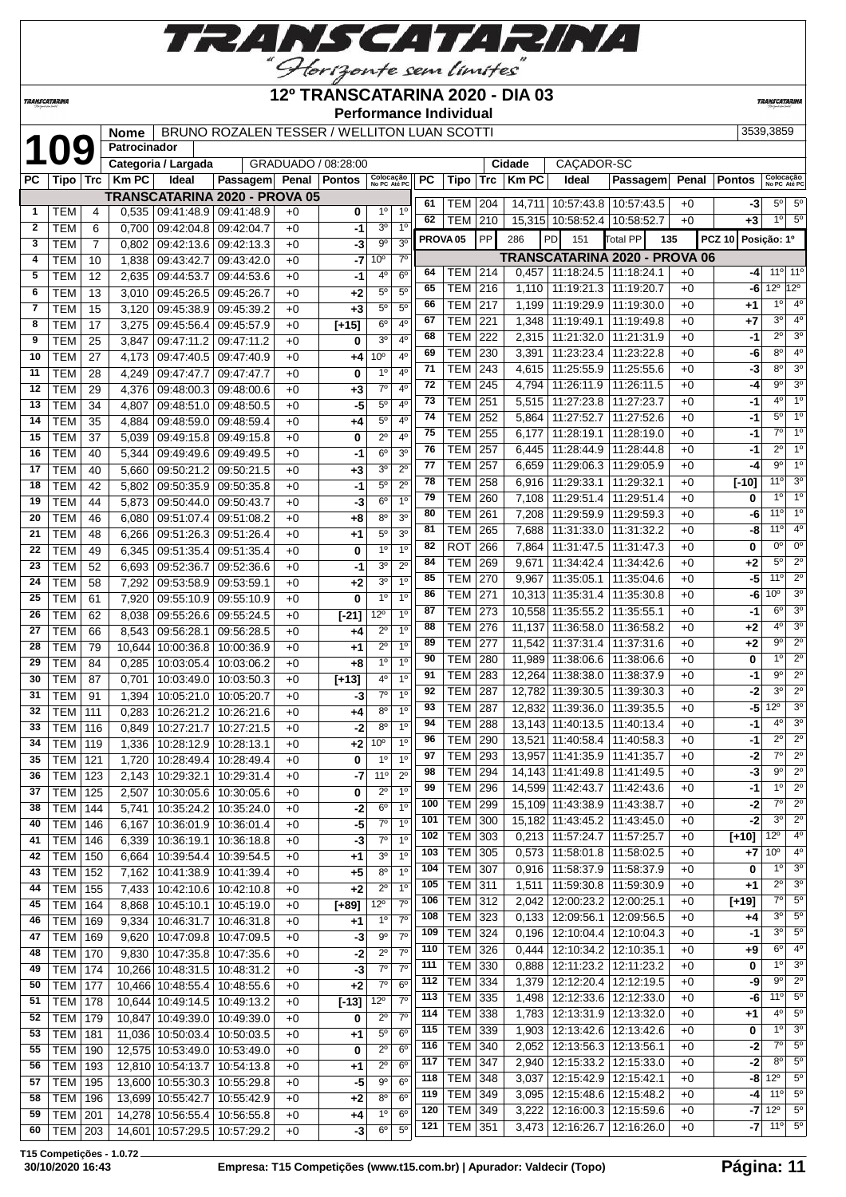# 12º TRANSCATARINA 2020 - DIA 03

**Performance Individual**

| | | |
|---|---|---|
| **109** | **Nome** | BRUNO ROZALEN TESSER / WELLITON LUAN SCOTTI | 3539,3859 |
| | **Patrocinador** | |
| | **Categoria / Largada** | GRADUADO / 08:28:00 | **Cidade** CAÇADOR-SC |

## TRANSCATARINA 2020 - PROVA 05

| PC | Tipo | Trc | Km PC | Ideal | Passagem | Penal | Pontos | Colocação No PC | Colocação Até PC |
|---|---|---|---|---|---|---|---|---|---|
| 1 | TEM | 4 | 0,535 | 09:41:48.9 | 09:41:48.9 | +0 | 0 | 1º | 1º |
| 2 | TEM | 6 | 0,700 | 09:42:04.8 | 09:42:04.7 | +0 | -1 | 3º | 1º |
| 3 | TEM | 7 | 0,802 | 09:42:13.6 | 09:42:13.3 | +0 | -3 | 9º | 3º |
| 4 | TEM | 10 | 1,838 | 09:43:42.7 | 09:43:42.0 | +0 | -7 | 10º | 7º |
| 5 | TEM | 12 | 2,635 | 09:44:53.7 | 09:44:53.6 | +0 | -1 | 4º | 6º |
| 6 | TEM | 13 | 3,010 | 09:45:26.5 | 09:45:26.7 | +0 | +2 | 5º | 5º |
| 7 | TEM | 15 | 3,120 | 09:45:38.9 | 09:45:39.2 | +0 | +3 | 5º | 5º |
| 8 | TEM | 17 | 3,275 | 09:45:56.4 | 09:45:57.9 | +0 | [+15] | 6º | 4º |
| 9 | TEM | 25 | 3,847 | 09:47:11.2 | 09:47:11.2 | +0 | 0 | 3º | 4º |
| 10 | TEM | 27 | 4,173 | 09:47:40.5 | 09:47:40.9 | +0 | +4 | 10º | 4º |
| 11 | TEM | 28 | 4,249 | 09:47:47.7 | 09:47:47.7 | +0 | 0 | 1º | 4º |
| 12 | TEM | 29 | 4,376 | 09:48:00.3 | 09:48:00.6 | +0 | +3 | 7º | 4º |
| 13 | TEM | 34 | 4,807 | 09:48:51.0 | 09:48:50.5 | +0 | -5 | 5º | 4º |
| 14 | TEM | 35 | 4,884 | 09:48:59.0 | 09:48:59.4 | +0 | +4 | 5º | 4º |
| 15 | TEM | 37 | 5,039 | 09:49:15.8 | 09:49:15.8 | +0 | 0 | 2º | 4º |
| 16 | TEM | 40 | 5,344 | 09:49:49.6 | 09:49:49.5 | +0 | -1 | 6º | 3º |
| 17 | TEM | 40 | 5,660 | 09:50:21.2 | 09:50:21.5 | +0 | +3 | 3º | 2º |
| 18 | TEM | 42 | 5,802 | 09:50:35.9 | 09:50:35.8 | +0 | -1 | 5º | 2º |
| 19 | TEM | 44 | 5,873 | 09:50:44.0 | 09:50:43.7 | +0 | -3 | 6º | 1º |
| 20 | TEM | 46 | 6,080 | 09:51:07.4 | 09:51:08.2 | +0 | +8 | 8º | 3º |
| 21 | TEM | 48 | 6,266 | 09:51:26.3 | 09:51:26.4 | +0 | +1 | 5º | 3º |
| 22 | TEM | 49 | 6,345 | 09:51:35.4 | 09:51:35.4 | +0 | 0 | 1º | 1º |
| 23 | TEM | 52 | 6,693 | 09:52:36.7 | 09:52:36.6 | +0 | -1 | 3º | 2º |
| 24 | TEM | 58 | 7,292 | 09:53:58.9 | 09:53:59.1 | +0 | +2 | 3º | 1º |
| 25 | TEM | 61 | 7,920 | 09:55:10.9 | 09:55:10.9 | +0 | 0 | 1º | 1º |
| 26 | TEM | 62 | 8,038 | 09:55:26.6 | 09:55:24.5 | +0 | [-21] | 12º | 1º |
| 27 | TEM | 66 | 8,543 | 09:56:28.1 | 09:56:28.5 | +0 | +4 | 2º | 1º |
| 28 | TEM | 79 | 10,644 | 10:00:36.8 | 10:00:36.9 | +0 | +1 | 2º | 1º |
| 29 | TEM | 84 | 0,285 | 10:03:05.4 | 10:03:06.2 | +0 | +8 | 1º | 1º |
| 30 | TEM | 87 | 0,701 | 10:03:49.0 | 10:03:50.3 | +0 | [+13] | 4º | 1º |
| 31 | TEM | 91 | 1,394 | 10:05:21.0 | 10:05:20.7 | +0 | -3 | 7º | 1º |
| 32 | TEM | 111 | 0,283 | 10:26:21.2 | 10:26:21.6 | +0 | +4 | 8º | 1º |
| 33 | TEM | 116 | 0,849 | 10:27:21.7 | 10:27:21.5 | +0 | -2 | 8º | 1º |
| 34 | TEM | 119 | 1,336 | 10:28:12.9 | 10:28:13.1 | +0 | +2 | 10º | 1º |
| 35 | TEM | 121 | 1,720 | 10:28:49.4 | 10:28:49.4 | +0 | 0 | 1º | 1º |
| 36 | TEM | 123 | 2,143 | 10:29:32.1 | 10:29:31.4 | +0 | -7 | 11º | 2º |
| 37 | TEM | 125 | 2,507 | 10:30:05.6 | 10:30:05.6 | +0 | 0 | 2º | 1º |
| 38 | TEM | 144 | 5,741 | 10:35:24.2 | 10:35:24.0 | +0 | -2 | 6º | 1º |
| 40 | TEM | 146 | 6,167 | 10:36:01.9 | 10:36:01.4 | +0 | -5 | 7º | 1º |
| 41 | TEM | 146 | 6,339 | 10:36:19.1 | 10:36:18.8 | +0 | -3 | 7º | 1º |
| 42 | TEM | 150 | 6,664 | 10:39:54.4 | 10:39:54.5 | +0 | +1 | 3º | 1º |
| 43 | TEM | 152 | 7,162 | 10:41:38.9 | 10:41:39.4 | +0 | +5 | 8º | 1º |
| 44 | TEM | 155 | 7,433 | 10:42:10.6 | 10:42:10.8 | +0 | +2 | 2º | 1º |
| 45 | TEM | 164 | 8,868 | 10:45:10.1 | 10:45:19.0 | +0 | [+89] | 12º | 7º |
| 46 | TEM | 169 | 9,334 | 10:46:31.7 | 10:46:31.8 | +0 | +1 | 1º | 7º |
| 47 | TEM | 169 | 9,620 | 10:47:09.8 | 10:47:09.5 | +0 | -3 | 9º | 7º |
| 48 | TEM | 170 | 9,830 | 10:47:35.8 | 10:47:35.6 | +0 | -2 | 2º | 7º |
| 49 | TEM | 174 | 10,266 | 10:48:31.5 | 10:48:31.2 | +0 | -3 | 7º | 7º |
| 50 | TEM | 177 | 10,466 | 10:48:55.4 | 10:48:55.6 | +0 | +2 | 7º | 6º |
| 51 | TEM | 178 | 10,644 | 10:49:14.5 | 10:49:13.2 | +0 | [-13] | 12º | 7º |
| 52 | TEM | 179 | 10,847 | 10:49:39.0 | 10:49:39.0 | +0 | 0 | 2º | 7º |
| 53 | TEM | 181 | 11,036 | 10:50:03.4 | 10:50:03.5 | +0 | +1 | 5º | 6º |
| 55 | TEM | 190 | 12,575 | 10:53:49.0 | 10:53:49.0 | +0 | 0 | 2º | 6º |
| 56 | TEM | 193 | 12,810 | 10:54:13.7 | 10:54:13.8 | +0 | +1 | 2º | 6º |
| 57 | TEM | 195 | 13,600 | 10:55:30.3 | 10:55:29.8 | +0 | -5 | 9º | 6º |
| 58 | TEM | 196 | 13,699 | 10:55:42.7 | 10:55:42.9 | +0 | +2 | 8º | 6º |
| 59 | TEM | 201 | 14,278 | 10:56:55.4 | 10:56:55.8 | +0 | +4 | 1º | 6º |
| 60 | TEM | 203 | 14,601 | 10:57:29.5 | 10:57:29.2 | +0 | -3 | 6º | 5º |
| 61 | TEM | 204 | 14,711 | 10:57:43.8 | 10:57:43.5 | +0 | -3 | 5º | 5º |
| 62 | TEM | 210 | 15,315 | 10:58:52.4 | 10:58:52.7 | +0 | +3 | 1º | 5º |

**PROVA 05** | PP 286 | PD 151 | Total PP 135 | PCZ 10 | Posição: 1º

## TRANSCATARINA 2020 - PROVA 06

| PC | Tipo | Trc | Km PC | Ideal | Passagem | Penal | Pontos | Colocação No PC | Colocação Até PC |
|---|---|---|---|---|---|---|---|---|---|
| 64 | TEM | 214 | 0,457 | 11:18:24.5 | 11:18:24.1 | +0 | -4 | 11º | 11º |
| 65 | TEM | 216 | 1,110 | 11:19:21.3 | 11:19:20.7 | +0 | -6 | 12º | 12º |
| 66 | TEM | 217 | 1,199 | 11:19:29.9 | 11:19:30.0 | +0 | +1 | 1º | 4º |
| 67 | TEM | 221 | 1,348 | 11:19:49.1 | 11:19:49.8 | +0 | +7 | 3º | 4º |
| 68 | TEM | 222 | 2,315 | 11:21:32.0 | 11:21:31.9 | +0 | -1 | 2º | 3º |
| 69 | TEM | 230 | 3,391 | 11:23:23.4 | 11:23:22.8 | +0 | -6 | 8º | 4º |
| 71 | TEM | 243 | 4,615 | 11:25:55.9 | 11:25:55.6 | +0 | -3 | 8º | 3º |
| 72 | TEM | 245 | 4,794 | 11:26:11.9 | 11:26:11.5 | +0 | -4 | 9º | 3º |
| 73 | TEM | 251 | 5,515 | 11:27:23.8 | 11:27:23.7 | +0 | -1 | 4º | 1º |
| 74 | TEM | 252 | 5,864 | 11:27:52.7 | 11:27:52.6 | +0 | -1 | 5º | 1º |
| 75 | TEM | 255 | 6,177 | 11:28:19.1 | 11:28:19.0 | +0 | -1 | 7º | 1º |
| 76 | TEM | 257 | 6,445 | 11:28:44.9 | 11:28:44.8 | +0 | -1 | 2º | 1º |
| 77 | TEM | 257 | 6,659 | 11:29:06.3 | 11:29:05.9 | +0 | -4 | 9º | 1º |
| 78 | TEM | 258 | 6,916 | 11:29:33.1 | 11:29:32.1 | +0 | [-10] | 11º | 3º |
| 79 | TEM | 260 | 7,108 | 11:29:51.4 | 11:29:51.4 | +0 | 0 | 1º | 1º |
| 80 | TEM | 261 | 7,208 | 11:29:59.9 | 11:29:59.3 | +0 | -6 | 11º | 1º |
| 81 | TEM | 265 | 7,688 | 11:31:33.0 | 11:31:32.2 | +0 | -8 | 11º | 4º |
| 82 | ROT | 266 | 7,864 | 11:31:47.5 | 11:31:47.3 | +0 | 0 | 0º | 0º |
| 84 | TEM | 269 | 9,671 | 11:34:42.4 | 11:34:42.6 | +0 | +2 | 5º | 2º |
| 85 | TEM | 270 | 9,967 | 11:35:05.1 | 11:35:04.6 | +0 | -5 | 11º | 2º |
| 86 | TEM | 271 | 10,313 | 11:35:31.4 | 11:35:30.8 | +0 | -6 | 10º | 3º |
| 87 | TEM | 273 | 10,558 | 11:35:55.2 | 11:35:55.1 | +0 | -1 | 6º | 3º |
| 88 | TEM | 276 | 11,137 | 11:36:58.0 | 11:36:58.2 | +0 | +2 | 4º | 3º |
| 89 | TEM | 277 | 11,542 | 11:37:31.4 | 11:37:31.6 | +0 | +2 | 9º | 2º |
| 90 | TEM | 280 | 11,989 | 11:38:06.6 | 11:38:06.6 | +0 | 0 | 1º | 2º |
| 91 | TEM | 283 | 12,264 | 11:38:38.0 | 11:38:37.9 | +0 | -1 | 9º | 2º |
| 92 | TEM | 287 | 12,782 | 11:39:30.5 | 11:39:30.3 | +0 | -2 | 3º | 2º |
| 93 | TEM | 287 | 12,832 | 11:39:36.0 | 11:39:35.5 | +0 | -5 | 12º | 3º |
| 94 | TEM | 288 | 13,143 | 11:40:13.5 | 11:40:13.4 | +0 | -1 | 4º | 3º |
| 96 | TEM | 290 | 13,521 | 11:40:58.4 | 11:40:58.3 | +0 | -1 | 2º | 2º |
| 97 | TEM | 293 | 13,957 | 11:41:35.9 | 11:41:35.7 | +0 | -2 | 7º | 2º |
| 98 | TEM | 294 | 14,143 | 11:41:49.8 | 11:41:49.5 | +0 | -3 | 9º | 2º |
| 99 | TEM | 296 | 14,599 | 11:42:43.7 | 11:42:43.6 | +0 | -1 | 1º | 2º |
| 100 | TEM | 299 | 15,109 | 11:43:38.9 | 11:43:38.7 | +0 | -2 | 7º | 2º |
| 101 | TEM | 300 | 15,182 | 11:43:45.2 | 11:43:45.0 | +0 | -2 | 3º | 2º |
| 102 | TEM | 303 | 0,213 | 11:57:24.7 | 11:57:25.7 | +0 | [+10] | 12º | 4º |
| 103 | TEM | 305 | 0,573 | 11:58:01.8 | 11:58:02.5 | +0 | +7 | 10º | 4º |
| 104 | TEM | 307 | 0,916 | 11:58:37.9 | 11:58:37.9 | +0 | 0 | 1º | 3º |
| 105 | TEM | 311 | 1,511 | 11:59:30.8 | 11:59:30.9 | +0 | +1 | 2º | 3º |
| 106 | TEM | 312 | 2,042 | 12:00:23.2 | 12:00:25.1 | +0 | [+19] | 7º | 5º |
| 108 | TEM | 323 | 0,133 | 12:09:56.1 | 12:09:56.5 | +0 | +4 | 3º | 5º |
| 109 | TEM | 324 | 0,196 | 12:10:04.4 | 12:10:04.3 | +0 | -1 | 3º | 5º |
| 110 | TEM | 326 | 0,444 | 12:10:34.2 | 12:10:35.1 | +0 | +9 | 6º | 4º |
| 111 | TEM | 330 | 0,888 | 12:11:23.2 | 12:11:23.2 | +0 | 0 | 1º | 3º |
| 112 | TEM | 334 | 1,379 | 12:12:20.4 | 12:12:19.5 | +0 | -9 | 9º | 2º |
| 113 | TEM | 335 | 1,498 | 12:12:33.6 | 12:12:33.0 | +0 | -6 | 11º | 5º |
| 114 | TEM | 338 | 1,783 | 12:13:31.9 | 12:13:32.0 | +0 | +1 | 4º | 5º |
| 115 | TEM | 339 | 1,903 | 12:13:42.6 | 12:13:42.6 | +0 | 0 | 1º | 3º |
| 116 | TEM | 340 | 2,052 | 12:13:56.3 | 12:13:56.1 | +0 | -2 | 7º | 5º |
| 117 | TEM | 347 | 2,940 | 12:15:33.2 | 12:15:33.0 | +0 | -2 | 8º | 5º |
| 118 | TEM | 348 | 3,037 | 12:15:42.9 | 12:15:42.1 | +0 | -8 | 12º | 5º |
| 119 | TEM | 349 | 3,095 | 12:15:48.6 | 12:15:48.2 | +0 | -4 | 11º | 5º |
| 120 | TEM | 349 | 3,222 | 12:16:00.3 | 12:15:59.6 | +0 | -7 | 12º | 5º |
| 121 | TEM | 351 | 3,473 | 12:16:26.7 | 12:16:26.0 | +0 | -7 | 11º | 5º |

T15 Competições - 1.0.72

30/10/2020 16:43 — Empresa: T15 Competições (www.t15.com.br) | Apurador: Valdecir (Topo)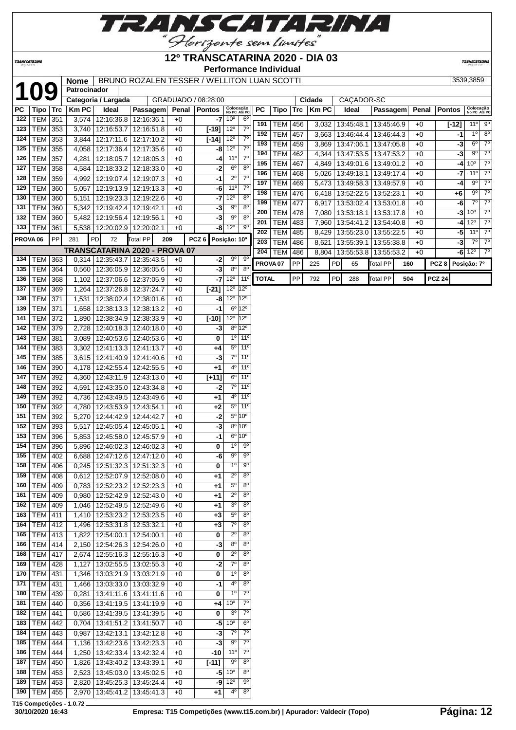# 12º TRANSCATARINA 2020 - DIA 03

## Performance Individual

**109**

| Nome | BRUNO ROZALEN TESSER / WELLITON LUAN SCOTTI | 3539,3859 |
|---|---|---|
| Patrocinador | | |
| Categoria / Largada | GRADUADO / 08:28:00 | Cidade: CAÇADOR-SC |

| PC | Tipo | Trc | Km PC | Ideal | Passagem | Penal | Pontos | Colocação No PC | Colocação Até PC |
|---|---|---|---|---|---|---|---|---|---|
| 122 | TEM | 351 | 3,574 | 12:16:36.8 | 12:16:36.1 | +0 | -7 | 10º | 6º |
| 123 | TEM | 353 | 3,740 | 12:16:53.7 | 12:16:51.8 | +0 | [-19] | 12º | 7º |
| 124 | TEM | 353 | 3,844 | 12:17:11.6 | 12:17:10.2 | +0 | [-14] | 12º | 7º |
| 125 | TEM | 355 | 4,058 | 12:17:36.4 | 12:17:35.6 | +0 | -8 | 12º | 7º |
| 126 | TEM | 357 | 4,281 | 12:18:05.7 | 12:18:05.3 | +0 | -4 | 11º | 7º |
| 127 | TEM | 358 | 4,584 | 12:18:33.2 | 12:18:33.0 | +0 | -2 | 6º | 8º |
| 128 | TEM | 359 | 4,992 | 12:19:07.4 | 12:19:07.3 | +0 | -1 | 2º | 7º |
| 129 | TEM | 360 | 5,057 | 12:19:13.9 | 12:19:13.3 | +0 | -6 | 11º | 7º |
| 130 | TEM | 360 | 5,151 | 12:19:23.3 | 12:19:22.6 | +0 | -7 | 12º | 8º |
| 131 | TEM | 360 | 5,342 | 12:19:42.4 | 12:19:42.1 | +0 | -3 | 9º | 8º |
| 132 | TEM | 360 | 5,482 | 12:19:56.4 | 12:19:56.1 | +0 | -3 | 9º | 8º |
| 133 | TEM | 361 | 5,538 | 12:20:02.9 | 12:20:02.1 | +0 | -8 | 12º | 9º |
| PROVA 06 | PP | 281 | PD 72 | Total PP 209 | | | PCZ 6 | Posição: 10º | |

### TRANSCATARINA 2020 - PROVA 07

| PC | Tipo | Trc | Km PC | Ideal | Passagem | Penal | Pontos | Colocação No PC | Colocação Até PC |
|---|---|---|---|---|---|---|---|---|---|
| 134 | TEM | 363 | 0,314 | 12:35:43.7 | 12:35:43.5 | +0 | -2 | 9º | 9º |
| 135 | TEM | 364 | 0,560 | 12:36:05.9 | 12:36:05.6 | +0 | -3 | 8º | 8º |
| 136 | TEM | 368 | 1,102 | 12:37:06.6 | 12:37:05.9 | +0 | -7 | 12º | 11º |
| 137 | TEM | 369 | 1,264 | 12:37:26.8 | 12:37:24.7 | +0 | [-21] | 12º | 12º |
| 138 | TEM | 371 | 1,531 | 12:38:02.4 | 12:38:01.6 | +0 | -8 | 12º | 12º |
| 139 | TEM | 371 | 1,658 | 12:38:13.3 | 12:38:13.2 | +0 | -1 | 6º | 12º |
| 141 | TEM | 372 | 1,890 | 12:38:34.9 | 12:38:33.9 | +0 | [-10] | 12º | 12º |
| 142 | TEM | 379 | 2,728 | 12:40:18.3 | 12:40:18.0 | +0 | -3 | 8º | 12º |
| 143 | TEM | 381 | 3,089 | 12:40:53.6 | 12:40:53.6 | +0 | 0 | 1º | 11º |
| 144 | TEM | 383 | 3,302 | 12:41:13.3 | 12:41:13.7 | +0 | +4 | 5º | 11º |
| 145 | TEM | 385 | 3,615 | 12:41:40.9 | 12:41:40.6 | +0 | -3 | 7º | 11º |
| 146 | TEM | 390 | 4,178 | 12:42:55.4 | 12:42:55.5 | +0 | +1 | 4º | 11º |
| 147 | TEM | 392 | 4,360 | 12:43:11.9 | 12:43:13.0 | +0 | [+11] | 6º | 11º |
| 148 | TEM | 392 | 4,591 | 12:43:35.0 | 12:43:34.8 | +0 | -2 | 7º | 11º |
| 149 | TEM | 392 | 4,736 | 12:43:49.5 | 12:43:49.6 | +0 | +1 | 4º | 11º |
| 150 | TEM | 392 | 4,780 | 12:43:53.9 | 12:43:54.1 | +0 | +2 | 5º | 11º |
| 151 | TEM | 392 | 5,270 | 12:44:42.9 | 12:44:42.7 | +0 | -2 | 5º | 10º |
| 152 | TEM | 393 | 5,517 | 12:45:05.4 | 12:45:05.1 | +0 | -3 | 8º | 10º |
| 153 | TEM | 396 | 5,853 | 12:45:58.0 | 12:45:57.9 | +0 | -1 | 6º | 10º |
| 154 | TEM | 396 | 5,896 | 12:46:02.3 | 12:46:02.3 | +0 | 0 | 1º | 9º |
| 155 | TEM | 402 | 6,688 | 12:47:12.6 | 12:47:12.0 | +0 | -6 | 9º | 9º |
| 158 | TEM | 406 | 0,245 | 12:51:32.3 | 12:51:32.3 | +0 | 0 | 1º | 9º |
| 159 | TEM | 408 | 0,612 | 12:52:07.9 | 12:52:08.0 | +0 | +1 | 2º | 8º |
| 160 | TEM | 409 | 0,783 | 12:52:23.2 | 12:52:23.3 | +0 | +1 | 5º | 8º |
| 161 | TEM | 409 | 0,980 | 12:52:42.9 | 12:52:43.0 | +0 | +1 | 2º | 8º |
| 162 | TEM | 409 | 1,046 | 12:52:49.5 | 12:52:49.6 | +0 | +1 | 3º | 8º |
| 163 | TEM | 411 | 1,410 | 12:53:23.2 | 12:53:23.5 | +0 | +3 | 5º | 8º |
| 164 | TEM | 412 | 1,496 | 12:53:31.8 | 12:53:32.1 | +0 | +3 | 7º | 8º |
| 165 | TEM | 413 | 1,822 | 12:54:00.1 | 12:54:00.1 | +0 | 0 | 2º | 8º |
| 166 | TEM | 414 | 2,150 | 12:54:26.3 | 12:54:26.0 | +0 | -3 | 8º | 8º |
| 168 | TEM | 417 | 2,674 | 12:55:16.3 | 12:55:16.3 | +0 | 0 | 2º | 8º |
| 169 | TEM | 428 | 1,127 | 13:02:55.5 | 13:02:55.3 | +0 | -2 | 7º | 8º |
| 170 | TEM | 431 | 1,346 | 13:03:21.9 | 13:03:21.9 | +0 | 0 | 1º | 8º |
| 171 | TEM | 431 | 1,466 | 13:03:33.0 | 13:03:32.9 | +0 | -1 | 4º | 8º |
| 180 | TEM | 439 | 0,281 | 13:41:11.6 | 13:41:11.6 | +0 | 0 | 1º | 7º |
| 181 | TEM | 440 | 0,356 | 13:41:19.5 | 13:41:19.9 | +0 | +4 | 10º | 7º |
| 182 | TEM | 441 | 0,586 | 13:41:39.5 | 13:41:39.5 | +0 | 0 | 3º | 7º |
| 183 | TEM | 442 | 0,704 | 13:41:51.2 | 13:41:50.7 | +0 | -5 | 10º | 6º |
| 184 | TEM | 443 | 0,987 | 13:42:13.1 | 13:42:12.8 | +0 | -3 | 7º | 7º |
| 185 | TEM | 444 | 1,136 | 13:42:23.6 | 13:42:23.3 | +0 | -3 | 9º | 7º |
| 186 | TEM | 444 | 1,250 | 13:42:33.4 | 13:42:32.4 | +0 | -10 | 11º | 7º |
| 187 | TEM | 450 | 1,826 | 13:43:40.2 | 13:43:39.1 | +0 | [-11] | 9º | 8º |
| 188 | TEM | 453 | 2,523 | 13:45:03.0 | 13:45:02.5 | +0 | -5 | 10º | 8º |
| 189 | TEM | 453 | 2,820 | 13:45:25.3 | 13:45:24.4 | +0 | -9 | 12º | 9º |
| 190 | TEM | 455 | 2,970 | 13:45:41.2 | 13:45:41.3 | +0 | +1 | 4º | 8º |
| 191 | TEM | 456 | 3,032 | 13:45:48.1 | 13:45:46.9 | +0 | [-12] | 11º | 9º |
| 192 | TEM | 457 | 3,663 | 13:46:44.4 | 13:46:44.3 | +0 | -1 | 1º | 8º |
| 193 | TEM | 459 | 3,869 | 13:47:06.1 | 13:47:05.8 | +0 | -3 | 6º | 7º |
| 194 | TEM | 462 | 4,344 | 13:47:53.5 | 13:47:53.2 | +0 | -3 | 9º | 7º |
| 195 | TEM | 467 | 4,849 | 13:49:01.6 | 13:49:01.2 | +0 | -4 | 10º | 7º |
| 196 | TEM | 468 | 5,026 | 13:49:18.1 | 13:49:17.4 | +0 | -7 | 11º | 7º |
| 197 | TEM | 469 | 5,473 | 13:49:58.3 | 13:49:57.9 | +0 | -4 | 9º | 7º |
| 198 | TEM | 476 | 6,418 | 13:52:22.5 | 13:52:23.1 | +0 | +6 | 9º | 7º |
| 199 | TEM | 477 | 6,917 | 13:53:02.4 | 13:53:01.8 | +0 | -6 | 7º | 7º |
| 200 | TEM | 478 | 7,080 | 13:53:18.1 | 13:53:17.8 | +0 | -3 | 10º | 7º |
| 201 | TEM | 483 | 7,960 | 13:54:41.2 | 13:54:40.8 | +0 | -4 | 12º | 7º |
| 202 | TEM | 485 | 8,429 | 13:55:23.0 | 13:55:22.5 | +0 | -5 | 11º | 7º |
| 203 | TEM | 486 | 8,621 | 13:55:39.1 | 13:55:38.8 | +0 | -3 | 7º | 7º |
| 204 | TEM | 486 | 8,804 | 13:55:53.8 | 13:55:53.2 | +0 | -6 | 12º | 7º |
| PROVA 07 | PP | 225 | PD 65 | Total PP 160 | | | PCZ 8 | Posição: 7º | |
| TOTAL | PP | 792 | PD 288 | Total PP 504 | | | PCZ 24 | | |

T15 Competições - 1.0.72

30/10/2020 16:43 — Empresa: T15 Competições (www.t15.com.br) | Apurador: Valdecir (Topo)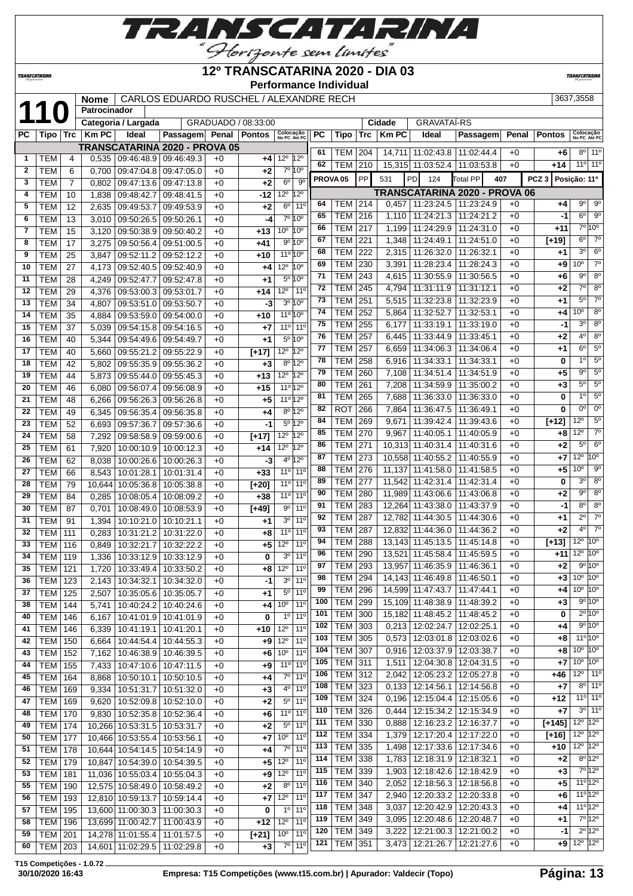# TRANSCATARINA

"Horizonte sem limites"

## 12º TRANSCATARINA 2020 - DIA 03

**Performance Individual**

| | | |
|---|---|---|
| **110** | **Nome** | CARLOS EDUARDO RUSCHEL / ALEXANDRE RECH | 3637,3558 |
| | **Patrocinador** | | |
| | **Categoria / Largada** | GRADUADO / 08:33:00 | **Cidade** GRAVATAÍ-RS |

**TRANSCATARINA 2020 - PROVA 05**

| PC | Tipo | Trc | Km PC | Ideal | Passagem | Penal | Pontos | Colocação No PC | Colocação Até PC |
|---|---|---|---|---|---|---|---|---|---|
| 1 | TEM | 4 | 0,535 | 09:46:48.9 | 09:46:49.3 | +0 | +4 | 12º | 12º |
| 2 | TEM | 6 | 0,700 | 09:47:04.8 | 09:47:05.0 | +0 | +2 | 7º | 10º |
| 3 | TEM | 7 | 0,802 | 09:47:13.6 | 09:47:13.8 | +0 | +2 | 6º | 9º |
| 4 | TEM | 10 | 1,838 | 09:48:42.7 | 09:48:41.5 | +0 | -12 | 12º | 12º |
| 5 | TEM | 12 | 2,635 | 09:49:53.7 | 09:49:53.9 | +0 | +2 | 6º | 11º |
| 6 | TEM | 13 | 3,010 | 09:50:26.5 | 09:50:26.1 | +0 | -4 | 7º | 10º |
| 7 | TEM | 15 | 3,120 | 09:50:38.9 | 09:50:40.2 | +0 | +13 | 10º | 10º |
| 8 | TEM | 17 | 3,275 | 09:50:56.4 | 09:51:00.5 | +0 | +41 | 9º | 10º |
| 9 | TEM | 25 | 3,847 | 09:52:11.2 | 09:52:12.2 | +0 | +10 | 11º | 10º |
| 10 | TEM | 27 | 4,173 | 09:52:40.5 | 09:52:40.9 | +0 | +4 | 12º | 10º |
| 11 | TEM | 28 | 4,249 | 09:52:47.7 | 09:52:47.8 | +0 | +1 | 5º | 10º |
| 12 | TEM | 29 | 4,376 | 09:53:00.3 | 09:53:01.7 | +0 | +14 | 12º | 11º |
| 13 | TEM | 34 | 4,807 | 09:53:51.0 | 09:53:50.7 | +0 | -3 | 3º | 10º |
| 14 | TEM | 35 | 4,884 | 09:53:59.0 | 09:54:00.0 | +0 | +10 | 11º | 10º |
| 15 | TEM | 37 | 5,039 | 09:54:15.8 | 09:54:16.5 | +0 | +7 | 11º | 11º |
| 16 | TEM | 40 | 5,344 | 09:54:49.6 | 09:54:49.7 | +0 | +1 | 5º | 10º |
| 17 | TEM | 40 | 5,660 | 09:55:21.2 | 09:55:22.9 | +0 | [+17] | 12º | 12º |
| 18 | TEM | 42 | 5,802 | 09:55:35.9 | 09:55:36.2 | +0 | +3 | 8º | 12º |
| 19 | TEM | 44 | 5,873 | 09:55:44.0 | 09:55:45.3 | +0 | +13 | 12º | 12º |
| 20 | TEM | 46 | 6,080 | 09:56:07.4 | 09:56:08.9 | +0 | +15 | 11º | 12º |
| 21 | TEM | 48 | 6,266 | 09:56:26.3 | 09:56:26.8 | +0 | +5 | 11º | 12º |
| 22 | TEM | 49 | 6,345 | 09:56:35.4 | 09:56:35.8 | +0 | +4 | 8º | 12º |
| 23 | TEM | 52 | 6,693 | 09:57:36.7 | 09:57:36.6 | +0 | -1 | 5º | 12º |
| 24 | TEM | 58 | 7,292 | 09:58:58.9 | 09:59:00.6 | +0 | [+17] | 12º | 12º |
| 25 | TEM | 61 | 7,920 | 10:00:10.9 | 10:00:12.3 | +0 | +14 | 12º | 12º |
| 26 | TEM | 62 | 8,038 | 10:00:26.6 | 10:00:26.3 | +0 | -3 | 4º | 12º |
| 27 | TEM | 66 | 8,543 | 10:01:28.1 | 10:01:31.4 | +0 | +33 | 11º | 11º |
| 28 | TEM | 79 | 10,644 | 10:05:36.8 | 10:05:38.8 | +0 | [+20] | 11º | 11º |
| 29 | TEM | 84 | 0,285 | 10:08:05.4 | 10:08:09.2 | +0 | +38 | 11º | 11º |
| 30 | TEM | 87 | 0,701 | 10:08:49.0 | 10:08:53.9 | +0 | [+49] | 9º | 11º |
| 31 | TEM | 91 | 1,394 | 10:10:21.0 | 10:10:21.1 | +0 | +1 | 3º | 11º |
| 32 | TEM | 111 | 0,283 | 10:31:21.2 | 10:31:22.0 | +0 | +8 | 11º | 11º |
| 33 | TEM | 116 | 0,849 | 10:32:21.7 | 10:32:22.2 | +0 | +5 | 12º | 11º |
| 34 | TEM | 119 | 1,336 | 10:33:12.9 | 10:33:12.9 | +0 | 0 | 3º | 11º |
| 35 | TEM | 121 | 1,720 | 10:33:49.4 | 10:33:50.2 | +0 | +8 | 12º | 11º |
| 36 | TEM | 123 | 2,143 | 10:34:32.1 | 10:34:32.0 | +0 | -1 | 3º | 11º |
| 37 | TEM | 125 | 2,507 | 10:35:05.6 | 10:35:05.7 | +0 | +1 | 5º | 11º |
| 38 | TEM | 144 | 5,741 | 10:40:24.2 | 10:40:24.6 | +0 | +4 | 10º | 11º |
| 40 | TEM | 146 | 6,167 | 10:41:01.9 | 10:41:01.9 | +0 | 0 | 1º | 11º |
| 41 | TEM | 146 | 6,339 | 10:41:19.1 | 10:41:20.1 | +0 | +10 | 12º | 11º |
| 42 | TEM | 150 | 6,664 | 10:44:54.4 | 10:44:55.3 | +0 | +9 | 12º | 11º |
| 43 | TEM | 152 | 7,162 | 10:46:38.9 | 10:46:39.5 | +0 | +6 | 10º | 11º |
| 44 | TEM | 155 | 7,433 | 10:47:10.6 | 10:47:11.5 | +0 | +9 | 11º | 11º |
| 45 | TEM | 164 | 8,868 | 10:50:10.1 | 10:50:10.5 | +0 | +4 | 7º | 11º |
| 46 | TEM | 169 | 9,334 | 10:51:31.7 | 10:51:32.0 | +0 | +3 | 4º | 11º |
| 47 | TEM | 169 | 9,620 | 10:52:09.8 | 10:52:10.0 | +0 | +2 | 5º | 11º |
| 48 | TEM | 170 | 9,830 | 10:52:35.8 | 10:52:36.4 | +0 | +6 | 11º | 11º |
| 49 | TEM | 174 | 10,266 | 10:53:31.5 | 10:53:31.7 | +0 | +2 | 5º | 11º |
| 50 | TEM | 177 | 10,466 | 10:53:55.4 | 10:53:56.1 | +0 | +7 | 10º | 11º |
| 51 | TEM | 178 | 10,644 | 10:54:14.5 | 10:54:14.9 | +0 | +4 | 7º | 11º |
| 52 | TEM | 179 | 10,847 | 10:54:39.0 | 10:54:39.5 | +0 | +5 | 12º | 11º |
| 53 | TEM | 181 | 11,036 | 10:55:03.4 | 10:55:04.3 | +0 | +9 | 12º | 11º |
| 55 | TEM | 190 | 12,575 | 10:58:49.0 | 10:58:49.2 | +0 | +2 | 8º | 11º |
| 56 | TEM | 193 | 12,810 | 10:59:13.7 | 10:59:14.4 | +0 | +7 | 12º | 11º |
| 57 | TEM | 195 | 13,600 | 11:00:30.3 | 11:00:30.3 | +0 | 0 | 1º | 11º |
| 58 | TEM | 196 | 13,699 | 11:00:42.7 | 11:00:43.9 | +0 | +12 | 12º | 11º |
| 59 | TEM | 201 | 14,278 | 11:01:55.4 | 11:01:57.5 | +0 | [+21] | 10º | 11º |
| 60 | TEM | 203 | 14,601 | 11:02:29.5 | 11:02:29.8 | +0 | +3 | 7º | 11º |
| 61 | TEM | 204 | 14,711 | 11:02:43.8 | 11:02:44.4 | +0 | +6 | 8º | 11º |
| 62 | TEM | 210 | 15,315 | 11:03:52.4 | 11:03:53.8 | +0 | +14 | 11º | 11º |

**PROVA 05** — PP 531 — PD 124 — Total PP 407 — PCZ 3 — Posição: 11º

**TRANSCATARINA 2020 - PROVA 06**

| PC | Tipo | Trc | Km PC | Ideal | Passagem | Penal | Pontos | Colocação No PC | Colocação Até PC |
|---|---|---|---|---|---|---|---|---|---|
| 64 | TEM | 214 | 0,457 | 11:23:24.5 | 11:23:24.9 | +0 | +4 | 9º | 9º |
| 65 | TEM | 216 | 1,110 | 11:24:21.3 | 11:24:21.2 | +0 | -1 | 6º | 9º |
| 66 | TEM | 217 | 1,199 | 11:24:29.9 | 11:24:31.0 | +0 | +11 | 7º | 10º |
| 67 | TEM | 221 | 1,348 | 11:24:49.1 | 11:24:51.0 | +0 | [+19] | 6º | 7º |
| 68 | TEM | 222 | 2,315 | 11:26:32.0 | 11:26:32.1 | +0 | +1 | 3º | 6º |
| 69 | TEM | 230 | 3,391 | 11:28:23.4 | 11:28:24.3 | +0 | +9 | 10º | 7º |
| 71 | TEM | 243 | 4,615 | 11:30:55.9 | 11:30:56.5 | +0 | +6 | 9º | 8º |
| 72 | TEM | 245 | 4,794 | 11:31:11.9 | 11:31:12.1 | +0 | +2 | 7º | 8º |
| 73 | TEM | 251 | 5,515 | 11:32:23.8 | 11:32:23.9 | +0 | +1 | 5º | 7º |
| 74 | TEM | 252 | 5,864 | 11:32:52.7 | 11:32:53.1 | +0 | +4 | 10º | 8º |
| 75 | TEM | 255 | 6,177 | 11:33:19.1 | 11:33:19.0 | +0 | -1 | 3º | 8º |
| 76 | TEM | 257 | 6,445 | 11:33:44.9 | 11:33:45.1 | +0 | +2 | 4º | 8º |
| 77 | TEM | 257 | 6,659 | 11:34:06.3 | 11:34:06.4 | +0 | +1 | 6º | 5º |
| 78 | TEM | 258 | 6,916 | 11:34:33.1 | 11:34:33.1 | +0 | 0 | 1º | 5º |
| 79 | TEM | 260 | 7,108 | 11:34:51.4 | 11:34:51.9 | +0 | +5 | 9º | 5º |
| 80 | TEM | 261 | 7,208 | 11:34:59.9 | 11:35:00.2 | +0 | +3 | 5º | 5º |
| 81 | TEM | 265 | 7,688 | 11:36:33.0 | 11:36:33.0 | +0 | 0 | 1º | 5º |
| 82 | ROT | 266 | 7,864 | 11:36:47.5 | 11:36:49.1 | +0 | 0 | 0º | 0º |
| 84 | TEM | 269 | 9,671 | 11:39:42.4 | 11:39:43.6 | +0 | [+12] | 12º | 5º |
| 85 | TEM | 270 | 9,967 | 11:40:05.1 | 11:40:05.9 | +0 | +8 | 12º | 7º |
| 86 | TEM | 271 | 10,313 | 11:40:31.4 | 11:40:31.6 | +0 | +2 | 5º | 6º |
| 87 | TEM | 273 | 10,558 | 11:40:55.2 | 11:40:55.9 | +0 | +7 | 12º | 10º |
| 88 | TEM | 276 | 11,137 | 11:41:58.0 | 11:41:58.5 | +0 | +5 | 10º | 9º |
| 89 | TEM | 277 | 11,542 | 11:42:31.4 | 11:42:31.4 | +0 | 0 | 3º | 8º |
| 90 | TEM | 280 | 11,989 | 11:43:06.6 | 11:43:06.8 | +0 | +2 | 9º | 8º |
| 91 | TEM | 283 | 12,264 | 11:43:38.0 | 11:43:37.9 | +0 | -1 | 8º | 8º |
| 92 | TEM | 287 | 12,782 | 11:44:30.5 | 11:44:30.6 | +0 | +1 | 2º | 7º |
| 93 | TEM | 287 | 12,832 | 11:44:36.0 | 11:44:36.2 | +0 | +2 | 4º | 7º |
| 94 | TEM | 288 | 13,143 | 11:45:13.5 | 11:45:14.8 | +0 | [+13] | 12º | 10º |
| 96 | TEM | 290 | 13,521 | 11:45:58.4 | 11:45:59.5 | +0 | +11 | 12º | 10º |
| 97 | TEM | 293 | 13,957 | 11:46:35.9 | 11:46:36.1 | +0 | +2 | 9º | 10º |
| 98 | TEM | 294 | 14,143 | 11:46:49.8 | 11:46:50.1 | +0 | +3 | 10º | 10º |
| 99 | TEM | 296 | 14,599 | 11:47:43.7 | 11:47:44.1 | +0 | +4 | 10º | 10º |
| 100 | TEM | 299 | 15,109 | 11:48:38.9 | 11:48:39.2 | +0 | +3 | 9º | 10º |
| 101 | TEM | 300 | 15,182 | 11:48:45.2 | 11:48:45.2 | +0 | 0 | 2º | 10º |
| 102 | TEM | 303 | 0,213 | 12:02:24.7 | 12:02:25.1 | +0 | +4 | 9º | 10º |
| 103 | TEM | 305 | 0,573 | 12:03:01.8 | 12:03:02.6 | +0 | +8 | 11º | 10º |
| 104 | TEM | 307 | 0,916 | 12:03:37.9 | 12:03:38.7 | +0 | +8 | 10º | 10º |
| 105 | TEM | 311 | 1,511 | 12:04:30.8 | 12:04:31.5 | +0 | +7 | 10º | 10º |
| 106 | TEM | 312 | 2,042 | 12:05:23.2 | 12:05:27.8 | +0 | +46 | 12º | 11º |
| 108 | TEM | 323 | 0,133 | 12:14:56.1 | 12:14:56.8 | +0 | +7 | 8º | 11º |
| 109 | TEM | 324 | 0,196 | 12:15:04.4 | 12:15:05.6 | +0 | +12 | 11º | 11º |
| 110 | TEM | 326 | 0,444 | 12:15:34.2 | 12:15:34.9 | +0 | +7 | 3º | 11º |
| 111 | TEM | 330 | 0,888 | 12:16:23.2 | 12:16:37.7 | +0 | [+145] | 12º | 12º |
| 112 | TEM | 334 | 1,379 | 12:17:20.4 | 12:17:22.0 | +0 | [+16] | 12º | 12º |
| 113 | TEM | 335 | 1,498 | 12:17:33.6 | 12:17:34.6 | +0 | +10 | 12º | 12º |
| 114 | TEM | 338 | 1,783 | 12:18:31.9 | 12:18:32.1 | +0 | +2 | 8º | 12º |
| 115 | TEM | 339 | 1,903 | 12:18:42.6 | 12:18:42.9 | +0 | +3 | 7º | 12º |
| 116 | TEM | 340 | 2,052 | 12:18:56.3 | 12:18:56.8 | +0 | +5 | 11º | 12º |
| 117 | TEM | 347 | 2,940 | 12:20:33.2 | 12:20:33.8 | +0 | +6 | 11º | 12º |
| 118 | TEM | 348 | 3,037 | 12:20:42.9 | 12:20:43.3 | +0 | +4 | 11º | 12º |
| 119 | TEM | 349 | 3,095 | 12:20:48.6 | 12:20:48.7 | +0 | +1 | 7º | 12º |
| 120 | TEM | 349 | 3,222 | 12:21:00.3 | 12:21:00.2 | +0 | -1 | 2º | 12º |
| 121 | TEM | 351 | 3,473 | 12:21:26.7 | 12:21:27.6 | +0 | +9 | 12º | 12º |

T15 Competições - 1.0.72
30/10/2020 16:43 — Empresa: T15 Competições (www.t15.com.br) | Apurador: Valdecir (Topo)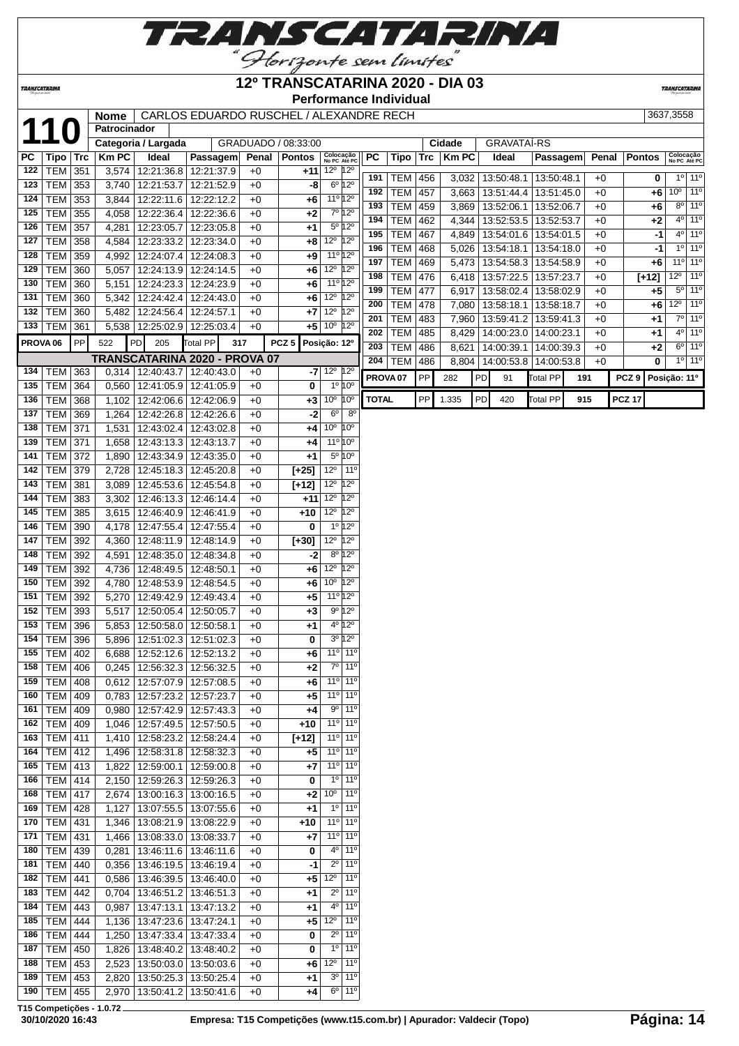# 12º TRANSCATARINA 2020 - DIA 03

## Performance Individual

| 110 | Nome | CARLOS EDUARDO RUSCHEL / ALEXANDRE RECH | 3637,3558 |
|---|---|---|---|
| | Patrocinador | | |
| | Categoria / Largada | GRADUADO / 08:33:00 | Cidade: GRAVATAÍ-RS |

| PC | Tipo | Trc | Km PC | Ideal | Passagem | Penal | Pontos | Colocação No PC | Colocação Até PC |
|---|---|---|---|---|---|---|---|---|---|
| 122 | TEM | 351 | 3,574 | 12:21:36.8 | 12:21:37.9 | +0 | +11 | 12º | 12º |
| 123 | TEM | 353 | 3,740 | 12:21:53.7 | 12:21:52.9 | +0 | -8 | 6º | 12º |
| 124 | TEM | 353 | 3,844 | 12:22:11.6 | 12:22:12.2 | +0 | +6 | 11º | 12º |
| 125 | TEM | 355 | 4,058 | 12:22:36.4 | 12:22:36.6 | +0 | +2 | 7º | 12º |
| 126 | TEM | 357 | 4,281 | 12:23:05.7 | 12:23:05.8 | +0 | +1 | 5º | 12º |
| 127 | TEM | 358 | 4,584 | 12:23:33.2 | 12:23:34.0 | +0 | +8 | 12º | 12º |
| 128 | TEM | 359 | 4,992 | 12:24:07.4 | 12:24:08.3 | +0 | +9 | 11º | 12º |
| 129 | TEM | 360 | 5,057 | 12:24:13.9 | 12:24:14.5 | +0 | +6 | 12º | 12º |
| 130 | TEM | 360 | 5,151 | 12:24:23.3 | 12:24:23.9 | +0 | +6 | 11º | 12º |
| 131 | TEM | 360 | 5,342 | 12:24:42.4 | 12:24:43.0 | +0 | +6 | 12º | 12º |
| 132 | TEM | 360 | 5,482 | 12:24:56.4 | 12:24:57.1 | +0 | +7 | 12º | 12º |
| 133 | TEM | 361 | 5,538 | 12:25:02.9 | 12:25:03.4 | +0 | +5 | 10º | 12º |
| PROVA 06 | PP | 522 | PD 205 | Total PP 317 | | | PCZ 5 | Posição: 12º | |

### TRANSCATARINA 2020 - PROVA 07

| PC | Tipo | Trc | Km PC | Ideal | Passagem | Penal | Pontos | Colocação No PC | Colocação Até PC |
|---|---|---|---|---|---|---|---|---|---|
| 134 | TEM | 363 | 0,314 | 12:40:43.7 | 12:40:43.0 | +0 | -7 | 12º | 12º |
| 135 | TEM | 364 | 0,560 | 12:41:05.9 | 12:41:05.9 | +0 | 0 | 1º | 10º |
| 136 | TEM | 368 | 1,102 | 12:42:06.6 | 12:42:06.9 | +0 | +3 | 10º | 10º |
| 137 | TEM | 369 | 1,264 | 12:42:26.8 | 12:42:26.6 | +0 | -2 | 6º | 8º |
| 138 | TEM | 371 | 1,531 | 12:43:02.4 | 12:43:02.8 | +0 | +4 | 10º | 10º |
| 139 | TEM | 371 | 1,658 | 12:43:13.3 | 12:43:13.7 | +0 | +4 | 11º | 10º |
| 141 | TEM | 372 | 1,890 | 12:43:34.9 | 12:43:35.0 | +0 | +1 | 5º | 10º |
| 142 | TEM | 379 | 2,728 | 12:45:18.3 | 12:45:20.8 | +0 | [+25] | 12º | 11º |
| 143 | TEM | 381 | 3,089 | 12:45:53.6 | 12:45:54.8 | +0 | [+12] | 12º | 12º |
| 144 | TEM | 383 | 3,302 | 12:46:13.3 | 12:46:14.4 | +0 | +11 | 12º | 12º |
| 145 | TEM | 385 | 3,615 | 12:46:40.9 | 12:46:41.9 | +0 | +10 | 12º | 12º |
| 146 | TEM | 390 | 4,178 | 12:47:55.4 | 12:47:55.4 | +0 | 0 | 1º | 12º |
| 147 | TEM | 392 | 4,360 | 12:48:11.9 | 12:48:14.9 | +0 | [+30] | 12º | 12º |
| 148 | TEM | 392 | 4,591 | 12:48:35.0 | 12:48:34.8 | +0 | -2 | 8º | 12º |
| 149 | TEM | 392 | 4,736 | 12:48:49.5 | 12:48:50.1 | +0 | +6 | 12º | 12º |
| 150 | TEM | 392 | 4,780 | 12:48:53.9 | 12:48:54.5 | +0 | +6 | 10º | 12º |
| 151 | TEM | 392 | 5,270 | 12:49:42.9 | 12:49:43.4 | +0 | +5 | 11º | 12º |
| 152 | TEM | 393 | 5,517 | 12:50:05.4 | 12:50:05.7 | +0 | +3 | 9º | 12º |
| 153 | TEM | 396 | 5,853 | 12:50:58.0 | 12:50:58.1 | +0 | +1 | 4º | 12º |
| 154 | TEM | 396 | 5,896 | 12:51:02.3 | 12:51:02.3 | +0 | 0 | 3º | 12º |
| 155 | TEM | 402 | 6,688 | 12:52:12.6 | 12:52:13.2 | +0 | +6 | 11º | 11º |
| 158 | TEM | 406 | 0,245 | 12:56:32.3 | 12:56:32.5 | +0 | +2 | 7º | 11º |
| 159 | TEM | 408 | 0,612 | 12:57:07.9 | 12:57:08.5 | +0 | +6 | 11º | 11º |
| 160 | TEM | 409 | 0,783 | 12:57:23.2 | 12:57:23.7 | +0 | +5 | 11º | 11º |
| 161 | TEM | 409 | 0,980 | 12:57:42.9 | 12:57:43.3 | +0 | +4 | 9º | 11º |
| 162 | TEM | 409 | 1,046 | 12:57:49.5 | 12:57:50.5 | +0 | +10 | 11º | 11º |
| 163 | TEM | 411 | 1,410 | 12:58:23.2 | 12:58:24.4 | +0 | [+12] | 11º | 11º |
| 164 | TEM | 412 | 1,496 | 12:58:31.8 | 12:58:32.3 | +0 | +5 | 11º | 11º |
| 165 | TEM | 413 | 1,822 | 12:59:00.1 | 12:59:00.8 | +0 | +7 | 11º | 11º |
| 166 | TEM | 414 | 2,150 | 12:59:26.3 | 12:59:26.3 | +0 | 0 | 1º | 11º |
| 168 | TEM | 417 | 2,674 | 13:00:16.3 | 13:00:16.5 | +0 | +2 | 10º | 11º |
| 169 | TEM | 428 | 1,127 | 13:07:55.5 | 13:07:55.6 | +0 | +1 | 1º | 11º |
| 170 | TEM | 431 | 1,346 | 13:08:21.9 | 13:08:22.9 | +0 | +10 | 11º | 11º |
| 171 | TEM | 431 | 1,466 | 13:08:33.0 | 13:08:33.7 | +0 | +7 | 11º | 11º |
| 180 | TEM | 439 | 0,281 | 13:46:11.6 | 13:46:11.6 | +0 | 0 | 4º | 11º |
| 181 | TEM | 440 | 0,356 | 13:46:19.5 | 13:46:19.4 | +0 | -1 | 2º | 11º |
| 182 | TEM | 441 | 0,586 | 13:46:39.5 | 13:46:40.0 | +0 | +5 | 12º | 11º |
| 183 | TEM | 442 | 0,704 | 13:46:51.2 | 13:46:51.3 | +0 | +1 | 2º | 11º |
| 184 | TEM | 443 | 0,987 | 13:47:13.1 | 13:47:13.2 | +0 | +1 | 4º | 11º |
| 185 | TEM | 444 | 1,136 | 13:47:23.6 | 13:47:24.1 | +0 | +5 | 12º | 11º |
| 186 | TEM | 444 | 1,250 | 13:47:33.4 | 13:47:33.4 | +0 | 0 | 2º | 11º |
| 187 | TEM | 450 | 1,826 | 13:48:40.2 | 13:48:40.2 | +0 | 0 | 1º | 11º |
| 188 | TEM | 453 | 2,523 | 13:50:03.0 | 13:50:03.6 | +0 | +6 | 12º | 11º |
| 189 | TEM | 453 | 2,820 | 13:50:25.3 | 13:50:25.4 | +0 | +1 | 3º | 11º |
| 190 | TEM | 455 | 2,970 | 13:50:41.2 | 13:50:41.6 | +0 | +4 | 6º | 11º |
| 191 | TEM | 456 | 3,032 | 13:50:48.1 | 13:50:48.1 | +0 | 0 | 1º | 11º |
| 192 | TEM | 457 | 3,663 | 13:51:44.4 | 13:51:45.0 | +0 | +6 | 10º | 11º |
| 193 | TEM | 459 | 3,869 | 13:52:06.1 | 13:52:06.7 | +0 | +6 | 8º | 11º |
| 194 | TEM | 462 | 4,344 | 13:52:53.5 | 13:52:53.7 | +0 | +2 | 4º | 11º |
| 195 | TEM | 467 | 4,849 | 13:54:01.6 | 13:54:01.5 | +0 | -1 | 4º | 11º |
| 196 | TEM | 468 | 5,026 | 13:54:18.1 | 13:54:18.0 | +0 | -1 | 1º | 11º |
| 197 | TEM | 469 | 5,473 | 13:54:58.3 | 13:54:58.9 | +0 | +6 | 11º | 11º |
| 198 | TEM | 476 | 6,418 | 13:57:22.5 | 13:57:23.7 | +0 | [+12] | 12º | 11º |
| 199 | TEM | 477 | 6,917 | 13:58:02.4 | 13:58:02.9 | +0 | +5 | 5º | 11º |
| 200 | TEM | 478 | 7,080 | 13:58:18.1 | 13:58:18.7 | +0 | +6 | 12º | 11º |
| 201 | TEM | 483 | 7,960 | 13:59:41.2 | 13:59:41.3 | +0 | +1 | 7º | 11º |
| 202 | TEM | 485 | 8,429 | 14:00:23.0 | 14:00:23.1 | +0 | +1 | 4º | 11º |
| 203 | TEM | 486 | 8,621 | 14:00:39.1 | 14:00:39.3 | +0 | +2 | 6º | 11º |
| 204 | TEM | 486 | 8,804 | 14:00:53.8 | 14:00:53.8 | +0 | 0 | 1º | 11º |
| PROVA 07 | PP | 282 | PD 91 | Total PP 191 | | | PCZ 9 | Posição: 11º | |
| TOTAL | PP | 1.335 | PD 420 | Total PP 915 | | | PCZ 17 | | |

T15 Competições - 1.0.72

30/10/2020 16:43 — Empresa: T15 Competições (www.t15.com.br) | Apurador: Valdecir (Topo)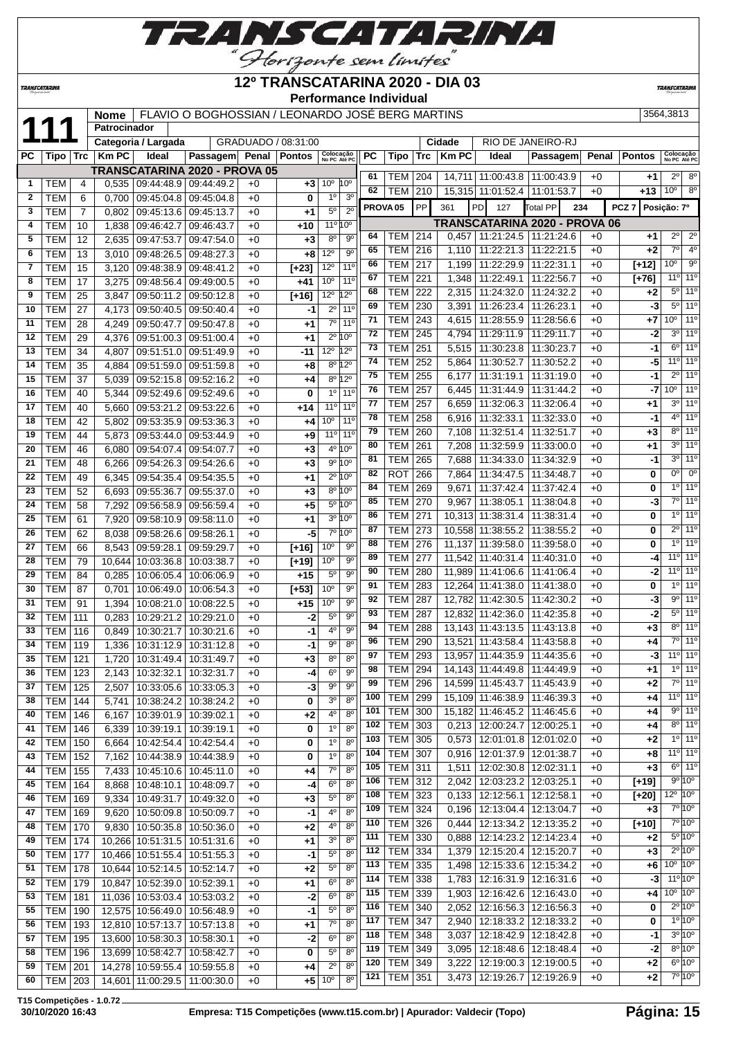# 12º TRANSCATARINA 2020 - DIA 03

**Performance Individual**

| 111 | Nome | FLAVIO O BOGHOSSIAN / LEONARDO JOSÉ BERG MARTINS | 3564,3813 |
|---|---|---|---|
| | Patrocinador | | |
| | Categoria / Largada | GRADUADO / 08:31:00 | Cidade: RIO DE JANEIRO-RJ |

| PC | Tipo | Trc | Km PC | Ideal | Passagem | Penal | Pontos | Colocação No PC | Colocação Até PC |
|---|---|---|---|---|---|---|---|---|---|
| **TRANSCATARINA 2020 - PROVA 05** | | | | | | | | | |
| 1 | TEM | 4 | 0,535 | 09:44:48.9 | 09:44:49.2 | +0 | +3 | 10º | 10º |
| 2 | TEM | 6 | 0,700 | 09:45:04.8 | 09:45:04.8 | +0 | 0 | 1º | 3º |
| 3 | TEM | 7 | 0,802 | 09:45:13.6 | 09:45:13.7 | +0 | +1 | 5º | 2º |
| 4 | TEM | 10 | 1,838 | 09:46:42.7 | 09:46:43.7 | +0 | +10 | 11º | 10º |
| 5 | TEM | 12 | 2,635 | 09:47:53.7 | 09:47:54.0 | +0 | +3 | 8º | 9º |
| 6 | TEM | 13 | 3,010 | 09:48:26.5 | 09:48:27.3 | +0 | +8 | 12º | 9º |
| 7 | TEM | 15 | 3,120 | 09:48:38.9 | 09:48:41.2 | +0 | [+23] | 12º | 11º |
| 8 | TEM | 17 | 3,275 | 09:48:56.4 | 09:49:00.5 | +0 | +41 | 10º | 11º |
| 9 | TEM | 25 | 3,847 | 09:50:11.2 | 09:50:12.8 | +0 | [+16] | 12º | 12º |
| 10 | TEM | 27 | 4,173 | 09:50:40.5 | 09:50:40.4 | +0 | -1 | 2º | 11º |
| 11 | TEM | 28 | 4,249 | 09:50:47.7 | 09:50:47.8 | +0 | +1 | 7º | 11º |
| 12 | TEM | 29 | 4,376 | 09:51:00.3 | 09:51:00.4 | +0 | +1 | 2º | 10º |
| 13 | TEM | 34 | 4,807 | 09:51:51.0 | 09:51:49.9 | +0 | -11 | 12º | 12º |
| 14 | TEM | 35 | 4,884 | 09:51:59.0 | 09:51:59.8 | +0 | +8 | 8º | 12º |
| 15 | TEM | 37 | 5,039 | 09:52:15.8 | 09:52:16.2 | +0 | +4 | 8º | 12º |
| 16 | TEM | 40 | 5,344 | 09:52:49.6 | 09:52:49.6 | +0 | 0 | 1º | 11º |
| 17 | TEM | 40 | 5,660 | 09:53:21.2 | 09:53:22.6 | +0 | +14 | 11º | 11º |
| 18 | TEM | 42 | 5,802 | 09:53:35.9 | 09:53:36.3 | +0 | +4 | 10º | 11º |
| 19 | TEM | 44 | 5,873 | 09:53:44.0 | 09:53:44.9 | +0 | +9 | 11º | 11º |
| 20 | TEM | 46 | 6,080 | 09:54:07.4 | 09:54:07.7 | +0 | +3 | 4º | 10º |
| 21 | TEM | 48 | 6,266 | 09:54:26.3 | 09:54:26.6 | +0 | +3 | 9º | 10º |
| 22 | TEM | 49 | 6,345 | 09:54:35.4 | 09:54:35.5 | +0 | +1 | 2º | 10º |
| 23 | TEM | 52 | 6,693 | 09:55:36.7 | 09:55:37.0 | +0 | +3 | 8º | 10º |
| 24 | TEM | 58 | 7,292 | 09:56:58.9 | 09:56:59.4 | +0 | +5 | 5º | 10º |
| 25 | TEM | 61 | 7,920 | 09:58:10.9 | 09:58:11.0 | +0 | +1 | 3º | 10º |
| 26 | TEM | 62 | 8,038 | 09:58:26.6 | 09:58:26.1 | +0 | -5 | 7º | 10º |
| 27 | TEM | 66 | 8,543 | 09:59:28.1 | 09:59:29.7 | +0 | [+16] | 10º | 9º |
| 28 | TEM | 79 | 10,644 | 10:03:36.8 | 10:03:38.7 | +0 | [+19] | 10º | 9º |
| 29 | TEM | 84 | 0,285 | 10:06:05.4 | 10:06:06.9 | +0 | +15 | 5º | 9º |
| 30 | TEM | 87 | 0,701 | 10:06:49.0 | 10:06:54.3 | +0 | [+53] | 10º | 9º |
| 31 | TEM | 91 | 1,394 | 10:08:21.0 | 10:08:22.5 | +0 | +15 | 10º | 9º |
| 32 | TEM | 111 | 0,283 | 10:29:21.2 | 10:29:21.0 | +0 | -2 | 5º | 9º |
| 33 | TEM | 116 | 0,849 | 10:30:21.7 | 10:30:21.6 | +0 | -1 | 4º | 9º |
| 34 | TEM | 119 | 1,336 | 10:31:12.9 | 10:31:12.8 | +0 | -1 | 9º | 8º |
| 35 | TEM | 121 | 1,720 | 10:31:49.4 | 10:31:49.7 | +0 | +3 | 8º | 8º |
| 36 | TEM | 123 | 2,143 | 10:32:32.1 | 10:32:31.7 | +0 | -4 | 6º | 9º |
| 37 | TEM | 125 | 2,507 | 10:33:05.6 | 10:33:05.3 | +0 | -3 | 9º | 9º |
| 38 | TEM | 144 | 5,741 | 10:38:24.2 | 10:38:24.2 | +0 | 0 | 3º | 8º |
| 40 | TEM | 146 | 6,167 | 10:39:01.9 | 10:39:02.1 | +0 | +2 | 4º | 8º |
| 41 | TEM | 146 | 6,339 | 10:39:19.1 | 10:39:19.1 | +0 | 0 | 1º | 8º |
| 42 | TEM | 150 | 6,664 | 10:42:54.4 | 10:42:54.4 | +0 | 0 | 1º | 8º |
| 43 | TEM | 152 | 7,162 | 10:44:38.9 | 10:44:38.9 | +0 | 0 | 1º | 8º |
| 44 | TEM | 155 | 7,433 | 10:45:10.6 | 10:45:11.0 | +0 | +4 | 7º | 8º |
| 45 | TEM | 164 | 8,868 | 10:48:10.1 | 10:48:09.7 | +0 | -4 | 6º | 8º |
| 46 | TEM | 169 | 9,334 | 10:49:31.7 | 10:49:32.0 | +0 | +3 | 5º | 8º |
| 47 | TEM | 169 | 9,620 | 10:50:09.8 | 10:50:09.7 | +0 | -1 | 4º | 8º |
| 48 | TEM | 170 | 9,830 | 10:50:35.8 | 10:50:36.0 | +0 | +2 | 4º | 8º |
| 49 | TEM | 174 | 10,266 | 10:51:31.5 | 10:51:31.6 | +0 | +1 | 3º | 8º |
| 50 | TEM | 177 | 10,466 | 10:51:55.4 | 10:51:55.3 | +0 | -1 | 5º | 8º |
| 51 | TEM | 178 | 10,644 | 10:52:14.5 | 10:52:14.7 | +0 | +2 | 5º | 8º |
| 52 | TEM | 179 | 10,847 | 10:52:39.0 | 10:52:39.1 | +0 | +1 | 6º | 8º |
| 53 | TEM | 181 | 11,036 | 10:53:03.4 | 10:53:03.2 | +0 | -2 | 6º | 8º |
| 55 | TEM | 190 | 12,575 | 10:56:49.0 | 10:56:48.9 | +0 | -1 | 5º | 8º |
| 56 | TEM | 193 | 12,810 | 10:57:13.7 | 10:57:13.8 | +0 | +1 | 7º | 8º |
| 57 | TEM | 195 | 13,600 | 10:58:30.3 | 10:58:30.1 | +0 | -2 | 6º | 8º |
| 58 | TEM | 196 | 13,699 | 10:58:42.7 | 10:58:42.7 | +0 | 0 | 5º | 8º |
| 59 | TEM | 201 | 14,278 | 10:59:55.4 | 10:59:55.8 | +0 | +4 | 2º | 8º |
| 60 | TEM | 203 | 14,601 | 11:00:29.5 | 11:00:30.0 | +0 | +5 | 10º | 8º |
| 61 | TEM | 204 | 14,711 | 11:00:43.8 | 11:00:43.9 | +0 | +1 | 2º | 8º |
| 62 | TEM | 210 | 15,315 | 11:01:52.4 | 11:01:53.7 | +0 | +13 | 10º | 8º |
| **PROVA 05** | PP 361 | | PD 127 | Total PP 234 | | | PCZ 7 | Posição: 7º | |
| **TRANSCATARINA 2020 - PROVA 06** | | | | | | | | | |
| 64 | TEM | 214 | 0,457 | 11:21:24.5 | 11:21:24.6 | +0 | +1 | 2º | 2º |
| 65 | TEM | 216 | 1,110 | 11:22:21.3 | 11:22:21.5 | +0 | +2 | 7º | 4º |
| 66 | TEM | 217 | 1,199 | 11:22:29.9 | 11:22:31.1 | +0 | [+12] | 10º | 9º |
| 67 | TEM | 221 | 1,348 | 11:22:49.1 | 11:22:56.7 | +0 | [+76] | 11º | 11º |
| 68 | TEM | 222 | 2,315 | 11:24:32.0 | 11:24:32.2 | +0 | +2 | 5º | 11º |
| 69 | TEM | 230 | 3,391 | 11:26:23.4 | 11:26:23.1 | +0 | -3 | 5º | 11º |
| 71 | TEM | 243 | 4,615 | 11:28:55.9 | 11:28:56.6 | +0 | +7 | 10º | 11º |
| 72 | TEM | 245 | 4,794 | 11:29:11.9 | 11:29:11.7 | +0 | -2 | 3º | 11º |
| 73 | TEM | 251 | 5,515 | 11:30:23.8 | 11:30:23.7 | +0 | -1 | 6º | 11º |
| 74 | TEM | 252 | 5,864 | 11:30:52.7 | 11:30:52.2 | +0 | -5 | 11º | 11º |
| 75 | TEM | 255 | 6,177 | 11:31:19.1 | 11:31:19.0 | +0 | -1 | 2º | 11º |
| 76 | TEM | 257 | 6,445 | 11:31:44.9 | 11:31:44.2 | +0 | -7 | 10º | 11º |
| 77 | TEM | 257 | 6,659 | 11:32:06.3 | 11:32:06.4 | +0 | +1 | 3º | 11º |
| 78 | TEM | 258 | 6,916 | 11:32:33.1 | 11:32:33.0 | +0 | -1 | 4º | 11º |
| 79 | TEM | 260 | 7,108 | 11:32:51.4 | 11:32:51.7 | +0 | +3 | 8º | 11º |
| 80 | TEM | 261 | 7,208 | 11:32:59.9 | 11:33:00.0 | +0 | +1 | 3º | 11º |
| 81 | TEM | 265 | 7,688 | 11:34:33.0 | 11:34:32.9 | +0 | -1 | 3º | 11º |
| 82 | ROT | 266 | 7,864 | 11:34:47.5 | 11:34:48.7 | +0 | 0 | 0º | 0º |
| 84 | TEM | 269 | 9,671 | 11:37:42.4 | 11:37:42.4 | +0 | 0 | 1º | 11º |
| 85 | TEM | 270 | 9,967 | 11:38:05.1 | 11:38:04.8 | +0 | -3 | 7º | 11º |
| 86 | TEM | 271 | 10,313 | 11:38:31.4 | 11:38:31.4 | +0 | 0 | 1º | 11º |
| 87 | TEM | 273 | 10,558 | 11:38:55.2 | 11:38:55.2 | +0 | 0 | 2º | 11º |
| 88 | TEM | 276 | 11,137 | 11:39:58.0 | 11:39:58.0 | +0 | 0 | 1º | 11º |
| 89 | TEM | 277 | 11,542 | 11:40:31.4 | 11:40:31.0 | +0 | -4 | 11º | 11º |
| 90 | TEM | 280 | 11,989 | 11:41:06.6 | 11:41:06.4 | +0 | -2 | 11º | 11º |
| 91 | TEM | 283 | 12,264 | 11:41:38.0 | 11:41:38.0 | +0 | 0 | 1º | 11º |
| 92 | TEM | 286 | 12,782 | 11:42:30.5 | 11:42:30.2 | +0 | -3 | 9º | 11º |
| 93 | TEM | 287 | 12,832 | 11:42:36.0 | 11:42:35.8 | +0 | -2 | 5º | 11º |
| 94 | TEM | 288 | 13,143 | 11:43:13.5 | 11:43:13.8 | +0 | +3 | 8º | 11º |
| 96 | TEM | 290 | 13,521 | 11:43:58.4 | 11:43:58.8 | +0 | +4 | 7º | 11º |
| 97 | TEM | 293 | 13,957 | 11:44:35.9 | 11:44:35.6 | +0 | -3 | 11º | 11º |
| 98 | TEM | 294 | 14,143 | 11:44:49.8 | 11:44:49.9 | +0 | +1 | 1º | 11º |
| 99 | TEM | 296 | 14,599 | 11:45:43.7 | 11:45:43.9 | +0 | +2 | 7º | 11º |
| 100 | TEM | 299 | 15,109 | 11:46:38.9 | 11:46:39.3 | +0 | +4 | 11º | 11º |
| 101 | TEM | 300 | 15,182 | 11:46:45.2 | 11:46:45.6 | +0 | +4 | 9º | 11º |
| 102 | TEM | 303 | 0,213 | 12:00:24.7 | 12:00:25.1 | +0 | +4 | 8º | 11º |
| 103 | TEM | 305 | 0,573 | 12:01:01.8 | 12:01:02.0 | +0 | +2 | 1º | 11º |
| 104 | TEM | 307 | 0,916 | 12:01:37.9 | 12:01:38.7 | +0 | +8 | 11º | 11º |
| 105 | TEM | 311 | 1,511 | 12:02:30.8 | 12:02:31.1 | +0 | +3 | 6º | 11º |
| 106 | TEM | 312 | 2,042 | 12:03:23.2 | 12:03:25.1 | +0 | [+19] | 9º | 10º |
| 108 | TEM | 323 | 0,133 | 12:12:56.1 | 12:12:58.1 | +0 | [+20] | 12º | 10º |
| 109 | TEM | 324 | 0,196 | 12:13:04.4 | 12:13:04.7 | +0 | +3 | 7º | 10º |
| 110 | TEM | 326 | 0,444 | 12:13:34.2 | 12:13:35.2 | +0 | [+10] | 7º | 10º |
| 111 | TEM | 330 | 0,888 | 12:14:23.2 | 12:14:23.4 | +0 | +2 | 5º | 10º |
| 112 | TEM | 334 | 1,379 | 12:15:20.4 | 12:15:20.7 | +0 | +3 | 2º | 10º |
| 113 | TEM | 335 | 1,498 | 12:15:33.6 | 12:15:34.2 | +0 | +6 | 10º | 10º |
| 114 | TEM | 338 | 1,783 | 12:16:31.9 | 12:16:31.6 | +0 | -3 | 11º | 10º |
| 115 | TEM | 339 | 1,903 | 12:16:42.6 | 12:16:43.0 | +0 | +4 | 10º | 10º |
| 116 | TEM | 340 | 2,052 | 12:16:56.3 | 12:16:56.3 | +0 | 0 | 2º | 10º |
| 117 | TEM | 347 | 2,940 | 12:18:33.2 | 12:18:33.2 | +0 | 0 | 1º | 10º |
| 118 | TEM | 348 | 3,037 | 12:18:42.9 | 12:18:42.8 | +0 | -1 | 3º | 10º |
| 119 | TEM | 349 | 3,095 | 12:18:48.6 | 12:18:48.4 | +0 | -2 | 8º | 10º |
| 120 | TEM | 349 | 3,222 | 12:19:00.3 | 12:19:00.5 | +0 | +2 | 6º | 10º |
| 121 | TEM | 351 | 3,473 | 12:19:26.7 | 12:19:26.9 | +0 | +2 | 7º | 10º |

T15 Competições - 1.0.72
30/10/2020 16:43 — Empresa: T15 Competições (www.t15.com.br) | Apurador: Valdecir (Topo)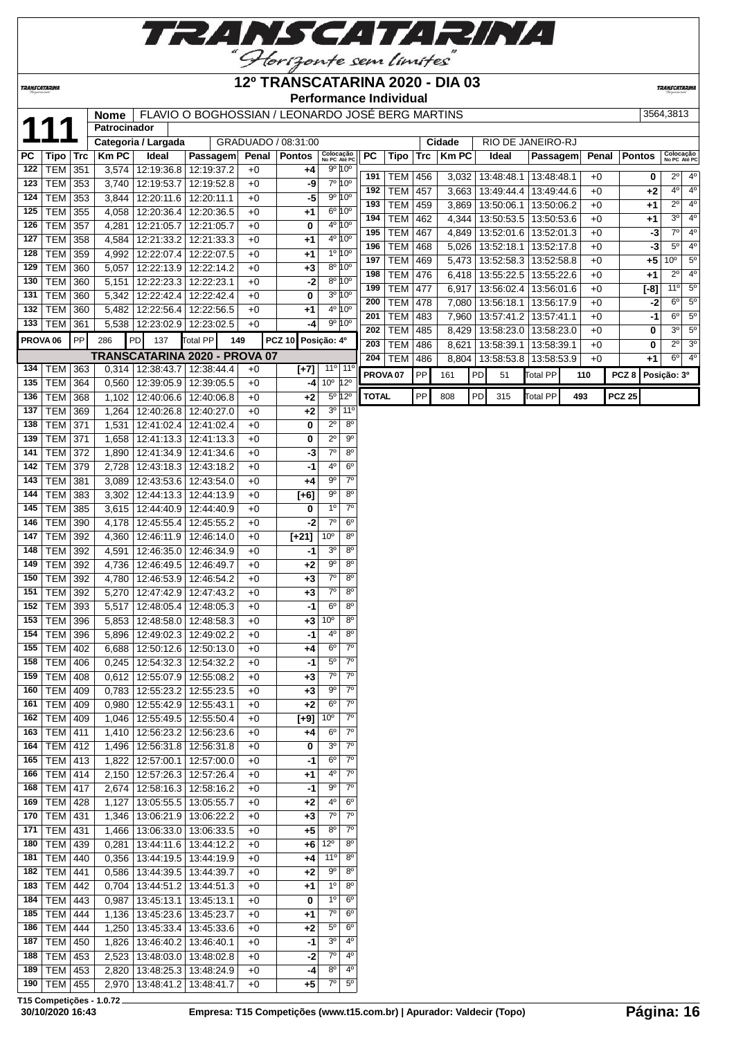# 12º TRANSCATARINA 2020 - DIA 03

## Performance Individual

**111** | **Nome**: FLAVIO O BOGHOSSIAN / LEONARDO JOSÉ BERG MARTINS | 3564,3813

**Patrocinador**:

**Categoria / Largada**: GRADUADO / 08:31:00 | **Cidade**: RIO DE JANEIRO-RJ

| PC | Tipo | Trc | Km PC | Ideal | Passagem | Penal | Pontos | Colocação No PC | Colocação Até PC |
|---|---|---|---|---|---|---|---|---|---|
| 122 | TEM | 351 | 3,574 | 12:19:36.8 | 12:19:37.2 | +0 | +4 | 9º | 10º |
| 123 | TEM | 353 | 3,740 | 12:19:53.7 | 12:19:52.8 | +0 | -9 | 7º | 10º |
| 124 | TEM | 353 | 3,844 | 12:20:11.6 | 12:20:11.1 | +0 | -5 | 9º | 10º |
| 125 | TEM | 355 | 4,058 | 12:20:36.4 | 12:20:36.5 | +0 | +1 | 6º | 10º |
| 126 | TEM | 357 | 4,281 | 12:21:05.7 | 12:21:05.7 | +0 | 0 | 4º | 10º |
| 127 | TEM | 358 | 4,584 | 12:21:33.2 | 12:21:33.3 | +0 | +1 | 4º | 10º |
| 128 | TEM | 359 | 4,992 | 12:22:07.4 | 12:22:07.5 | +0 | +1 | 1º | 10º |
| 129 | TEM | 360 | 5,057 | 12:22:13.9 | 12:22:14.2 | +0 | +3 | 8º | 10º |
| 130 | TEM | 360 | 5,151 | 12:22:23.3 | 12:22:23.1 | +0 | -2 | 8º | 10º |
| 131 | TEM | 360 | 5,342 | 12:22:42.4 | 12:22:42.4 | +0 | 0 | 3º | 10º |
| 132 | TEM | 360 | 5,482 | 12:22:56.4 | 12:22:56.5 | +0 | +1 | 4º | 10º |
| 133 | TEM | 361 | 5,538 | 12:23:02.9 | 12:23:02.5 | +0 | -4 | 9º | 10º |
| PROVA 06 | PP | 286 | PD 137 | Total PP 149 | | | PCZ 10 | Posição: 4º | |
| **TRANSCATARINA 2020 - PROVA 07** | | | | | | | | | |
| 134 | TEM | 363 | 0,314 | 12:38:43.7 | 12:38:44.4 | +0 | [+7] | 11º | 11º |
| 135 | TEM | 364 | 0,560 | 12:39:05.9 | 12:39:05.5 | +0 | -4 | 10º | 12º |
| 136 | TEM | 368 | 1,102 | 12:40:06.6 | 12:40:06.8 | +0 | +2 | 5º | 12º |
| 137 | TEM | 369 | 1,264 | 12:40:26.8 | 12:40:27.0 | +0 | +2 | 3º | 11º |
| 138 | TEM | 371 | 1,531 | 12:41:02.4 | 12:41:02.4 | +0 | 0 | 2º | 8º |
| 139 | TEM | 371 | 1,658 | 12:41:13.3 | 12:41:13.3 | +0 | 0 | 2º | 9º |
| 141 | TEM | 372 | 1,890 | 12:41:34.9 | 12:41:34.6 | +0 | -3 | 7º | 8º |
| 142 | TEM | 379 | 2,728 | 12:43:18.3 | 12:43:18.2 | +0 | -1 | 4º | 6º |
| 143 | TEM | 381 | 3,089 | 12:43:53.6 | 12:43:54.0 | +0 | +4 | 9º | 7º |
| 144 | TEM | 383 | 3,302 | 12:44:13.3 | 12:44:13.9 | +0 | [+6] | 9º | 8º |
| 145 | TEM | 385 | 3,615 | 12:44:40.9 | 12:44:40.9 | +0 | 0 | 1º | 7º |
| 146 | TEM | 390 | 4,178 | 12:45:55.4 | 12:45:55.2 | +0 | -2 | 7º | 6º |
| 147 | TEM | 392 | 4,360 | 12:46:11.9 | 12:46:14.0 | +0 | [+21] | 10º | 8º |
| 148 | TEM | 392 | 4,591 | 12:46:35.0 | 12:46:34.9 | +0 | -1 | 3º | 8º |
| 149 | TEM | 392 | 4,736 | 12:46:49.5 | 12:46:49.7 | +0 | +2 | 9º | 8º |
| 150 | TEM | 392 | 4,780 | 12:46:53.9 | 12:46:54.2 | +0 | +3 | 7º | 8º |
| 151 | TEM | 392 | 5,270 | 12:47:42.9 | 12:47:43.2 | +0 | +3 | 7º | 8º |
| 152 | TEM | 393 | 5,517 | 12:48:05.4 | 12:48:05.3 | +0 | -1 | 6º | 8º |
| 153 | TEM | 396 | 5,853 | 12:48:58.0 | 12:48:58.3 | +0 | +3 | 10º | 8º |
| 154 | TEM | 396 | 5,896 | 12:49:02.3 | 12:49:02.2 | +0 | -1 | 4º | 8º |
| 155 | TEM | 402 | 6,688 | 12:50:12.6 | 12:50:13.0 | +0 | +4 | 6º | 7º |
| 158 | TEM | 406 | 0,245 | 12:54:32.3 | 12:54:32.2 | +0 | -1 | 5º | 7º |
| 159 | TEM | 408 | 0,612 | 12:55:07.9 | 12:55:08.2 | +0 | +3 | 7º | 7º |
| 160 | TEM | 409 | 0,783 | 12:55:23.2 | 12:55:23.5 | +0 | +3 | 9º | 7º |
| 161 | TEM | 409 | 0,980 | 12:55:42.9 | 12:55:43.1 | +0 | +2 | 6º | 7º |
| 162 | TEM | 409 | 1,046 | 12:55:49.5 | 12:55:50.4 | +0 | [+9] | 10º | 7º |
| 163 | TEM | 411 | 1,410 | 12:56:23.2 | 12:56:23.6 | +0 | +4 | 6º | 7º |
| 164 | TEM | 412 | 1,496 | 12:56:31.8 | 12:56:31.8 | +0 | 0 | 3º | 7º |
| 165 | TEM | 413 | 1,822 | 12:57:00.1 | 12:57:00.0 | +0 | -1 | 6º | 7º |
| 166 | TEM | 414 | 2,150 | 12:57:26.3 | 12:57:26.4 | +0 | +1 | 4º | 7º |
| 168 | TEM | 417 | 2,674 | 12:58:16.3 | 12:58:16.2 | +0 | -1 | 9º | 7º |
| 169 | TEM | 428 | 1,127 | 13:05:55.5 | 13:05:55.7 | +0 | +2 | 4º | 6º |
| 170 | TEM | 431 | 1,346 | 13:06:21.9 | 13:06:22.2 | +0 | +3 | 7º | 7º |
| 171 | TEM | 431 | 1,466 | 13:06:33.0 | 13:06:33.5 | +0 | +5 | 8º | 7º |
| 180 | TEM | 439 | 0,281 | 13:44:11.6 | 13:44:12.2 | +0 | +6 | 12º | 8º |
| 181 | TEM | 440 | 0,356 | 13:44:19.5 | 13:44:19.9 | +0 | +4 | 11º | 8º |
| 182 | TEM | 441 | 0,586 | 13:44:39.5 | 13:44:39.7 | +0 | +2 | 9º | 8º |
| 183 | TEM | 442 | 0,704 | 13:44:51.2 | 13:44:51.3 | +0 | +1 | 1º | 8º |
| 184 | TEM | 443 | 0,987 | 13:45:13.1 | 13:45:13.1 | +0 | 0 | 1º | 6º |
| 185 | TEM | 444 | 1,136 | 13:45:23.6 | 13:45:23.7 | +0 | +1 | 7º | 6º |
| 186 | TEM | 444 | 1,250 | 13:45:33.4 | 13:45:33.6 | +0 | +2 | 5º | 6º |
| 187 | TEM | 450 | 1,826 | 13:46:40.2 | 13:46:40.1 | +0 | -1 | 3º | 4º |
| 188 | TEM | 453 | 2,523 | 13:48:03.0 | 13:48:02.8 | +0 | -2 | 7º | 4º |
| 189 | TEM | 453 | 2,820 | 13:48:25.3 | 13:48:24.9 | +0 | -4 | 8º | 4º |
| 190 | TEM | 455 | 2,970 | 13:48:41.2 | 13:48:41.7 | +0 | +5 | 7º | 5º |
| 191 | TEM | 456 | 3,032 | 13:48:48.1 | 13:48:48.1 | +0 | 0 | 2º | 4º |
| 192 | TEM | 457 | 3,663 | 13:49:44.4 | 13:49:44.6 | +0 | +2 | 4º | 4º |
| 193 | TEM | 459 | 3,869 | 13:50:06.1 | 13:50:06.2 | +0 | +1 | 2º | 4º |
| 194 | TEM | 462 | 4,344 | 13:50:53.5 | 13:50:53.6 | +0 | +1 | 3º | 4º |
| 195 | TEM | 467 | 4,849 | 13:52:01.6 | 13:52:01.3 | +0 | -3 | 7º | 4º |
| 196 | TEM | 468 | 5,026 | 13:52:18.1 | 13:52:17.8 | +0 | -3 | 5º | 4º |
| 197 | TEM | 469 | 5,473 | 13:52:58.3 | 13:52:58.8 | +0 | +5 | 10º | 5º |
| 198 | TEM | 476 | 6,418 | 13:55:22.5 | 13:55:22.6 | +0 | +1 | 2º | 4º |
| 199 | TEM | 477 | 6,917 | 13:56:02.4 | 13:56:01.6 | +0 | [-8] | 11º | 5º |
| 200 | TEM | 478 | 7,080 | 13:56:18.1 | 13:56:17.9 | +0 | -2 | 6º | 5º |
| 201 | TEM | 483 | 7,960 | 13:57:41.2 | 13:57:41.1 | +0 | -1 | 6º | 5º |
| 202 | TEM | 485 | 8,429 | 13:58:23.0 | 13:58:23.0 | +0 | 0 | 3º | 5º |
| 203 | TEM | 486 | 8,621 | 13:58:39.1 | 13:58:39.1 | +0 | 0 | 2º | 3º |
| 204 | TEM | 486 | 8,804 | 13:58:53.8 | 13:58:53.9 | +0 | +1 | 6º | 4º |
| PROVA 07 | PP | 161 | PD 51 | Total PP 110 | | | PCZ 8 | Posição: 3º | |
| TOTAL | PP | 808 | PD 315 | Total PP 493 | | | PCZ 25 | | |

T15 Competições - 1.0.72

30/10/2020 16:43 — Empresa: T15 Competições (www.t15.com.br) | Apurador: Valdecir (Topo)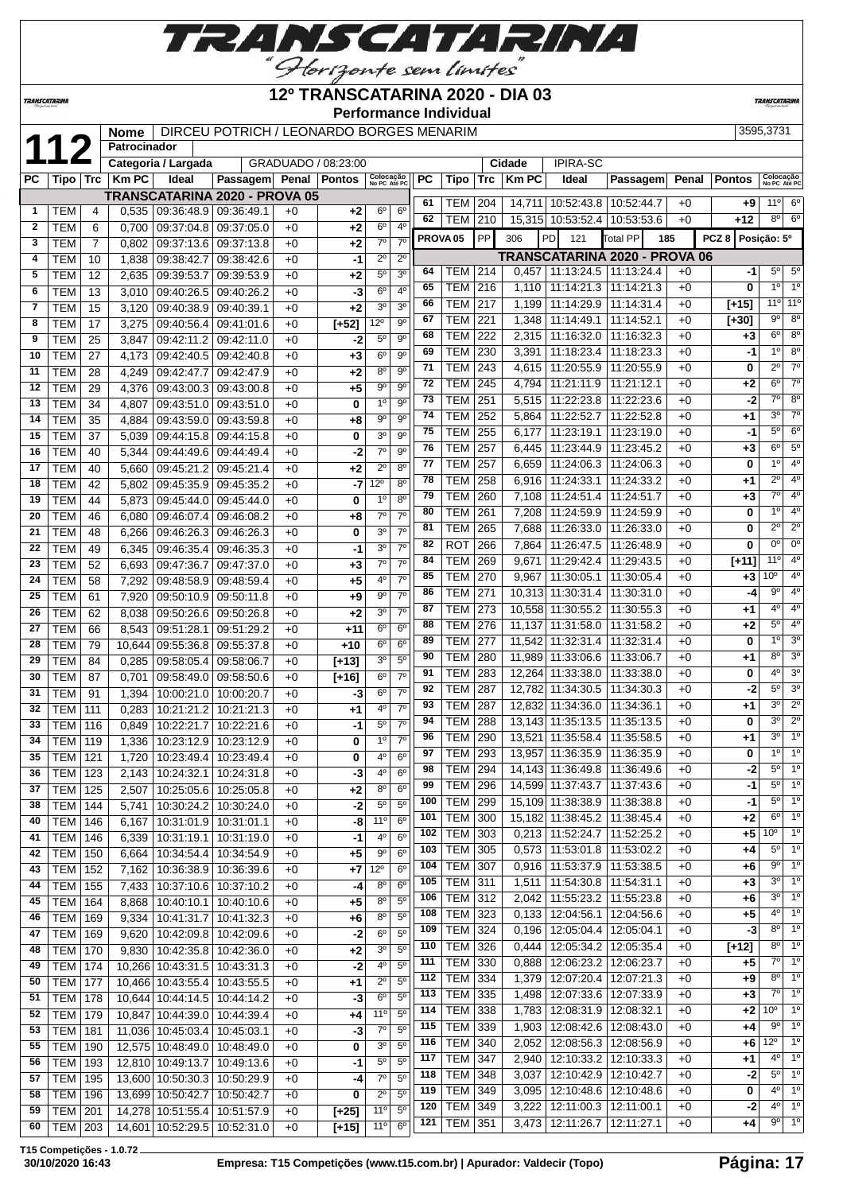# 12º TRANSCATARINA 2020 - DIA 03

**Performance Individual**

**112** | **Nome**: DIRCEU POTRICH / LEONARDO BORGES MENARIM | 3595,3731
**Patrocinador**:
**Categoria / Largada**: GRADUADO / 08:23:00 | **Cidade**: IPIRA-SC

**TRANSCATARINA 2020 - PROVA 05**

| PC | Tipo | Trc | Km PC | Ideal | Passagem | Penal | Pontos | Colocação No PC | Colocação Até PC |
|---|---|---|---|---|---|---|---|---|---|
| 1 | TEM | 4 | 0,535 | 09:36:48.9 | 09:36:49.1 | +0 | +2 | 6º | 6º |
| 2 | TEM | 6 | 0,700 | 09:37:04.8 | 09:37:05.0 | +0 | +2 | 6º | 4º |
| 3 | TEM | 7 | 0,802 | 09:37:13.6 | 09:37:13.8 | +0 | +2 | 7º | 7º |
| 4 | TEM | 10 | 1,838 | 09:38:42.7 | 09:38:42.6 | +0 | -1 | 2º | 2º |
| 5 | TEM | 12 | 2,635 | 09:39:53.7 | 09:39:53.9 | +0 | +2 | 5º | 3º |
| 6 | TEM | 13 | 3,010 | 09:40:26.5 | 09:40:26.2 | +0 | -3 | 6º | 4º |
| 7 | TEM | 15 | 3,120 | 09:40:38.9 | 09:40:39.1 | +0 | +2 | 3º | 3º |
| 8 | TEM | 17 | 3,275 | 09:40:56.4 | 09:41:01.6 | +0 | [+52] | 12º | 9º |
| 9 | TEM | 25 | 3,847 | 09:42:11.2 | 09:42:11.0 | +0 | -2 | 5º | 9º |
| 10 | TEM | 27 | 4,173 | 09:42:40.5 | 09:42:40.8 | +0 | +3 | 6º | 9º |
| 11 | TEM | 28 | 4,249 | 09:42:47.7 | 09:42:47.9 | +0 | +2 | 8º | 9º |
| 12 | TEM | 29 | 4,376 | 09:43:00.3 | 09:43:00.8 | +0 | +5 | 9º | 9º |
| 13 | TEM | 34 | 4,807 | 09:43:51.0 | 09:43:51.0 | +0 | 0 | 1º | 9º |
| 14 | TEM | 35 | 4,884 | 09:43:59.0 | 09:43:59.8 | +0 | +8 | 9º | 9º |
| 15 | TEM | 37 | 5,039 | 09:44:15.8 | 09:44:15.8 | +0 | 0 | 3º | 9º |
| 16 | TEM | 40 | 5,344 | 09:44:49.6 | 09:44:49.4 | +0 | -2 | 7º | 9º |
| 17 | TEM | 40 | 5,660 | 09:45:21.2 | 09:45:21.4 | +0 | +2 | 2º | 8º |
| 18 | TEM | 42 | 5,802 | 09:45:35.9 | 09:45:35.2 | +0 | -7 | 12º | 8º |
| 19 | TEM | 44 | 5,873 | 09:45:44.0 | 09:45:44.0 | +0 | 0 | 1º | 8º |
| 20 | TEM | 46 | 6,080 | 09:46:07.4 | 09:46:08.2 | +0 | +8 | 7º | 7º |
| 21 | TEM | 48 | 6,266 | 09:46:26.3 | 09:46:26.3 | +0 | 0 | 3º | 7º |
| 22 | TEM | 49 | 6,345 | 09:46:35.4 | 09:46:35.3 | +0 | -1 | 3º | 7º |
| 23 | TEM | 52 | 6,693 | 09:47:36.7 | 09:47:37.0 | +0 | +3 | 7º | 7º |
| 24 | TEM | 58 | 7,292 | 09:48:58.9 | 09:48:59.4 | +0 | +5 | 4º | 7º |
| 25 | TEM | 61 | 7,920 | 09:50:10.9 | 09:50:11.8 | +0 | +9 | 9º | 7º |
| 26 | TEM | 62 | 8,038 | 09:50:26.6 | 09:50:26.8 | +0 | +2 | 3º | 7º |
| 27 | TEM | 66 | 8,543 | 09:51:28.1 | 09:51:29.2 | +0 | +11 | 6º | 6º |
| 28 | TEM | 79 | 10,644 | 09:55:36.8 | 09:55:37.8 | +0 | +10 | 6º | 6º |
| 29 | TEM | 84 | 0,285 | 09:58:05.4 | 09:58:06.7 | +0 | [+13] | 3º | 5º |
| 30 | TEM | 87 | 0,701 | 09:58:49.0 | 09:58:50.6 | +0 | [+16] | 6º | 7º |
| 31 | TEM | 91 | 1,394 | 10:00:21.0 | 10:00:20.7 | +0 | -3 | 6º | 7º |
| 32 | TEM | 111 | 0,283 | 10:21:21.2 | 10:21:21.3 | +0 | +1 | 4º | 7º |
| 33 | TEM | 116 | 0,849 | 10:22:21.7 | 10:22:21.6 | +0 | -1 | 5º | 7º |
| 34 | TEM | 119 | 1,336 | 10:23:12.9 | 10:23:12.9 | +0 | 0 | 1º | 7º |
| 35 | TEM | 121 | 1,720 | 10:23:49.4 | 10:23:49.4 | +0 | 0 | 4º | 6º |
| 36 | TEM | 123 | 2,143 | 10:24:32.1 | 10:24:31.8 | +0 | -3 | 4º | 6º |
| 37 | TEM | 125 | 2,507 | 10:25:05.6 | 10:25:05.8 | +0 | +2 | 8º | 6º |
| 38 | TEM | 144 | 5,741 | 10:30:24.2 | 10:30:24.0 | +0 | -2 | 5º | 5º |
| 40 | TEM | 146 | 6,167 | 10:31:01.9 | 10:31:01.1 | +0 | -8 | 11º | 6º |
| 41 | TEM | 146 | 6,339 | 10:31:19.1 | 10:31:19.0 | +0 | -1 | 4º | 6º |
| 42 | TEM | 150 | 6,664 | 10:34:54.4 | 10:34:54.9 | +0 | +5 | 9º | 6º |
| 43 | TEM | 152 | 7,162 | 10:36:38.9 | 10:36:39.6 | +0 | +7 | 12º | 6º |
| 44 | TEM | 155 | 7,433 | 10:37:10.6 | 10:37:10.2 | +0 | -4 | 8º | 6º |
| 45 | TEM | 164 | 8,868 | 10:40:10.1 | 10:40:10.6 | +0 | +5 | 8º | 5º |
| 46 | TEM | 169 | 9,334 | 10:41:31.7 | 10:41:32.3 | +0 | +6 | 8º | 5º |
| 47 | TEM | 169 | 9,620 | 10:42:09.8 | 10:42:09.6 | +0 | -2 | 6º | 5º |
| 48 | TEM | 170 | 9,830 | 10:42:35.8 | 10:42:36.0 | +0 | +2 | 3º | 5º |
| 49 | TEM | 174 | 10,266 | 10:43:31.5 | 10:43:31.3 | +0 | -2 | 4º | 5º |
| 50 | TEM | 177 | 10,466 | 10:43:55.4 | 10:43:55.5 | +0 | +1 | 2º | 5º |
| 51 | TEM | 178 | 10,644 | 10:44:14.5 | 10:44:14.2 | +0 | -3 | 6º | 5º |
| 52 | TEM | 179 | 10,847 | 10:44:39.0 | 10:44:39.4 | +0 | +4 | 11º | 5º |
| 53 | TEM | 181 | 11,036 | 10:45:03.4 | 10:45:03.1 | +0 | -3 | 7º | 5º |
| 55 | TEM | 190 | 12,575 | 10:48:49.0 | 10:48:49.0 | +0 | 0 | 3º | 5º |
| 56 | TEM | 193 | 12,810 | 10:49:13.7 | 10:49:13.6 | +0 | -1 | 5º | 5º |
| 57 | TEM | 195 | 13,600 | 10:50:30.3 | 10:50:29.9 | +0 | -4 | 7º | 5º |
| 58 | TEM | 196 | 13,699 | 10:50:42.7 | 10:50:42.7 | +0 | 0 | 2º | 5º |
| 59 | TEM | 201 | 14,278 | 10:51:55.4 | 10:51:57.9 | +0 | [+25] | 11º | 5º |
| 60 | TEM | 203 | 14,601 | 10:52:29.5 | 10:52:31.0 | +0 | [+15] | 11º | 6º |
| 61 | TEM | 204 | 14,711 | 10:52:43.8 | 10:52:44.7 | +0 | +9 | 11º | 6º |
| 62 | TEM | 210 | 15,315 | 10:53:52.4 | 10:53:53.6 | +0 | +12 | 8º | 6º |

**PROVA 05** | PP 306 | PD 121 | Total PP 185 | PCZ 8 | Posição: 5º

**TRANSCATARINA 2020 - PROVA 06**

| PC | Tipo | Trc | Km PC | Ideal | Passagem | Penal | Pontos | Colocação No PC | Colocação Até PC |
|---|---|---|---|---|---|---|---|---|---|
| 64 | TEM | 214 | 0,457 | 11:13:24.5 | 11:13:24.4 | +0 | -1 | 5º | 5º |
| 65 | TEM | 216 | 1,110 | 11:14:21.3 | 11:14:21.3 | +0 | 0 | 1º | 1º |
| 66 | TEM | 217 | 1,199 | 11:14:29.9 | 11:14:31.4 | +0 | [+15] | 11º | 11º |
| 67 | TEM | 221 | 1,348 | 11:14:49.1 | 11:14:52.1 | +0 | [+30] | 9º | 8º |
| 68 | TEM | 222 | 2,315 | 11:16:32.0 | 11:16:32.3 | +0 | +3 | 6º | 8º |
| 69 | TEM | 230 | 3,391 | 11:18:23.4 | 11:18:23.3 | +0 | -1 | 1º | 8º |
| 71 | TEM | 243 | 4,615 | 11:20:55.9 | 11:20:55.9 | +0 | 0 | 2º | 7º |
| 72 | TEM | 245 | 4,794 | 11:21:11.9 | 11:21:12.1 | +0 | +2 | 6º | 7º |
| 73 | TEM | 251 | 5,515 | 11:22:23.8 | 11:22:23.6 | +0 | -2 | 7º | 8º |
| 74 | TEM | 252 | 5,864 | 11:22:52.7 | 11:22:52.8 | +0 | +1 | 3º | 7º |
| 75 | TEM | 255 | 6,177 | 11:23:19.1 | 11:23:19.0 | +0 | -1 | 5º | 6º |
| 76 | TEM | 257 | 6,445 | 11:23:44.9 | 11:23:45.2 | +0 | +3 | 6º | 5º |
| 77 | TEM | 257 | 6,659 | 11:24:06.3 | 11:24:06.3 | +0 | 0 | 1º | 4º |
| 78 | TEM | 258 | 6,916 | 11:24:33.1 | 11:24:33.2 | +0 | +1 | 2º | 4º |
| 79 | TEM | 260 | 7,108 | 11:24:51.4 | 11:24:51.7 | +0 | +3 | 7º | 4º |
| 80 | TEM | 261 | 7,208 | 11:24:59.9 | 11:24:59.9 | +0 | 0 | 1º | 4º |
| 81 | TEM | 265 | 7,688 | 11:26:33.0 | 11:26:33.0 | +0 | 0 | 2º | 2º |
| 82 | ROT | 266 | 7,864 | 11:26:47.5 | 11:26:48.9 | +0 | 0 | 0º | 0º |
| 84 | TEM | 269 | 9,671 | 11:29:42.4 | 11:29:43.5 | +0 | [+11] | 11º | 4º |
| 85 | TEM | 270 | 9,967 | 11:30:05.1 | 11:30:05.4 | +0 | +3 | 10º | 4º |
| 86 | TEM | 271 | 10,313 | 11:30:31.4 | 11:30:31.0 | +0 | -4 | 9º | 4º |
| 87 | TEM | 273 | 10,558 | 11:30:55.2 | 11:30:55.3 | +0 | +1 | 4º | 4º |
| 88 | TEM | 276 | 11,137 | 11:31:58.0 | 11:31:58.2 | +0 | +2 | 5º | 4º |
| 89 | TEM | 277 | 11,542 | 11:32:31.4 | 11:32:31.4 | +0 | 0 | 1º | 3º |
| 90 | TEM | 280 | 11,989 | 11:33:06.6 | 11:33:06.7 | +0 | +1 | 8º | 3º |
| 91 | TEM | 283 | 12,264 | 11:33:38.0 | 11:33:38.0 | +0 | 0 | 4º | 3º |
| 92 | TEM | 287 | 12,782 | 11:34:30.5 | 11:34:30.3 | +0 | -2 | 5º | 3º |
| 93 | TEM | 287 | 12,832 | 11:34:36.0 | 11:34:36.1 | +0 | +1 | 3º | 2º |
| 94 | TEM | 288 | 13,143 | 11:35:13.5 | 11:35:13.5 | +0 | 0 | 3º | 2º |
| 96 | TEM | 290 | 13,521 | 11:35:58.4 | 11:35:58.5 | +0 | +1 | 3º | 1º |
| 97 | TEM | 293 | 13,957 | 11:36:35.9 | 11:36:35.9 | +0 | 0 | 1º | 1º |
| 98 | TEM | 294 | 14,143 | 11:36:49.8 | 11:36:49.6 | +0 | -2 | 5º | 1º |
| 99 | TEM | 296 | 14,599 | 11:37:43.7 | 11:37:43.6 | +0 | -1 | 5º | 1º |
| 100 | TEM | 299 | 15,109 | 11:38:38.9 | 11:38:38.8 | +0 | -1 | 5º | 1º |
| 101 | TEM | 300 | 15,182 | 11:38:45.2 | 11:38:45.4 | +0 | +2 | 6º | 1º |
| 102 | TEM | 303 | 0,213 | 11:52:24.7 | 11:52:25.2 | +0 | +5 | 10º | 1º |
| 103 | TEM | 305 | 0,573 | 11:53:01.8 | 11:53:02.2 | +0 | +4 | 5º | 1º |
| 104 | TEM | 307 | 0,916 | 11:53:37.9 | 11:53:38.5 | +0 | +6 | 9º | 1º |
| 105 | TEM | 311 | 1,511 | 11:54:30.8 | 11:54:31.1 | +0 | +3 | 3º | 1º |
| 106 | TEM | 312 | 2,042 | 11:55:23.2 | 11:55:23.8 | +0 | +6 | 3º | 1º |
| 108 | TEM | 323 | 0,133 | 12:04:56.1 | 12:04:56.6 | +0 | +5 | 4º | 1º |
| 109 | TEM | 324 | 0,196 | 12:05:04.4 | 12:05:04.1 | +0 | -3 | 8º | 1º |
| 110 | TEM | 326 | 0,444 | 12:05:34.2 | 12:05:35.4 | +0 | [+12] | 8º | 1º |
| 111 | TEM | 330 | 0,888 | 12:06:23.2 | 12:06:23.7 | +0 | +5 | 7º | 1º |
| 112 | TEM | 334 | 1,379 | 12:07:20.4 | 12:07:21.3 | +0 | +9 | 8º | 1º |
| 113 | TEM | 335 | 1,498 | 12:07:33.6 | 12:07:33.9 | +0 | +3 | 7º | 1º |
| 114 | TEM | 338 | 1,783 | 12:08:31.9 | 12:08:32.1 | +0 | +2 | 10º | 1º |
| 115 | TEM | 339 | 1,903 | 12:08:42.6 | 12:08:43.0 | +0 | +4 | 9º | 1º |
| 116 | TEM | 340 | 2,052 | 12:08:56.3 | 12:08:56.9 | +0 | +6 | 12º | 1º |
| 117 | TEM | 347 | 2,940 | 12:10:33.2 | 12:10:33.3 | +0 | +1 | 4º | 1º |
| 118 | TEM | 348 | 3,037 | 12:10:42.9 | 12:10:42.7 | +0 | -2 | 5º | 1º |
| 119 | TEM | 349 | 3,095 | 12:10:48.6 | 12:10:48.6 | +0 | 0 | 4º | 1º |
| 120 | TEM | 349 | 3,222 | 12:11:00.3 | 12:11:00.1 | +0 | -2 | 4º | 1º |
| 121 | TEM | 351 | 3,473 | 12:11:26.7 | 12:11:27.1 | +0 | +4 | 9º | 1º |

T15 Competições - 1.0.72
30/10/2020 16:43 — Empresa: T15 Competições (www.t15.com.br) | Apurador: Valdecir (Topo)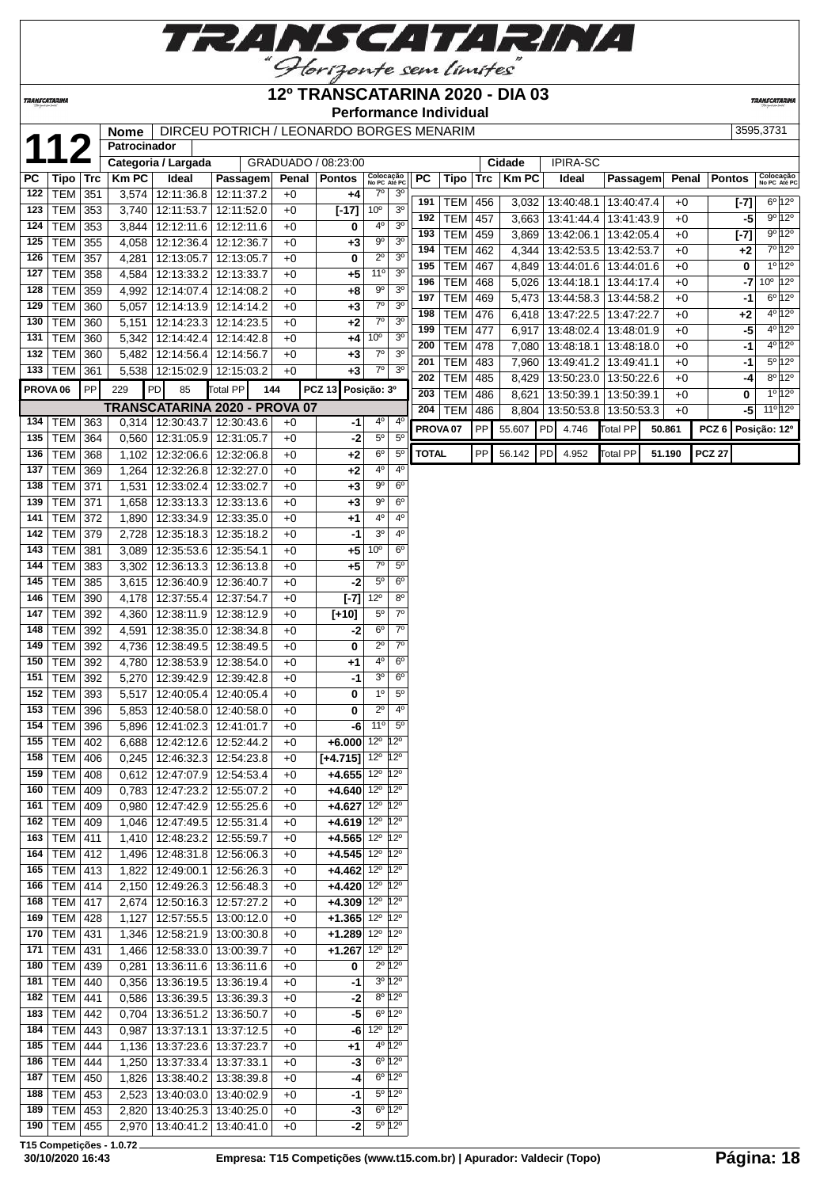# 12º TRANSCATARINA 2020 - DIA 03

**Performance Individual**

**112**

| Nome | DIRCEU POTRICH / LEONARDO BORGES MENARIM | 3595,3731 |
|---|---|---|
| Patrocinador | | |
| Categoria / Largada | GRADUADO / 08:23:00 | Cidade: IPIRA-SC |

| PC | Tipo | Trc | Km PC | Ideal | Passagem | Penal | Pontos | Colocação No PC | Colocação Até PC |
|---|---|---|---|---|---|---|---|---|---|
| 122 | TEM | 351 | 3,574 | 12:11:36.8 | 12:11:37.2 | +0 | +4 | 7º | 3º |
| 123 | TEM | 353 | 3,740 | 12:11:53.7 | 12:11:52.0 | +0 | [-17] | 10º | 3º |
| 124 | TEM | 353 | 3,844 | 12:12:11.6 | 12:12:11.6 | +0 | 0 | 4º | 3º |
| 125 | TEM | 355 | 4,058 | 12:12:36.4 | 12:12:36.7 | +0 | +3 | 9º | 3º |
| 126 | TEM | 357 | 4,281 | 12:13:05.7 | 12:13:05.7 | +0 | 0 | 2º | 3º |
| 127 | TEM | 358 | 4,584 | 12:13:33.2 | 12:13:33.7 | +0 | +5 | 11º | 3º |
| 128 | TEM | 359 | 4,992 | 12:14:07.4 | 12:14:08.2 | +0 | +8 | 9º | 3º |
| 129 | TEM | 360 | 5,057 | 12:14:13.9 | 12:14:14.2 | +0 | +3 | 7º | 3º |
| 130 | TEM | 360 | 5,151 | 12:14:23.3 | 12:14:23.5 | +0 | +2 | 7º | 3º |
| 131 | TEM | 360 | 5,342 | 12:14:42.4 | 12:14:42.8 | +0 | +4 | 10º | 3º |
| 132 | TEM | 360 | 5,482 | 12:14:56.4 | 12:14:56.7 | +0 | +3 | 7º | 3º |
| 133 | TEM | 361 | 5,538 | 12:15:02.9 | 12:15:03.2 | +0 | +3 | 7º | 3º |
| PROVA 06 | PP | 229 | PD 85 | Total PP 144 | | | PCZ 13 | Posição: 3º | |
| **TRANSCATARINA 2020 - PROVA 07** | | | | | | | | | |
| 134 | TEM | 363 | 0,314 | 12:30:43.7 | 12:30:43.6 | +0 | -1 | 4º | 4º |
| 135 | TEM | 364 | 0,560 | 12:31:05.9 | 12:31:05.7 | +0 | -2 | 5º | 5º |
| 136 | TEM | 368 | 1,102 | 12:32:06.6 | 12:32:06.8 | +0 | +2 | 6º | 5º |
| 137 | TEM | 369 | 1,264 | 12:32:26.8 | 12:32:27.0 | +0 | +2 | 4º | 4º |
| 138 | TEM | 371 | 1,531 | 12:33:02.4 | 12:33:02.7 | +0 | +3 | 9º | 6º |
| 139 | TEM | 371 | 1,658 | 12:33:13.3 | 12:33:13.6 | +0 | +3 | 9º | 6º |
| 141 | TEM | 372 | 1,890 | 12:33:34.9 | 12:33:35.0 | +0 | +1 | 4º | 4º |
| 142 | TEM | 379 | 2,728 | 12:35:18.3 | 12:35:18.2 | +0 | -1 | 3º | 4º |
| 143 | TEM | 381 | 3,089 | 12:35:53.6 | 12:35:54.1 | +0 | +5 | 10º | 6º |
| 144 | TEM | 383 | 3,302 | 12:36:13.3 | 12:36:13.8 | +0 | +5 | 7º | 5º |
| 145 | TEM | 385 | 3,615 | 12:36:40.9 | 12:36:40.7 | +0 | -2 | 5º | 6º |
| 146 | TEM | 390 | 4,178 | 12:37:55.4 | 12:37:54.7 | +0 | [-7] | 12º | 8º |
| 147 | TEM | 392 | 4,360 | 12:38:11.9 | 12:38:12.9 | +0 | [+10] | 5º | 7º |
| 148 | TEM | 392 | 4,591 | 12:38:35.0 | 12:38:34.8 | +0 | -2 | 6º | 7º |
| 149 | TEM | 392 | 4,736 | 12:38:49.5 | 12:38:49.5 | +0 | 0 | 2º | 7º |
| 150 | TEM | 392 | 4,780 | 12:38:53.9 | 12:38:54.0 | +0 | +1 | 4º | 6º |
| 151 | TEM | 392 | 5,270 | 12:39:42.9 | 12:39:42.8 | +0 | -1 | 3º | 6º |
| 152 | TEM | 393 | 5,517 | 12:40:05.4 | 12:40:05.4 | +0 | 0 | 1º | 5º |
| 153 | TEM | 396 | 5,853 | 12:40:58.0 | 12:40:58.0 | +0 | 0 | 2º | 4º |
| 154 | TEM | 396 | 5,896 | 12:41:02.3 | 12:41:01.7 | +0 | -6 | 11º | 5º |
| 155 | TEM | 402 | 6,688 | 12:42:12.6 | 12:52:44.2 | +0 | +6.000 | 12º | 12º |
| 158 | TEM | 406 | 0,245 | 12:46:32.3 | 12:54:23.8 | +0 | [+4.715] | 12º | 12º |
| 159 | TEM | 408 | 0,612 | 12:47:07.9 | 12:54:53.4 | +0 | +4.655 | 12º | 12º |
| 160 | TEM | 409 | 0,783 | 12:47:23.2 | 12:55:07.2 | +0 | +4.640 | 12º | 12º |
| 161 | TEM | 409 | 0,980 | 12:47:42.9 | 12:55:25.6 | +0 | +4.627 | 12º | 12º |
| 162 | TEM | 409 | 1,046 | 12:47:49.5 | 12:55:31.4 | +0 | +4.619 | 12º | 12º |
| 163 | TEM | 411 | 1,410 | 12:48:23.2 | 12:55:59.7 | +0 | +4.565 | 12º | 12º |
| 164 | TEM | 412 | 1,496 | 12:48:31.8 | 12:56:06.3 | +0 | +4.545 | 12º | 12º |
| 165 | TEM | 413 | 1,822 | 12:49:00.1 | 12:56:26.3 | +0 | +4.462 | 12º | 12º |
| 166 | TEM | 414 | 2,150 | 12:49:26.3 | 12:56:48.3 | +0 | +4.420 | 12º | 12º |
| 168 | TEM | 417 | 2,674 | 12:50:16.3 | 12:57:27.2 | +0 | +4.309 | 12º | 12º |
| 169 | TEM | 428 | 1,127 | 12:57:55.5 | 13:00:12.0 | +0 | +1.365 | 12º | 12º |
| 170 | TEM | 431 | 1,346 | 12:58:21.9 | 13:00:30.8 | +0 | +1.289 | 12º | 12º |
| 171 | TEM | 431 | 1,466 | 12:58:33.0 | 13:00:39.7 | +0 | +1.267 | 12º | 12º |
| 180 | TEM | 439 | 0,281 | 13:36:11.6 | 13:36:11.6 | +0 | 0 | 2º | 12º |
| 181 | TEM | 440 | 0,356 | 13:36:19.5 | 13:36:19.4 | +0 | -1 | 3º | 12º |
| 182 | TEM | 441 | 0,586 | 13:36:39.5 | 13:36:39.3 | +0 | -2 | 8º | 12º |
| 183 | TEM | 442 | 0,704 | 13:36:51.2 | 13:36:50.7 | +0 | -5 | 6º | 12º |
| 184 | TEM | 443 | 0,987 | 13:37:13.1 | 13:37:12.5 | +0 | -6 | 12º | 12º |
| 185 | TEM | 444 | 1,136 | 13:37:23.6 | 13:37:23.7 | +0 | +1 | 4º | 12º |
| 186 | TEM | 444 | 1,250 | 13:37:33.4 | 13:37:33.1 | +0 | -3 | 6º | 12º |
| 187 | TEM | 450 | 1,826 | 13:38:40.2 | 13:38:39.8 | +0 | -4 | 6º | 12º |
| 188 | TEM | 453 | 2,523 | 13:40:03.0 | 13:40:02.9 | +0 | -1 | 5º | 12º |
| 189 | TEM | 453 | 2,820 | 13:40:25.3 | 13:40:25.0 | +0 | -3 | 6º | 12º |
| 190 | TEM | 455 | 2,970 | 13:40:41.2 | 13:40:41.0 | +0 | -2 | 5º | 12º |
| 191 | TEM | 456 | 3,032 | 13:40:48.1 | 13:40:47.4 | +0 | [-7] | 6º | 12º |
| 192 | TEM | 457 | 3,663 | 13:41:44.4 | 13:41:43.9 | +0 | -5 | 9º | 12º |
| 193 | TEM | 459 | 3,869 | 13:42:06.1 | 13:42:05.4 | +0 | [-7] | 9º | 12º |
| 194 | TEM | 462 | 4,344 | 13:42:53.5 | 13:42:53.7 | +0 | +2 | 7º | 12º |
| 195 | TEM | 467 | 4,849 | 13:44:01.6 | 13:44:01.6 | +0 | 0 | 1º | 12º |
| 196 | TEM | 468 | 5,026 | 13:44:18.1 | 13:44:17.4 | +0 | -7 | 10º | 12º |
| 197 | TEM | 469 | 5,473 | 13:44:58.3 | 13:44:58.2 | +0 | -1 | 6º | 12º |
| 198 | TEM | 476 | 6,418 | 13:47:22.5 | 13:47:22.7 | +0 | +2 | 4º | 12º |
| 199 | TEM | 477 | 6,917 | 13:48:02.4 | 13:48:01.9 | +0 | -5 | 4º | 12º |
| 200 | TEM | 478 | 7,080 | 13:48:18.1 | 13:48:18.0 | +0 | -1 | 4º | 12º |
| 201 | TEM | 483 | 7,960 | 13:49:41.2 | 13:49:41.1 | +0 | -1 | 5º | 12º |
| 202 | TEM | 485 | 8,429 | 13:50:23.0 | 13:50:22.6 | +0 | -4 | 8º | 12º |
| 203 | TEM | 486 | 8,621 | 13:50:39.1 | 13:50:39.1 | +0 | 0 | 1º | 12º |
| 204 | TEM | 486 | 8,804 | 13:50:53.8 | 13:50:53.3 | +0 | -5 | 11º | 12º |
| PROVA 07 | PP | 55.607 | PD 4.746 | Total PP 50.861 | | | PCZ 6 | Posição: 12º | |
| TOTAL | PP | 56.142 | PD 4.952 | Total PP 51.190 | | | PCZ 27 | | |

T15 Competições - 1.0.72

30/10/2020 16:43 — Empresa: T15 Competições (www.t15.com.br) | Apurador: Valdecir (Topo)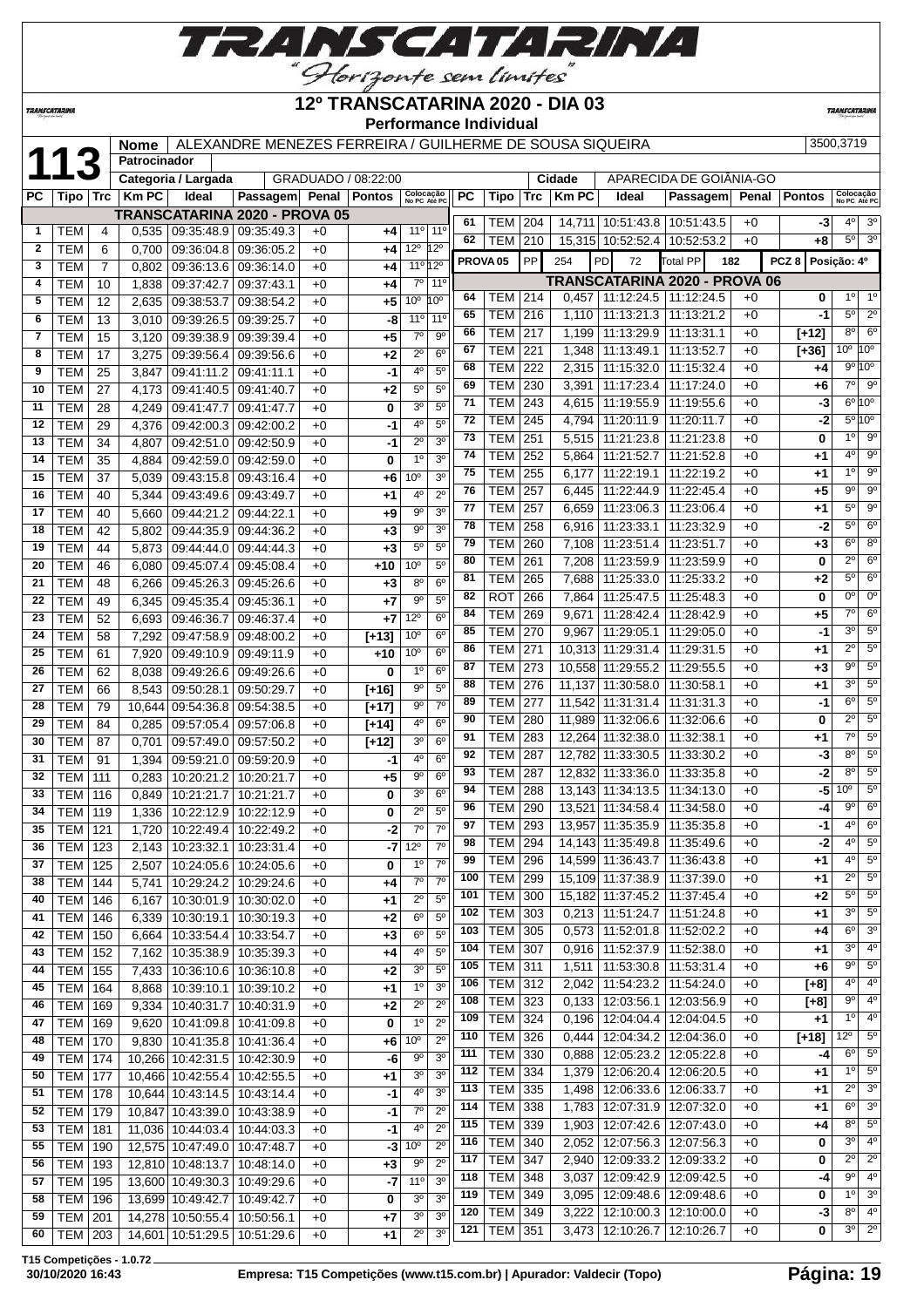# 12º TRANSCATARINA 2020 - DIA 03

**Performance Individual**

| 113 | Nome | ALEXANDRE MENEZES FERREIRA / GUILHERME DE SOUSA SIQUEIRA | 3500,3719 |
|---|---|---|---|
| | Patrocinador | | |
| | Categoria / Largada | GRADUADO / 08:22:00 | Cidade: APARECIDA DE GOIÂNIA-GO |

**TRANSCATARINA 2020 - PROVA 05**

| PC | Tipo | Trc | Km PC | Ideal | Passagem | Penal | Pontos | Colocação No PC | Colocação Até PC |
|---|---|---|---|---|---|---|---|---|---|
| 1 | TEM | 4 | 0,535 | 09:35:48.9 | 09:35:49.3 | +0 | +4 | 11º | 11º |
| 2 | TEM | 6 | 0,700 | 09:36:04.8 | 09:36:05.2 | +0 | +4 | 12º | 12º |
| 3 | TEM | 7 | 0,802 | 09:36:13.6 | 09:36:14.0 | +0 | +4 | 11º | 12º |
| 4 | TEM | 10 | 1,838 | 09:37:42.7 | 09:37:43.1 | +0 | +4 | 7º | 11º |
| 5 | TEM | 12 | 2,635 | 09:38:53.7 | 09:38:54.2 | +0 | +5 | 10º | 10º |
| 6 | TEM | 13 | 3,010 | 09:39:26.5 | 09:39:25.7 | +0 | -8 | 11º | 11º |
| 7 | TEM | 15 | 3,120 | 09:39:38.9 | 09:39:39.4 | +0 | +5 | 7º | 9º |
| 8 | TEM | 17 | 3,275 | 09:39:56.4 | 09:39:56.6 | +0 | +2 | 2º | 6º |
| 9 | TEM | 25 | 3,847 | 09:41:11.2 | 09:41:11.1 | +0 | -1 | 4º | 5º |
| 10 | TEM | 27 | 4,173 | 09:41:40.5 | 09:41:40.7 | +0 | +2 | 5º | 5º |
| 11 | TEM | 28 | 4,249 | 09:41:47.7 | 09:41:47.7 | +0 | 0 | 3º | 5º |
| 12 | TEM | 29 | 4,376 | 09:42:00.3 | 09:42:00.2 | +0 | -1 | 4º | 5º |
| 13 | TEM | 34 | 4,807 | 09:42:51.0 | 09:42:50.9 | +0 | -1 | 2º | 3º |
| 14 | TEM | 35 | 4,884 | 09:42:59.0 | 09:42:59.0 | +0 | 0 | 1º | 3º |
| 15 | TEM | 37 | 5,039 | 09:43:15.8 | 09:43:16.4 | +0 | +6 | 10º | 3º |
| 16 | TEM | 40 | 5,344 | 09:43:49.6 | 09:43:49.7 | +0 | +1 | 4º | 2º |
| 17 | TEM | 40 | 5,660 | 09:44:21.2 | 09:44:22.1 | +0 | +9 | 9º | 3º |
| 18 | TEM | 42 | 5,802 | 09:44:35.9 | 09:44:36.2 | +0 | +3 | 9º | 3º |
| 19 | TEM | 44 | 5,873 | 09:44:44.0 | 09:44:44.3 | +0 | +3 | 5º | 5º |
| 20 | TEM | 46 | 6,080 | 09:45:07.4 | 09:45:08.4 | +0 | +10 | 10º | 5º |
| 21 | TEM | 48 | 6,266 | 09:45:26.3 | 09:45:26.6 | +0 | +3 | 8º | 6º |
| 22 | TEM | 49 | 6,345 | 09:45:35.4 | 09:45:36.1 | +0 | +7 | 9º | 5º |
| 23 | TEM | 52 | 6,693 | 09:46:36.7 | 09:46:37.4 | +0 | +7 | 12º | 6º |
| 24 | TEM | 58 | 7,292 | 09:47:58.9 | 09:48:00.2 | +0 | [+13] | 10º | 6º |
| 25 | TEM | 61 | 7,920 | 09:49:10.9 | 09:49:11.9 | +0 | +10 | 10º | 6º |
| 26 | TEM | 62 | 8,038 | 09:49:26.6 | 09:49:26.6 | +0 | 0 | 1º | 6º |
| 27 | TEM | 66 | 8,543 | 09:50:28.1 | 09:50:29.7 | +0 | [+16] | 9º | 5º |
| 28 | TEM | 79 | 10,644 | 09:54:36.8 | 09:54:38.5 | +0 | [+17] | 9º | 7º |
| 29 | TEM | 84 | 0,285 | 09:57:05.4 | 09:57:06.8 | +0 | [+14] | 4º | 6º |
| 30 | TEM | 87 | 0,701 | 09:57:49.0 | 09:57:50.2 | +0 | [+12] | 3º | 6º |
| 31 | TEM | 91 | 1,394 | 09:59:21.0 | 09:59:20.9 | +0 | -1 | 4º | 6º |
| 32 | TEM | 111 | 0,283 | 10:20:21.2 | 10:20:21.7 | +0 | +5 | 9º | 6º |
| 33 | TEM | 116 | 0,849 | 10:21:21.7 | 10:21:21.7 | +0 | 0 | 3º | 6º |
| 34 | TEM | 119 | 1,336 | 10:22:12.9 | 10:22:12.9 | +0 | 0 | 2º | 5º |
| 35 | TEM | 121 | 1,720 | 10:22:49.4 | 10:22:49.2 | +0 | -2 | 7º | 7º |
| 36 | TEM | 123 | 2,143 | 10:23:32.1 | 10:23:31.4 | +0 | -7 | 12º | 7º |
| 37 | TEM | 125 | 2,507 | 10:24:05.6 | 10:24:05.6 | +0 | 0 | 1º | 7º |
| 38 | TEM | 144 | 5,741 | 10:29:24.2 | 10:29:24.6 | +0 | +4 | 7º | 7º |
| 40 | TEM | 146 | 6,167 | 10:30:01.9 | 10:30:02.0 | +0 | +1 | 2º | 5º |
| 41 | TEM | 146 | 6,339 | 10:30:19.1 | 10:30:19.3 | +0 | +2 | 6º | 5º |
| 42 | TEM | 150 | 6,664 | 10:33:54.4 | 10:33:54.7 | +0 | +3 | 6º | 5º |
| 43 | TEM | 152 | 7,162 | 10:35:38.9 | 10:35:39.3 | +0 | +4 | 4º | 5º |
| 44 | TEM | 155 | 7,433 | 10:36:10.6 | 10:36:10.8 | +0 | +2 | 3º | 5º |
| 45 | TEM | 164 | 8,868 | 10:39:10.1 | 10:39:10.2 | +0 | +1 | 1º | 3º |
| 46 | TEM | 169 | 9,334 | 10:40:31.7 | 10:40:31.9 | +0 | +2 | 2º | 2º |
| 47 | TEM | 169 | 9,620 | 10:41:09.8 | 10:41:09.8 | +0 | 0 | 1º | 2º |
| 48 | TEM | 170 | 9,830 | 10:41:35.8 | 10:41:36.4 | +0 | +6 | 10º | 2º |
| 49 | TEM | 174 | 10,266 | 10:42:31.5 | 10:42:30.9 | +0 | -6 | 9º | 3º |
| 50 | TEM | 177 | 10,466 | 10:42:55.4 | 10:42:55.5 | +0 | +1 | 3º | 3º |
| 51 | TEM | 178 | 10,644 | 10:43:14.5 | 10:43:14.4 | +0 | -1 | 4º | 3º |
| 52 | TEM | 179 | 10,847 | 10:43:39.0 | 10:43:38.9 | +0 | -1 | 7º | 2º |
| 53 | TEM | 181 | 11,036 | 10:44:03.4 | 10:44:03.3 | +0 | -1 | 4º | 2º |
| 55 | TEM | 190 | 12,575 | 10:47:49.0 | 10:47:48.7 | +0 | -3 | 10º | 2º |
| 56 | TEM | 193 | 12,810 | 10:48:13.7 | 10:48:14.0 | +0 | +3 | 9º | 2º |
| 57 | TEM | 195 | 13,600 | 10:49:30.3 | 10:49:29.6 | +0 | -7 | 11º | 3º |
| 58 | TEM | 196 | 13,699 | 10:49:42.7 | 10:49:42.7 | +0 | 0 | 3º | 3º |
| 59 | TEM | 201 | 14,278 | 10:50:55.4 | 10:50:56.1 | +0 | +7 | 3º | 3º |
| 60 | TEM | 203 | 14,601 | 10:51:29.5 | 10:51:29.6 | +0 | +1 | 2º | 3º |
| 61 | TEM | 204 | 14,711 | 10:51:43.8 | 10:51:43.5 | +0 | -3 | 4º | 3º |
| 62 | TEM | 210 | 15,315 | 10:52:52.4 | 10:52:53.2 | +0 | +8 | 5º | 3º |

| PROVA 05 | PP | 254 | PD | 72 | Total PP | 182 | PCZ 8 | Posição: 4º |
|---|---|---|---|---|---|---|---|---|

**TRANSCATARINA 2020 - PROVA 06**

| PC | Tipo | Trc | Km PC | Ideal | Passagem | Penal | Pontos | Colocação No PC | Colocação Até PC |
|---|---|---|---|---|---|---|---|---|---|
| 64 | TEM | 214 | 0,457 | 11:12:24.5 | 11:12:24.5 | +0 | 0 | 1º | 1º |
| 65 | TEM | 216 | 1,110 | 11:13:21.3 | 11:13:21.2 | +0 | -1 | 5º | 2º |
| 66 | TEM | 217 | 1,199 | 11:13:29.9 | 11:13:31.1 | +0 | [+12] | 8º | 6º |
| 67 | TEM | 221 | 1,348 | 11:13:49.1 | 11:13:52.7 | +0 | [+36] | 10º | 10º |
| 68 | TEM | 222 | 2,315 | 11:15:32.0 | 11:15:32.4 | +0 | +4 | 9º | 10º |
| 69 | TEM | 230 | 3,391 | 11:17:23.4 | 11:17:24.0 | +0 | +6 | 7º | 9º |
| 71 | TEM | 243 | 4,615 | 11:19:55.9 | 11:19:55.6 | +0 | -3 | 6º | 10º |
| 72 | TEM | 245 | 4,794 | 11:20:11.9 | 11:20:11.7 | +0 | -2 | 5º | 10º |
| 73 | TEM | 251 | 5,515 | 11:21:23.8 | 11:21:23.8 | +0 | 0 | 1º | 9º |
| 74 | TEM | 252 | 5,864 | 11:21:52.7 | 11:21:52.8 | +0 | +1 | 4º | 9º |
| 75 | TEM | 255 | 6,177 | 11:22:19.1 | 11:22:19.2 | +0 | +1 | 1º | 9º |
| 76 | TEM | 257 | 6,445 | 11:22:44.9 | 11:22:45.4 | +0 | +5 | 9º | 9º |
| 77 | TEM | 257 | 6,659 | 11:23:06.3 | 11:23:06.4 | +0 | +1 | 5º | 9º |
| 78 | TEM | 258 | 6,916 | 11:23:33.1 | 11:23:32.9 | +0 | -2 | 5º | 6º |
| 79 | TEM | 260 | 7,108 | 11:23:51.4 | 11:23:51.7 | +0 | +3 | 6º | 8º |
| 80 | TEM | 261 | 7,208 | 11:23:59.9 | 11:23:59.9 | +0 | 0 | 2º | 6º |
| 81 | TEM | 265 | 7,688 | 11:25:33.0 | 11:25:33.2 | +0 | +2 | 5º | 6º |
| 82 | ROT | 266 | 7,864 | 11:25:47.5 | 11:25:48.3 | +0 | 0 | 0º | 0º |
| 84 | TEM | 269 | 9,671 | 11:28:42.4 | 11:28:42.9 | +0 | +5 | 7º | 6º |
| 85 | TEM | 270 | 9,967 | 11:29:05.1 | 11:29:05.0 | +0 | -1 | 3º | 5º |
| 86 | TEM | 271 | 10,313 | 11:29:31.4 | 11:29:31.5 | +0 | +1 | 2º | 5º |
| 87 | TEM | 273 | 10,558 | 11:29:55.2 | 11:29:55.5 | +0 | +3 | 9º | 5º |
| 88 | TEM | 276 | 11,137 | 11:30:58.0 | 11:30:58.1 | +0 | +1 | 3º | 5º |
| 89 | TEM | 277 | 11,542 | 11:31:31.4 | 11:31:31.3 | +0 | -1 | 6º | 5º |
| 90 | TEM | 280 | 11,989 | 11:32:06.6 | 11:32:06.6 | +0 | 0 | 2º | 5º |
| 91 | TEM | 283 | 12,264 | 11:32:38.0 | 11:32:38.1 | +0 | +1 | 7º | 5º |
| 92 | TEM | 286 | 12,782 | 11:33:30.5 | 11:33:30.2 | +0 | -3 | 8º | 5º |
| 93 | TEM | 287 | 12,832 | 11:33:36.0 | 11:33:35.8 | +0 | -2 | 8º | 5º |
| 94 | TEM | 288 | 13,143 | 11:34:13.5 | 11:34:13.0 | +0 | -5 | 10º | 5º |
| 96 | TEM | 290 | 13,521 | 11:34:58.4 | 11:34:58.0 | +0 | -4 | 9º | 6º |
| 97 | TEM | 293 | 13,957 | 11:35:35.9 | 11:35:35.8 | +0 | -1 | 4º | 6º |
| 98 | TEM | 294 | 14,143 | 11:35:49.8 | 11:35:49.6 | +0 | -2 | 4º | 5º |
| 99 | TEM | 296 | 14,599 | 11:36:43.7 | 11:36:43.8 | +0 | +1 | 4º | 5º |
| 100 | TEM | 299 | 15,109 | 11:37:38.9 | 11:37:39.0 | +0 | +1 | 2º | 5º |
| 101 | TEM | 300 | 15,182 | 11:37:45.2 | 11:37:45.4 | +0 | +2 | 5º | 5º |
| 102 | TEM | 303 | 0,213 | 11:51:24.7 | 11:51:24.8 | +0 | +1 | 3º | 5º |
| 103 | TEM | 305 | 0,573 | 11:52:01.8 | 11:52:02.2 | +0 | +4 | 6º | 3º |
| 104 | TEM | 307 | 0,916 | 11:52:37.9 | 11:52:38.0 | +0 | +1 | 3º | 4º |
| 105 | TEM | 311 | 1,511 | 11:53:30.8 | 11:53:31.4 | +0 | +6 | 9º | 5º |
| 106 | TEM | 312 | 2,042 | 11:54:23.2 | 11:54:24.0 | +0 | [+8] | 4º | 4º |
| 108 | TEM | 323 | 0,133 | 12:03:56.1 | 12:03:56.9 | +0 | [+8] | 9º | 4º |
| 109 | TEM | 324 | 0,196 | 12:04:04.4 | 12:04:04.5 | +0 | +1 | 1º | 4º |
| 110 | TEM | 326 | 0,444 | 12:04:34.2 | 12:04:36.0 | +0 | [+18] | 12º | 5º |
| 111 | TEM | 330 | 0,888 | 12:05:23.2 | 12:05:22.8 | +0 | -4 | 6º | 5º |
| 112 | TEM | 334 | 1,379 | 12:06:20.4 | 12:06:20.5 | +0 | +1 | 1º | 5º |
| 113 | TEM | 335 | 1,498 | 12:06:33.6 | 12:06:33.7 | +0 | +1 | 2º | 3º |
| 114 | TEM | 338 | 1,783 | 12:07:31.9 | 12:07:32.0 | +0 | +1 | 6º | 3º |
| 115 | TEM | 339 | 1,903 | 12:07:42.6 | 12:07:43.0 | +0 | +4 | 8º | 5º |
| 116 | TEM | 340 | 2,052 | 12:07:56.3 | 12:07:56.3 | +0 | 0 | 3º | 4º |
| 117 | TEM | 347 | 2,940 | 12:09:33.2 | 12:09:33.2 | +0 | 0 | 2º | 2º |
| 118 | TEM | 348 | 3,037 | 12:09:42.9 | 12:09:42.5 | +0 | -4 | 9º | 4º |
| 119 | TEM | 349 | 3,095 | 12:09:48.6 | 12:09:48.6 | +0 | 0 | 1º | 3º |
| 120 | TEM | 349 | 3,222 | 12:10:00.3 | 12:10:00.0 | +0 | -3 | 8º | 4º |
| 121 | TEM | 351 | 3,473 | 12:10:26.7 | 12:10:26.7 | +0 | 0 | 3º | 2º |

T15 Competições - 1.0.72
30/10/2020 16:43 — Empresa: T15 Competições (www.t15.com.br) | Apurador: Valdecir (Topo)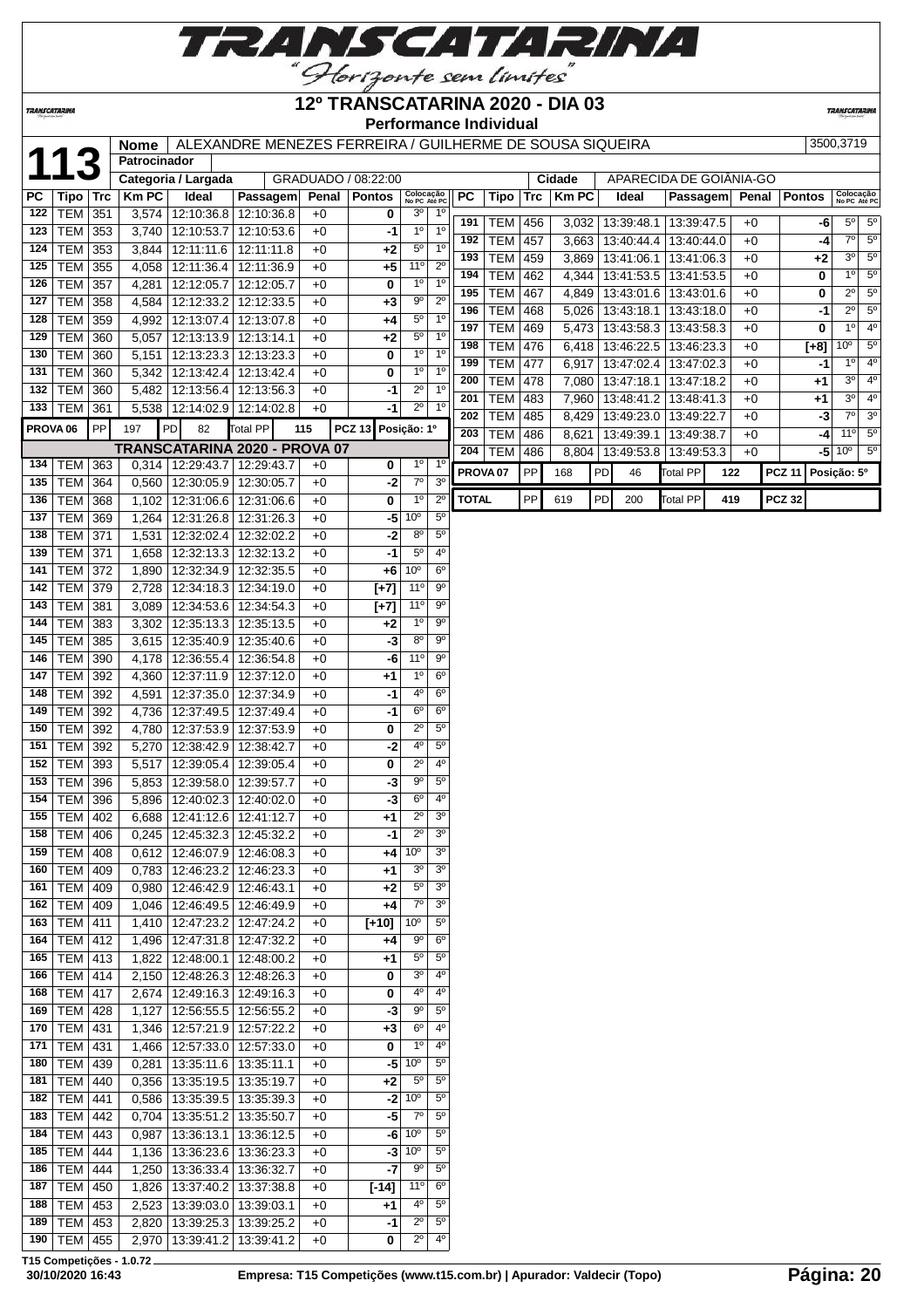# TRANSCATARINA

"Horizonte sem limites"

## 12º TRANSCATARINA 2020 - DIA 03

### Performance Individual

**113**

| Nome | ALEXANDRE MENEZES FERREIRA / GUILHERME DE SOUSA SIQUEIRA | 3500,3719 |
|---|---|---|
| Patrocinador | | |
| Categoria / Largada | GRADUADO / 08:22:00 | |
| Cidade | APARECIDA DE GOIÂNIA-GO | |

| PC | Tipo | Trc | Km PC | Ideal | Passagem | Penal | Pontos | Colocação No PC | Colocação Até PC |
|---|---|---|---|---|---|---|---|---|---|
| 122 | TEM | 351 | 3,574 | 12:10:36.8 | 12:10:36.8 | +0 | 0 | 3º | 1º |
| 123 | TEM | 353 | 3,740 | 12:10:53.7 | 12:10:53.6 | +0 | -1 | 1º | 1º |
| 124 | TEM | 353 | 3,844 | 12:11:11.6 | 12:11:11.8 | +0 | +2 | 5º | 1º |
| 125 | TEM | 355 | 4,058 | 12:11:36.4 | 12:11:36.9 | +0 | +5 | 11º | 2º |
| 126 | TEM | 357 | 4,281 | 12:12:05.7 | 12:12:05.7 | +0 | 0 | 1º | 1º |
| 127 | TEM | 358 | 4,584 | 12:12:33.2 | 12:12:33.5 | +0 | +3 | 9º | 2º |
| 128 | TEM | 359 | 4,992 | 12:13:07.4 | 12:13:07.8 | +0 | +4 | 5º | 1º |
| 129 | TEM | 360 | 5,057 | 12:13:13.9 | 12:13:14.1 | +0 | +2 | 5º | 1º |
| 130 | TEM | 360 | 5,151 | 12:13:23.3 | 12:13:23.3 | +0 | 0 | 1º | 1º |
| 131 | TEM | 360 | 5,342 | 12:13:42.4 | 12:13:42.4 | +0 | 0 | 1º | 1º |
| 132 | TEM | 360 | 5,482 | 12:13:56.4 | 12:13:56.3 | +0 | -1 | 2º | 1º |
| 133 | TEM | 361 | 5,538 | 12:14:02.9 | 12:14:02.8 | +0 | -1 | 2º | 1º |
| PROVA 06 | PP | 197 | PD | 82 | Total PP | 115 | PCZ 13 | Posição: 1º | |
| **TRANSCATARINA 2020 - PROVA 07** | | | | | | | | | |
| 134 | TEM | 363 | 0,314 | 12:29:43.7 | 12:29:43.7 | +0 | 0 | 1º | 1º |
| 135 | TEM | 364 | 0,560 | 12:30:05.9 | 12:30:05.7 | +0 | -2 | 7º | 3º |
| 136 | TEM | 368 | 1,102 | 12:31:06.6 | 12:31:06.6 | +0 | 0 | 1º | 2º |
| 137 | TEM | 369 | 1,264 | 12:31:26.8 | 12:31:26.3 | +0 | -5 | 10º | 5º |
| 138 | TEM | 371 | 1,531 | 12:32:02.4 | 12:32:02.2 | +0 | -2 | 8º | 5º |
| 139 | TEM | 371 | 1,658 | 12:32:13.3 | 12:32:13.2 | +0 | -1 | 5º | 4º |
| 141 | TEM | 372 | 1,890 | 12:32:34.9 | 12:32:35.5 | +0 | +6 | 10º | 6º |
| 142 | TEM | 379 | 2,728 | 12:34:18.3 | 12:34:19.0 | +0 | [+7] | 11º | 9º |
| 143 | TEM | 381 | 3,089 | 12:34:53.6 | 12:34:54.3 | +0 | [+7] | 11º | 9º |
| 144 | TEM | 383 | 3,302 | 12:35:13.3 | 12:35:13.5 | +0 | +2 | 1º | 9º |
| 145 | TEM | 385 | 3,615 | 12:35:40.9 | 12:35:40.6 | +0 | -3 | 8º | 9º |
| 146 | TEM | 390 | 4,178 | 12:36:55.4 | 12:36:54.8 | +0 | -6 | 11º | 9º |
| 147 | TEM | 392 | 4,360 | 12:37:11.9 | 12:37:12.0 | +0 | +1 | 1º | 6º |
| 148 | TEM | 392 | 4,591 | 12:37:35.0 | 12:37:34.9 | +0 | -1 | 4º | 6º |
| 149 | TEM | 392 | 4,736 | 12:37:49.5 | 12:37:49.4 | +0 | -1 | 6º | 6º |
| 150 | TEM | 392 | 4,780 | 12:37:53.9 | 12:37:53.9 | +0 | 0 | 2º | 5º |
| 151 | TEM | 392 | 5,270 | 12:38:42.9 | 12:38:42.7 | +0 | -2 | 4º | 5º |
| 152 | TEM | 393 | 5,517 | 12:39:05.4 | 12:39:05.4 | +0 | 0 | 2º | 4º |
| 153 | TEM | 396 | 5,853 | 12:39:58.0 | 12:39:57.7 | +0 | -3 | 9º | 5º |
| 154 | TEM | 396 | 5,896 | 12:40:02.3 | 12:40:02.0 | +0 | -3 | 6º | 4º |
| 155 | TEM | 402 | 6,688 | 12:41:12.6 | 12:41:12.7 | +0 | +1 | 2º | 3º |
| 158 | TEM | 406 | 0,245 | 12:45:32.3 | 12:45:32.2 | +0 | -1 | 2º | 3º |
| 159 | TEM | 408 | 0,612 | 12:46:07.9 | 12:46:08.3 | +0 | +4 | 10º | 3º |
| 160 | TEM | 409 | 0,783 | 12:46:23.2 | 12:46:23.3 | +0 | +1 | 3º | 3º |
| 161 | TEM | 409 | 0,980 | 12:46:42.9 | 12:46:43.1 | +0 | +2 | 5º | 3º |
| 162 | TEM | 409 | 1,046 | 12:46:49.5 | 12:46:49.9 | +0 | +4 | 7º | 3º |
| 163 | TEM | 411 | 1,410 | 12:47:23.2 | 12:47:24.2 | +0 | [+10] | 10º | 5º |
| 164 | TEM | 412 | 1,496 | 12:47:31.8 | 12:47:32.2 | +0 | +4 | 9º | 6º |
| 165 | TEM | 413 | 1,822 | 12:48:00.1 | 12:48:00.2 | +0 | +1 | 5º | 5º |
| 166 | TEM | 414 | 2,150 | 12:48:26.3 | 12:48:26.3 | +0 | 0 | 3º | 4º |
| 168 | TEM | 417 | 2,674 | 12:49:16.3 | 12:49:16.3 | +0 | 0 | 4º | 4º |
| 169 | TEM | 428 | 1,127 | 12:56:55.5 | 12:56:55.2 | +0 | -3 | 9º | 5º |
| 170 | TEM | 431 | 1,346 | 12:57:21.9 | 12:57:22.2 | +0 | +3 | 6º | 4º |
| 171 | TEM | 431 | 1,466 | 12:57:33.0 | 12:57:33.0 | +0 | 0 | 1º | 4º |
| 180 | TEM | 439 | 0,281 | 13:35:11.6 | 13:35:11.1 | +0 | -5 | 10º | 5º |
| 181 | TEM | 440 | 0,356 | 13:35:19.5 | 13:35:19.7 | +0 | +2 | 5º | 5º |
| 182 | TEM | 441 | 0,586 | 13:35:39.5 | 13:35:39.3 | +0 | -2 | 10º | 5º |
| 183 | TEM | 442 | 0,704 | 13:35:51.2 | 13:35:50.7 | +0 | -5 | 7º | 5º |
| 184 | TEM | 443 | 0,987 | 13:36:13.1 | 13:36:12.5 | +0 | -6 | 10º | 5º |
| 185 | TEM | 444 | 1,136 | 13:36:23.6 | 13:36:23.3 | +0 | -3 | 10º | 5º |
| 186 | TEM | 444 | 1,250 | 13:36:33.4 | 13:36:32.7 | +0 | -7 | 9º | 5º |
| 187 | TEM | 450 | 1,826 | 13:37:40.2 | 13:37:38.8 | +0 | [-14] | 11º | 6º |
| 188 | TEM | 453 | 2,523 | 13:39:03.0 | 13:39:03.1 | +0 | +1 | 4º | 5º |
| 189 | TEM | 453 | 2,820 | 13:39:25.3 | 13:39:25.2 | +0 | -1 | 2º | 5º |
| 190 | TEM | 455 | 2,970 | 13:39:41.2 | 13:39:41.2 | +0 | 0 | 2º | 4º |
| 191 | TEM | 456 | 3,032 | 13:39:48.1 | 13:39:47.5 | +0 | -6 | 5º | 5º |
| 192 | TEM | 457 | 3,663 | 13:40:44.4 | 13:40:44.0 | +0 | -4 | 7º | 5º |
| 193 | TEM | 459 | 3,869 | 13:41:06.1 | 13:41:06.3 | +0 | +2 | 3º | 5º |
| 194 | TEM | 462 | 4,344 | 13:41:53.5 | 13:41:53.5 | +0 | 0 | 1º | 5º |
| 195 | TEM | 467 | 4,849 | 13:43:01.6 | 13:43:01.6 | +0 | 0 | 2º | 5º |
| 196 | TEM | 468 | 5,026 | 13:43:18.1 | 13:43:18.0 | +0 | -1 | 2º | 5º |
| 197 | TEM | 469 | 5,473 | 13:43:58.3 | 13:43:58.3 | +0 | 0 | 1º | 4º |
| 198 | TEM | 476 | 6,418 | 13:46:22.5 | 13:46:23.3 | +0 | [+8] | 10º | 5º |
| 199 | TEM | 477 | 6,917 | 13:47:02.4 | 13:47:02.3 | +0 | -1 | 1º | 4º |
| 200 | TEM | 478 | 7,080 | 13:47:18.1 | 13:47:18.2 | +0 | +1 | 3º | 4º |
| 201 | TEM | 483 | 7,960 | 13:48:41.2 | 13:48:41.3 | +0 | +1 | 3º | 4º |
| 202 | TEM | 485 | 8,429 | 13:49:23.0 | 13:49:22.7 | +0 | -3 | 7º | 3º |
| 203 | TEM | 486 | 8,621 | 13:49:39.1 | 13:49:38.7 | +0 | -4 | 11º | 5º |
| 204 | TEM | 486 | 8,804 | 13:49:53.8 | 13:49:53.3 | +0 | -5 | 10º | 5º |
| PROVA 07 | PP | 168 | PD | 46 | Total PP | 122 | PCZ 11 | Posição: 5º | |
| TOTAL | PP | 619 | PD | 200 | Total PP | 419 | PCZ 32 | | |

T15 Competições - 1.0.72

30/10/2020 16:43 — Empresa: T15 Competições (www.t15.com.br) | Apurador: Valdecir (Topo)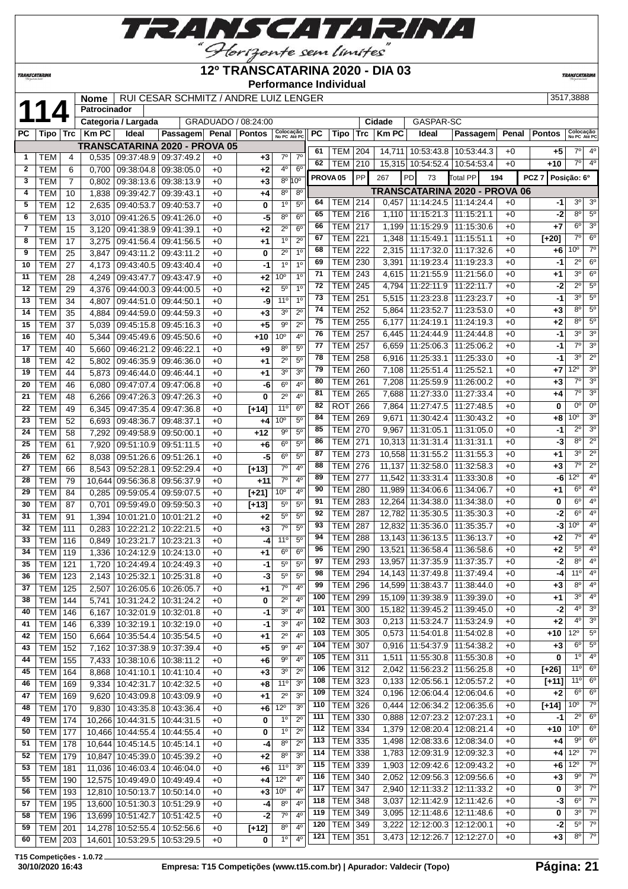# 12º TRANSCATARINA 2020 - DIA 03

**Performance Individual**

| 114 | Nome | RUI CESAR SCHMITZ / ANDRE LUIZ LENGER | 3517,3888 |
|---|---|---|---|
| | Patrocinador | | |
| | Categoria / Largada | GRADUADO / 08:24:00 | Cidade: GASPAR-SC |

## TRANSCATARINA 2020 - PROVA 05

| PC | Tipo | Trc | Km PC | Ideal | Passagem | Penal | Pontos | Colocação No PC | Colocação Até PC |
|---|---|---|---|---|---|---|---|---|---|
| 1 | TEM | 4 | 0,535 | 09:37:48.9 | 09:37:49.2 | +0 | +3 | 7º | 7º |
| 2 | TEM | 6 | 0,700 | 09:38:04.8 | 09:38:05.0 | +0 | +2 | 4º | 6º |
| 3 | TEM | 7 | 0,802 | 09:38:13.6 | 09:38:13.9 | +0 | +3 | 8º | 10º |
| 4 | TEM | 10 | 1,838 | 09:39:42.7 | 09:39:43.1 | +0 | +4 | 8º | 8º |
| 5 | TEM | 12 | 2,635 | 09:40:53.7 | 09:40:53.7 | +0 | 0 | 1º | 5º |
| 6 | TEM | 13 | 3,010 | 09:41:26.5 | 09:41:26.0 | +0 | -5 | 8º | 6º |
| 7 | TEM | 15 | 3,120 | 09:41:38.9 | 09:41:39.1 | +0 | +2 | 2º | 6º |
| 8 | TEM | 17 | 3,275 | 09:41:56.4 | 09:41:56.5 | +0 | +1 | 1º | 2º |
| 9 | TEM | 25 | 3,847 | 09:43:11.2 | 09:43:11.2 | +0 | 0 | 2º | 1º |
| 10 | TEM | 27 | 4,173 | 09:43:40.5 | 09:43:40.4 | +0 | -1 | 1º | 1º |
| 11 | TEM | 28 | 4,249 | 09:43:47.7 | 09:43:47.9 | +0 | +2 | 10º | 1º |
| 12 | TEM | 29 | 4,376 | 09:44:00.3 | 09:44:00.5 | +0 | +2 | 5º | 1º |
| 13 | TEM | 34 | 4,807 | 09:44:51.0 | 09:44:50.1 | +0 | -9 | 11º | 1º |
| 14 | TEM | 35 | 4,884 | 09:44:59.0 | 09:44:59.3 | +0 | +3 | 3º | 2º |
| 15 | TEM | 37 | 5,039 | 09:45:15.8 | 09:45:16.3 | +0 | +5 | 9º | 2º |
| 16 | TEM | 40 | 5,344 | 09:45:49.6 | 09:45:50.6 | +0 | +10 | 10º | 4º |
| 17 | TEM | 40 | 5,660 | 09:46:21.2 | 09:46:22.1 | +0 | +9 | 8º | 5º |
| 18 | TEM | 42 | 5,802 | 09:46:35.9 | 09:46:36.0 | +0 | +1 | 2º | 5º |
| 19 | TEM | 44 | 5,873 | 09:46:44.0 | 09:46:44.1 | +0 | +1 | 3º | 3º |
| 20 | TEM | 46 | 6,080 | 09:47:07.4 | 09:47:06.8 | +0 | -6 | 6º | 4º |
| 21 | TEM | 48 | 6,266 | 09:47:26.3 | 09:47:26.3 | +0 | 0 | 2º | 4º |
| 22 | TEM | 49 | 6,345 | 09:47:35.4 | 09:47:36.8 | +0 | [+14] | 11º | 6º |
| 23 | TEM | 52 | 6,693 | 09:48:36.7 | 09:48:37.1 | +0 | +4 | 10º | 5º |
| 24 | TEM | 58 | 7,292 | 09:49:58.9 | 09:50:00.1 | +0 | +12 | 9º | 5º |
| 25 | TEM | 61 | 7,920 | 09:51:10.9 | 09:51:11.5 | +0 | +6 | 6º | 5º |
| 26 | TEM | 62 | 8,038 | 09:51:26.6 | 09:51:26.1 | +0 | -5 | 6º | 5º |
| 27 | TEM | 66 | 8,543 | 09:52:28.1 | 09:52:29.4 | +0 | [+13] | 7º | 4º |
| 28 | TEM | 79 | 10,644 | 09:56:36.8 | 09:56:37.9 | +0 | +11 | 7º | 4º |
| 29 | TEM | 84 | 0,285 | 09:59:05.4 | 09:59:07.5 | +0 | [+21] | 10º | 4º |
| 30 | TEM | 87 | 0,701 | 09:59:49.0 | 09:59:50.3 | +0 | [+13] | 5º | 5º |
| 31 | TEM | 91 | 1,394 | 10:01:21.0 | 10:01:21.2 | +0 | +2 | 5º | 5º |
| 32 | TEM | 111 | 0,283 | 10:22:21.2 | 10:22:21.5 | +0 | +3 | 7º | 5º |
| 33 | TEM | 116 | 0,849 | 10:23:21.7 | 10:23:21.3 | +0 | -4 | 11º | 5º |
| 34 | TEM | 119 | 1,336 | 10:24:12.9 | 10:24:13.0 | +0 | +1 | 6º | 6º |
| 35 | TEM | 121 | 1,720 | 10:24:49.4 | 10:24:49.3 | +0 | -1 | 5º | 5º |
| 36 | TEM | 123 | 2,143 | 10:25:32.1 | 10:25:31.8 | +0 | -3 | 5º | 5º |
| 37 | TEM | 125 | 2,507 | 10:26:05.6 | 10:26:05.7 | +0 | +1 | 7º | 4º |
| 38 | TEM | 144 | 5,741 | 10:31:24.2 | 10:31:24.2 | +0 | 0 | 2º | 4º |
| 40 | TEM | 146 | 6,167 | 10:32:01.9 | 10:32:01.8 | +0 | -1 | 3º | 4º |
| 41 | TEM | 146 | 6,339 | 10:32:19.1 | 10:32:19.0 | +0 | -1 | 3º | 4º |
| 42 | TEM | 150 | 6,664 | 10:35:54.4 | 10:35:54.5 | +0 | +1 | 2º | 4º |
| 43 | TEM | 152 | 7,162 | 10:37:38.9 | 10:37:39.4 | +0 | +5 | 9º | 4º |
| 44 | TEM | 155 | 7,433 | 10:38:10.6 | 10:38:11.2 | +0 | +6 | 9º | 4º |
| 45 | TEM | 164 | 8,868 | 10:41:10.1 | 10:41:10.4 | +0 | +3 | 3º | 2º |
| 46 | TEM | 169 | 9,334 | 10:42:31.7 | 10:42:32.5 | +0 | +8 | 11º | 3º |
| 47 | TEM | 169 | 9,620 | 10:43:09.8 | 10:43:09.9 | +0 | +1 | 2º | 3º |
| 48 | TEM | 170 | 9,830 | 10:43:35.8 | 10:43:36.4 | +0 | +6 | 12º | 3º |
| 49 | TEM | 174 | 10,266 | 10:44:31.5 | 10:44:31.5 | +0 | 0 | 1º | 2º |
| 50 | TEM | 177 | 10,466 | 10:44:55.4 | 10:44:55.4 | +0 | 0 | 1º | 2º |
| 51 | TEM | 178 | 10,644 | 10:45:14.5 | 10:45:14.1 | +0 | -4 | 8º | 2º |
| 52 | TEM | 179 | 10,847 | 10:45:39.0 | 10:45:39.2 | +0 | +2 | 8º | 3º |
| 53 | TEM | 181 | 11,036 | 10:46:03.4 | 10:46:04.0 | +0 | +6 | 11º | 3º |
| 55 | TEM | 190 | 12,575 | 10:49:49.0 | 10:49:49.4 | +0 | +4 | 12º | 4º |
| 56 | TEM | 193 | 12,810 | 10:50:13.7 | 10:50:14.0 | +0 | +3 | 10º | 4º |
| 57 | TEM | 195 | 13,600 | 10:51:30.3 | 10:51:29.9 | +0 | -4 | 8º | 4º |
| 58 | TEM | 196 | 13,699 | 10:51:42.7 | 10:51:42.5 | +0 | -2 | 7º | 4º |
| 59 | TEM | 201 | 14,278 | 10:52:55.4 | 10:52:56.6 | +0 | [+12] | 8º | 4º |
| 60 | TEM | 203 | 14,601 | 10:53:29.5 | 10:53:29.5 | +0 | 0 | 1º | 4º |
| 61 | TEM | 204 | 14,711 | 10:53:43.8 | 10:53:44.3 | +0 | +5 | 7º | 4º |
| 62 | TEM | 210 | 15,315 | 10:54:52.4 | 10:54:53.4 | +0 | +10 | 7º | 4º |

| PROVA 05 | PP | 267 | PD | 73 | Total PP | 194 | PCZ 7 | Posição: 6º |
|---|---|---|---|---|---|---|---|---|

## TRANSCATARINA 2020 - PROVA 06

| PC | Tipo | Trc | Km PC | Ideal | Passagem | Penal | Pontos | Colocação No PC | Colocação Até PC |
|---|---|---|---|---|---|---|---|---|---|
| 64 | TEM | 214 | 0,457 | 11:14:24.5 | 11:14:24.4 | +0 | -1 | 3º | 3º |
| 65 | TEM | 216 | 1,110 | 11:15:21.3 | 11:15:21.1 | +0 | -2 | 8º | 5º |
| 66 | TEM | 217 | 1,199 | 11:15:29.9 | 11:15:30.6 | +0 | +7 | 6º | 3º |
| 67 | TEM | 221 | 1,348 | 11:15:49.1 | 11:15:51.1 | +0 | [+20] | 7º | 6º |
| 68 | TEM | 222 | 2,315 | 11:17:32.0 | 11:17:32.6 | +0 | +6 | 10º | 7º |
| 69 | TEM | 230 | 3,391 | 11:19:23.4 | 11:19:23.3 | +0 | -1 | 2º | 6º |
| 71 | TEM | 243 | 4,615 | 11:21:55.9 | 11:21:56.0 | +0 | +1 | 3º | 6º |
| 72 | TEM | 245 | 4,794 | 11:22:11.9 | 11:22:11.7 | +0 | -2 | 2º | 5º |
| 73 | TEM | 251 | 5,515 | 11:23:23.8 | 11:23:23.7 | +0 | -1 | 3º | 5º |
| 74 | TEM | 252 | 5,864 | 11:23:52.7 | 11:23:53.0 | +0 | +3 | 8º | 5º |
| 75 | TEM | 255 | 6,177 | 11:24:19.1 | 11:24:19.3 | +0 | +2 | 8º | 5º |
| 76 | TEM | 257 | 6,445 | 11:24:44.9 | 11:24:44.8 | +0 | -1 | 3º | 3º |
| 77 | TEM | 257 | 6,659 | 11:25:06.3 | 11:25:06.2 | +0 | -1 | 7º | 3º |
| 78 | TEM | 258 | 6,916 | 11:25:33.1 | 11:25:33.0 | +0 | -1 | 3º | 2º |
| 79 | TEM | 260 | 7,108 | 11:25:51.4 | 11:25:52.1 | +0 | +7 | 12º | 3º |
| 80 | TEM | 261 | 7,208 | 11:25:59.9 | 11:26:00.2 | +0 | +3 | 7º | 3º |
| 81 | TEM | 265 | 7,688 | 11:27:33.0 | 11:27:33.4 | +0 | +4 | 7º | 3º |
| 82 | ROT | 266 | 7,864 | 11:27:47.5 | 11:27:48.5 | +0 | 0 | 0º | 0º |
| 84 | TEM | 269 | 9,671 | 11:30:42.4 | 11:30:43.2 | +0 | +8 | 10º | 3º |
| 85 | TEM | 270 | 9,967 | 11:31:05.1 | 11:31:05.0 | +0 | -1 | 2º | 3º |
| 86 | TEM | 271 | 10,313 | 11:31:31.4 | 11:31:31.1 | +0 | -3 | 8º | 2º |
| 87 | TEM | 273 | 10,558 | 11:31:55.2 | 11:31:55.3 | +0 | +1 | 3º | 2º |
| 88 | TEM | 276 | 11,137 | 11:32:58.0 | 11:32:58.3 | +0 | +3 | 7º | 2º |
| 89 | TEM | 277 | 11,542 | 11:33:31.4 | 11:33:30.8 | +0 | -6 | 12º | 4º |
| 90 | TEM | 280 | 11,989 | 11:34:06.6 | 11:34:06.7 | +0 | +1 | 6º | 4º |
| 91 | TEM | 283 | 12,264 | 11:34:38.0 | 11:34:38.0 | +0 | 0 | 6º | 4º |
| 92 | TEM | 287 | 12,782 | 11:35:30.5 | 11:35:30.3 | +0 | -2 | 6º | 4º |
| 93 | TEM | 287 | 12,832 | 11:35:36.0 | 11:35:35.7 | +0 | -3 | 10º | 4º |
| 94 | TEM | 288 | 13,143 | 11:36:13.5 | 11:36:13.7 | +0 | +2 | 7º | 4º |
| 96 | TEM | 290 | 13,521 | 11:36:58.4 | 11:36:58.6 | +0 | +2 | 5º | 4º |
| 97 | TEM | 293 | 13,957 | 11:37:35.9 | 11:37:35.7 | +0 | -2 | 8º | 4º |
| 98 | TEM | 294 | 14,143 | 11:37:49.8 | 11:37:49.4 | +0 | -4 | 11º | 4º |
| 99 | TEM | 296 | 14,599 | 11:38:43.7 | 11:38:44.0 | +0 | +3 | 8º | 4º |
| 100 | TEM | 299 | 15,109 | 11:39:38.9 | 11:39:39.0 | +0 | +1 | 3º | 4º |
| 101 | TEM | 300 | 15,182 | 11:39:45.2 | 11:39:45.0 | +0 | -2 | 4º | 3º |
| 102 | TEM | 303 | 0,213 | 11:53:24.7 | 11:53:24.9 | +0 | +2 | 4º | 3º |
| 103 | TEM | 305 | 0,573 | 11:54:01.8 | 11:54:02.8 | +0 | +10 | 12º | 5º |
| 104 | TEM | 307 | 0,916 | 11:54:37.9 | 11:54:38.2 | +0 | +3 | 6º | 5º |
| 105 | TEM | 311 | 1,511 | 11:55:30.8 | 11:55:30.8 | +0 | 0 | 1º | 4º |
| 106 | TEM | 312 | 2,042 | 11:56:23.2 | 11:56:25.8 | +0 | [+26] | 11º | 6º |
| 108 | TEM | 323 | 0,133 | 12:05:56.1 | 12:05:57.2 | +0 | [+11] | 11º | 6º |
| 109 | TEM | 324 | 0,196 | 12:06:04.4 | 12:06:04.6 | +0 | +2 | 6º | 6º |
| 110 | TEM | 326 | 0,444 | 12:06:34.2 | 12:06:35.6 | +0 | [+14] | 10º | 7º |
| 111 | TEM | 330 | 0,888 | 12:07:23.2 | 12:07:23.1 | +0 | -1 | 2º | 6º |
| 112 | TEM | 334 | 1,379 | 12:08:20.4 | 12:08:21.4 | +0 | +10 | 10º | 6º |
| 113 | TEM | 335 | 1,498 | 12:08:33.6 | 12:08:34.0 | +0 | +4 | 9º | 6º |
| 114 | TEM | 338 | 1,783 | 12:09:31.9 | 12:09:32.3 | +0 | +4 | 12º | 7º |
| 115 | TEM | 339 | 1,903 | 12:09:42.6 | 12:09:43.2 | +0 | +6 | 12º | 7º |
| 116 | TEM | 340 | 2,052 | 12:09:56.3 | 12:09:56.6 | +0 | +3 | 9º | 7º |
| 117 | TEM | 347 | 2,940 | 12:11:33.2 | 12:11:33.2 | +0 | 0 | 3º | 7º |
| 118 | TEM | 348 | 3,037 | 12:11:42.9 | 12:11:42.6 | +0 | -3 | 6º | 7º |
| 119 | TEM | 349 | 3,095 | 12:11:48.6 | 12:11:48.6 | +0 | 0 | 3º | 7º |
| 120 | TEM | 349 | 3,222 | 12:12:00.3 | 12:12:00.1 | +0 | -2 | 5º | 7º |
| 121 | TEM | 351 | 3,473 | 12:12:26.7 | 12:12:27.0 | +0 | +3 | 8º | 7º |

T15 Competições - 1.0.72

30/10/2020 16:43 — Empresa: T15 Competições (www.t15.com.br) | Apurador: Valdecir (Topo)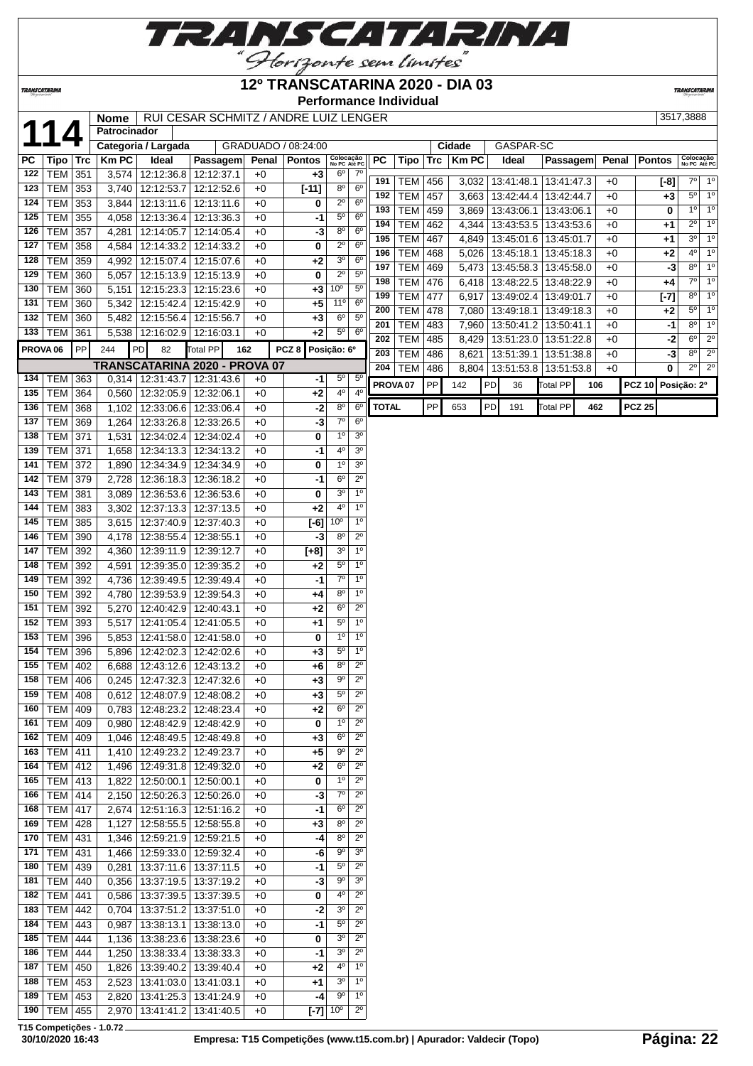# 12º TRANSCATARINA 2020 - DIA 03

**Performance Individual**

**114** | **Nome** RUI CESAR SCHMITZ / ANDRE LUIZ LENGER | 3517,3888

**Patrocinador**

**Categoria / Largada** GRADUADO / 08:24:00 | **Cidade** GASPAR-SC

| PC | Tipo | Trc | Km PC | Ideal | Passagem | Penal | Pontos | Colocação No PC | Colocação Até PC |
|---|---|---|---|---|---|---|---|---|---|
| 122 | TEM | 351 | 3,574 | 12:12:36.8 | 12:12:37.1 | +0 | +3 | 6º | 7º |
| 123 | TEM | 353 | 3,740 | 12:12:53.7 | 12:12:52.6 | +0 | [-11] | 8º | 6º |
| 124 | TEM | 353 | 3,844 | 12:13:11.6 | 12:13:11.6 | +0 | 0 | 2º | 6º |
| 125 | TEM | 355 | 4,058 | 12:13:36.4 | 12:13:36.3 | +0 | -1 | 5º | 6º |
| 126 | TEM | 357 | 4,281 | 12:14:05.7 | 12:14:05.4 | +0 | -3 | 8º | 6º |
| 127 | TEM | 358 | 4,584 | 12:14:33.2 | 12:14:33.2 | +0 | 0 | 2º | 6º |
| 128 | TEM | 359 | 4,992 | 12:15:07.4 | 12:15:07.6 | +0 | +2 | 3º | 6º |
| 129 | TEM | 360 | 5,057 | 12:15:13.9 | 12:15:13.9 | +0 | 0 | 2º | 5º |
| 130 | TEM | 360 | 5,151 | 12:15:23.3 | 12:15:23.6 | +0 | +3 | 10º | 5º |
| 131 | TEM | 360 | 5,342 | 12:15:42.4 | 12:15:42.9 | +0 | +5 | 11º | 6º |
| 132 | TEM | 360 | 5,482 | 12:15:56.4 | 12:15:56.7 | +0 | +3 | 6º | 5º |
| 133 | TEM | 361 | 5,538 | 12:16:02.9 | 12:16:03.1 | +0 | +2 | 5º | 6º |
| PROVA 06 | PP | 244 | PD | 82 | Total PP | 162 | PCZ 8 | Posição: 6º | |
| **TRANSCATARINA 2020 - PROVA 07** | | | | | | | | | |
| 134 | TEM | 363 | 0,314 | 12:31:43.7 | 12:31:43.6 | +0 | -1 | 5º | 5º |
| 135 | TEM | 364 | 0,560 | 12:32:05.9 | 12:32:06.1 | +0 | +2 | 4º | 4º |
| 136 | TEM | 368 | 1,102 | 12:33:06.6 | 12:33:06.4 | +0 | -2 | 8º | 6º |
| 137 | TEM | 369 | 1,264 | 12:33:26.8 | 12:33:26.5 | +0 | -3 | 7º | 6º |
| 138 | TEM | 371 | 1,531 | 12:34:02.4 | 12:34:02.4 | +0 | 0 | 1º | 3º |
| 139 | TEM | 371 | 1,658 | 12:34:13.3 | 12:34:13.2 | +0 | -1 | 4º | 3º |
| 141 | TEM | 372 | 1,890 | 12:34:34.9 | 12:34:34.9 | +0 | 0 | 1º | 3º |
| 142 | TEM | 379 | 2,728 | 12:36:18.3 | 12:36:18.2 | +0 | -1 | 6º | 2º |
| 143 | TEM | 381 | 3,089 | 12:36:53.6 | 12:36:53.6 | +0 | 0 | 3º | 1º |
| 144 | TEM | 383 | 3,302 | 12:37:13.3 | 12:37:13.5 | +0 | +2 | 4º | 1º |
| 145 | TEM | 385 | 3,615 | 12:37:40.9 | 12:37:40.3 | +0 | [-6] | 10º | 1º |
| 146 | TEM | 390 | 4,178 | 12:38:55.4 | 12:38:55.1 | +0 | -3 | 8º | 2º |
| 147 | TEM | 392 | 4,360 | 12:39:11.9 | 12:39:12.7 | +0 | [+8] | 3º | 1º |
| 148 | TEM | 392 | 4,591 | 12:39:35.0 | 12:39:35.2 | +0 | +2 | 5º | 1º |
| 149 | TEM | 392 | 4,736 | 12:39:49.5 | 12:39:49.4 | +0 | -1 | 7º | 1º |
| 150 | TEM | 392 | 4,780 | 12:39:53.9 | 12:39:54.3 | +0 | +4 | 8º | 1º |
| 151 | TEM | 392 | 5,270 | 12:40:42.9 | 12:40:43.1 | +0 | +2 | 6º | 2º |
| 152 | TEM | 393 | 5,517 | 12:41:05.4 | 12:41:05.5 | +0 | +1 | 5º | 1º |
| 153 | TEM | 396 | 5,853 | 12:41:58.0 | 12:41:58.0 | +0 | 0 | 1º | 1º |
| 154 | TEM | 396 | 5,896 | 12:42:02.3 | 12:42:02.6 | +0 | +3 | 5º | 1º |
| 155 | TEM | 402 | 6,688 | 12:43:12.6 | 12:43:13.2 | +0 | +6 | 8º | 2º |
| 158 | TEM | 406 | 0,245 | 12:47:32.3 | 12:47:32.6 | +0 | +3 | 9º | 2º |
| 159 | TEM | 408 | 0,612 | 12:48:07.9 | 12:48:08.2 | +0 | +3 | 5º | 2º |
| 160 | TEM | 409 | 0,783 | 12:48:23.2 | 12:48:23.4 | +0 | +2 | 6º | 2º |
| 161 | TEM | 409 | 0,980 | 12:48:42.9 | 12:48:42.9 | +0 | 0 | 1º | 2º |
| 162 | TEM | 409 | 1,046 | 12:48:49.5 | 12:48:49.8 | +0 | +3 | 6º | 2º |
| 163 | TEM | 411 | 1,410 | 12:49:23.2 | 12:49:23.7 | +0 | +5 | 9º | 2º |
| 164 | TEM | 412 | 1,496 | 12:49:31.8 | 12:49:32.0 | +0 | +2 | 6º | 2º |
| 165 | TEM | 413 | 1,822 | 12:50:00.1 | 12:50:00.1 | +0 | 0 | 1º | 2º |
| 166 | TEM | 414 | 2,150 | 12:50:26.3 | 12:50:26.0 | +0 | -3 | 7º | 2º |
| 168 | TEM | 417 | 2,674 | 12:51:16.3 | 12:51:16.2 | +0 | -1 | 6º | 2º |
| 169 | TEM | 428 | 1,127 | 12:58:55.5 | 12:58:55.8 | +0 | +3 | 8º | 2º |
| 170 | TEM | 431 | 1,346 | 12:59:21.9 | 12:59:21.5 | +0 | -4 | 8º | 2º |
| 171 | TEM | 431 | 1,466 | 12:59:33.0 | 12:59:32.4 | +0 | -6 | 9º | 3º |
| 180 | TEM | 439 | 0,281 | 13:37:11.6 | 13:37:11.5 | +0 | -1 | 5º | 2º |
| 181 | TEM | 440 | 0,356 | 13:37:19.5 | 13:37:19.2 | +0 | -3 | 9º | 3º |
| 182 | TEM | 441 | 0,586 | 13:37:39.5 | 13:37:39.5 | +0 | 0 | 4º | 2º |
| 183 | TEM | 442 | 0,704 | 13:37:51.2 | 13:37:51.0 | +0 | -2 | 3º | 2º |
| 184 | TEM | 443 | 0,987 | 13:38:13.1 | 13:38:13.0 | +0 | -1 | 5º | 2º |
| 185 | TEM | 444 | 1,136 | 13:38:23.6 | 13:38:23.6 | +0 | 0 | 3º | 2º |
| 186 | TEM | 444 | 1,250 | 13:38:33.4 | 13:38:33.3 | +0 | -1 | 3º | 2º |
| 187 | TEM | 450 | 1,826 | 13:39:40.2 | 13:39:40.4 | +0 | +2 | 4º | 1º |
| 188 | TEM | 453 | 2,523 | 13:41:03.0 | 13:41:03.1 | +0 | +1 | 3º | 1º |
| 189 | TEM | 453 | 2,820 | 13:41:25.3 | 13:41:24.9 | +0 | -4 | 9º | 1º |
| 190 | TEM | 455 | 2,970 | 13:41:41.2 | 13:41:40.5 | +0 | [-7] | 10º | 2º |
| 191 | TEM | 456 | 3,032 | 13:41:48.1 | 13:41:47.3 | +0 | [-8] | 7º | 1º |
| 192 | TEM | 457 | 3,663 | 13:42:44.4 | 13:42:44.7 | +0 | +3 | 5º | 1º |
| 193 | TEM | 459 | 3,869 | 13:43:06.1 | 13:43:06.1 | +0 | 0 | 1º | 1º |
| 194 | TEM | 462 | 4,344 | 13:43:53.5 | 13:43:53.6 | +0 | +1 | 2º | 1º |
| 195 | TEM | 467 | 4,849 | 13:45:01.6 | 13:45:01.7 | +0 | +1 | 3º | 1º |
| 196 | TEM | 468 | 5,026 | 13:45:18.1 | 13:45:18.3 | +0 | +2 | 4º | 1º |
| 197 | TEM | 469 | 5,473 | 13:45:58.3 | 13:45:58.0 | +0 | -3 | 8º | 1º |
| 198 | TEM | 476 | 6,418 | 13:48:22.5 | 13:48:22.9 | +0 | +4 | 7º | 1º |
| 199 | TEM | 477 | 6,917 | 13:49:02.4 | 13:49:01.7 | +0 | [-7] | 8º | 1º |
| 200 | TEM | 478 | 7,080 | 13:49:18.1 | 13:49:18.3 | +0 | +2 | 5º | 1º |
| 201 | TEM | 483 | 7,960 | 13:50:41.2 | 13:50:41.1 | +0 | -1 | 8º | 1º |
| 202 | TEM | 485 | 8,429 | 13:51:23.0 | 13:51:22.8 | +0 | -2 | 6º | 2º |
| 203 | TEM | 486 | 8,621 | 13:51:39.1 | 13:51:38.8 | +0 | -3 | 8º | 2º |
| 204 | TEM | 486 | 8,804 | 13:51:53.8 | 13:51:53.8 | +0 | 0 | 2º | 2º |
| PROVA 07 | PP | 142 | PD | 36 | Total PP | 106 | PCZ 10 | Posição: 2º | |
| TOTAL | PP | 653 | PD | 191 | Total PP | 462 | PCZ 25 | | |

T15 Competições - 1.0.72

30/10/2020 16:43 | Empresa: T15 Competições (www.t15.com.br) | Apurador: Valdecir (Topo)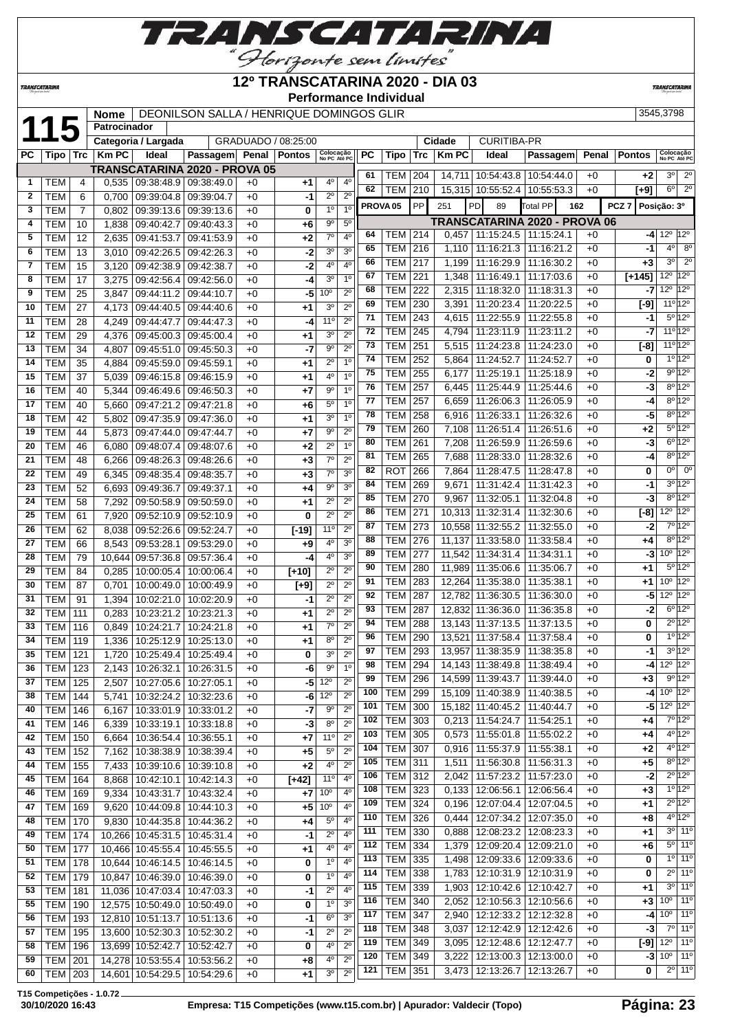# 12º TRANSCATARINA 2020 - DIA 03

**Performance Individual**

**115** | Nome: DEONILSON SALLA / HENRIQUE DOMINGOS GLIR | 3545,3798
Patrocinador:
Categoria / Largada: GRADUADO / 08:25:00 | Cidade: CURITIBA-PR

| PC | Tipo | Trc | Km PC | Ideal | Passagem | Penal | Pontos | Colocação No PC | Colocação Até PC |
|---|---|---|---|---|---|---|---|---|---|
| **TRANSCATARINA 2020 - PROVA 05** | | | | | | | | | |
| 1 | TEM | 4 | 0,535 | 09:38:48.9 | 09:38:49.0 | +0 | +1 | 4º | 4º |
| 2 | TEM | 6 | 0,700 | 09:39:04.8 | 09:39:04.7 | +0 | -1 | 2º | 2º |
| 3 | TEM | 7 | 0,802 | 09:39:13.6 | 09:39:13.6 | +0 | 0 | 1º | 1º |
| 4 | TEM | 10 | 1,838 | 09:40:42.7 | 09:40:43.3 | +0 | +6 | 9º | 5º |
| 5 | TEM | 12 | 2,635 | 09:41:53.7 | 09:41:53.9 | +0 | +2 | 7º | 4º |
| 6 | TEM | 13 | 3,010 | 09:42:26.5 | 09:42:26.3 | +0 | -2 | 3º | 3º |
| 7 | TEM | 15 | 3,120 | 09:42:38.9 | 09:42:38.7 | +0 | -2 | 4º | 4º |
| 8 | TEM | 17 | 3,275 | 09:42:56.4 | 09:42:56.0 | +0 | -4 | 3º | 1º |
| 9 | TEM | 25 | 3,847 | 09:44:11.2 | 09:44:10.7 | +0 | -5 | 10º | 2º |
| 10 | TEM | 27 | 4,173 | 09:44:40.5 | 09:44:40.6 | +0 | +1 | 3º | 2º |
| 11 | TEM | 28 | 4,249 | 09:44:47.7 | 09:44:47.3 | +0 | -4 | 11º | 2º |
| 12 | TEM | 29 | 4,376 | 09:45:00.3 | 09:45:00.4 | +0 | +1 | 3º | 2º |
| 13 | TEM | 34 | 4,807 | 09:45:51.0 | 09:45:50.3 | +0 | -7 | 9º | 2º |
| 14 | TEM | 35 | 4,884 | 09:45:59.0 | 09:45:59.1 | +0 | +1 | 2º | 1º |
| 15 | TEM | 37 | 5,039 | 09:46:15.8 | 09:46:15.9 | +0 | +1 | 4º | 1º |
| 16 | TEM | 40 | 5,344 | 09:46:49.6 | 09:46:50.3 | +0 | +7 | 9º | 1º |
| 17 | TEM | 40 | 5,660 | 09:47:21.2 | 09:47:21.8 | +0 | +6 | 5º | 1º |
| 18 | TEM | 42 | 5,802 | 09:47:35.9 | 09:47:36.0 | +0 | +1 | 3º | 1º |
| 19 | TEM | 44 | 5,873 | 09:47:44.0 | 09:47:44.7 | +0 | +7 | 9º | 2º |
| 20 | TEM | 46 | 6,080 | 09:48:07.4 | 09:48:07.6 | +0 | +2 | 2º | 1º |
| 21 | TEM | 48 | 6,266 | 09:48:26.3 | 09:48:26.6 | +0 | +3 | 7º | 2º |
| 22 | TEM | 49 | 6,345 | 09:48:35.4 | 09:48:35.7 | +0 | +3 | 7º | 3º |
| 23 | TEM | 52 | 6,693 | 09:49:36.7 | 09:49:37.1 | +0 | +4 | 9º | 3º |
| 24 | TEM | 58 | 7,292 | 09:50:58.9 | 09:50:59.0 | +0 | +1 | 2º | 2º |
| 25 | TEM | 61 | 7,920 | 09:52:10.9 | 09:52:10.9 | +0 | 0 | 2º | 2º |
| 26 | TEM | 62 | 8,038 | 09:52:26.6 | 09:52:24.7 | +0 | [-19] | 11º | 2º |
| 27 | TEM | 66 | 8,543 | 09:53:28.1 | 09:53:29.0 | +0 | +9 | 4º | 3º |
| 28 | TEM | 79 | 10,644 | 09:57:36.8 | 09:57:36.4 | +0 | -4 | 4º | 3º |
| 29 | TEM | 84 | 0,285 | 10:00:05.4 | 10:00:06.4 | +0 | [+10] | 2º | 2º |
| 30 | TEM | 87 | 0,701 | 10:00:49.0 | 10:00:49.9 | +0 | [+9] | 2º | 2º |
| 31 | TEM | 91 | 1,394 | 10:02:21.0 | 10:02:20.9 | +0 | -1 | 2º | 2º |
| 32 | TEM | 111 | 0,283 | 10:23:21.2 | 10:23:21.3 | +0 | +1 | 2º | 2º |
| 33 | TEM | 116 | 0,849 | 10:24:21.7 | 10:24:21.8 | +0 | +1 | 7º | 2º |
| 34 | TEM | 119 | 1,336 | 10:25:12.9 | 10:25:13.0 | +0 | +1 | 8º | 2º |
| 35 | TEM | 121 | 1,720 | 10:25:49.4 | 10:25:49.4 | +0 | 0 | 3º | 2º |
| 36 | TEM | 123 | 2,143 | 10:26:32.1 | 10:26:31.5 | +0 | -6 | 9º | 1º |
| 37 | TEM | 125 | 2,507 | 10:27:05.6 | 10:27:05.1 | +0 | -5 | 12º | 2º |
| 38 | TEM | 144 | 5,741 | 10:32:24.2 | 10:32:23.6 | +0 | -6 | 12º | 2º |
| 40 | TEM | 146 | 6,167 | 10:33:01.9 | 10:33:01.2 | +0 | -7 | 9º | 2º |
| 41 | TEM | 146 | 6,339 | 10:33:19.1 | 10:33:18.8 | +0 | -3 | 8º | 2º |
| 42 | TEM | 150 | 6,664 | 10:36:54.4 | 10:36:55.1 | +0 | +7 | 11º | 2º |
| 43 | TEM | 152 | 7,162 | 10:38:38.9 | 10:38:39.4 | +0 | +5 | 5º | 2º |
| 44 | TEM | 155 | 7,433 | 10:39:10.6 | 10:39:10.8 | +0 | +2 | 4º | 2º |
| 45 | TEM | 164 | 8,868 | 10:42:10.1 | 10:42:14.3 | +0 | [+42] | 11º | 4º |
| 46 | TEM | 169 | 9,334 | 10:43:31.7 | 10:43:32.4 | +0 | +7 | 10º | 4º |
| 47 | TEM | 169 | 9,620 | 10:44:09.8 | 10:44:10.3 | +0 | +5 | 10º | 4º |
| 48 | TEM | 170 | 9,830 | 10:44:35.8 | 10:44:36.2 | +0 | +4 | 5º | 4º |
| 49 | TEM | 174 | 10,266 | 10:45:31.5 | 10:45:31.4 | +0 | -1 | 2º | 4º |
| 50 | TEM | 177 | 10,466 | 10:45:55.4 | 10:45:55.5 | +0 | +1 | 4º | 4º |
| 51 | TEM | 178 | 10,644 | 10:46:14.5 | 10:46:14.5 | +0 | 0 | 1º | 4º |
| 52 | TEM | 179 | 10,847 | 10:46:39.0 | 10:46:39.0 | +0 | 0 | 1º | 4º |
| 53 | TEM | 181 | 11,036 | 10:47:03.4 | 10:47:03.3 | +0 | -1 | 2º | 4º |
| 55 | TEM | 190 | 12,575 | 10:50:49.0 | 10:50:49.0 | +0 | 0 | 1º | 3º |
| 56 | TEM | 193 | 12,810 | 10:51:13.7 | 10:51:13.6 | +0 | -1 | 6º | 3º |
| 57 | TEM | 195 | 13,600 | 10:52:30.3 | 10:52:30.2 | +0 | -1 | 2º | 2º |
| 58 | TEM | 196 | 13,699 | 10:52:42.7 | 10:52:42.7 | +0 | 0 | 4º | 2º |
| 59 | TEM | 201 | 14,278 | 10:53:55.4 | 10:53:56.2 | +0 | +8 | 4º | 2º |
| 60 | TEM | 203 | 14,601 | 10:54:29.5 | 10:54:29.6 | +0 | +1 | 3º | 2º |
| 61 | TEM | 204 | 14,711 | 10:54:43.8 | 10:54:44.0 | +0 | +2 | 3º | 2º |
| 62 | TEM | 210 | 15,315 | 10:55:52.4 | 10:55:53.3 | +0 | [+9] | 6º | 2º |
| **PROVA 05** | PP | 251 | PD 89 | Total PP 162 | | | PCZ 7 | Posição: 3º | |
| **TRANSCATARINA 2020 - PROVA 06** | | | | | | | | | |
| 64 | TEM | 214 | 0,457 | 11:15:24.5 | 11:15:24.1 | +0 | -4 | 12º | 12º |
| 65 | TEM | 216 | 1,110 | 11:16:21.3 | 11:16:21.2 | +0 | -1 | 4º | 8º |
| 66 | TEM | 217 | 1,199 | 11:16:29.9 | 11:16:30.2 | +0 | +3 | 3º | 2º |
| 67 | TEM | 221 | 1,348 | 11:16:49.1 | 11:17:03.6 | +0 | [+145] | 12º | 12º |
| 68 | TEM | 222 | 2,315 | 11:18:32.0 | 11:18:31.3 | +0 | -7 | 12º | 12º |
| 69 | TEM | 230 | 3,391 | 11:20:23.4 | 11:20:22.5 | +0 | [-9] | 11º | 12º |
| 71 | TEM | 243 | 4,615 | 11:22:55.9 | 11:22:55.8 | +0 | -1 | 5º | 12º |
| 72 | TEM | 245 | 4,794 | 11:23:11.9 | 11:23:11.2 | +0 | -7 | 11º | 12º |
| 73 | TEM | 251 | 5,515 | 11:24:23.8 | 11:24:23.0 | +0 | [-8] | 11º | 12º |
| 74 | TEM | 252 | 5,864 | 11:24:52.7 | 11:24:52.7 | +0 | 0 | 1º | 12º |
| 75 | TEM | 255 | 6,177 | 11:25:19.1 | 11:25:18.9 | +0 | -2 | 9º | 12º |
| 76 | TEM | 257 | 6,445 | 11:25:44.9 | 11:25:44.6 | +0 | -3 | 8º | 12º |
| 77 | TEM | 257 | 6,659 | 11:26:06.3 | 11:26:05.9 | +0 | -4 | 8º | 12º |
| 78 | TEM | 258 | 6,916 | 11:26:33.1 | 11:26:32.6 | +0 | -5 | 8º | 12º |
| 79 | TEM | 260 | 7,108 | 11:26:51.4 | 11:26:51.6 | +0 | +2 | 5º | 12º |
| 80 | TEM | 261 | 7,208 | 11:26:59.9 | 11:26:59.6 | +0 | -3 | 6º | 12º |
| 81 | TEM | 265 | 7,688 | 11:28:33.0 | 11:28:32.6 | +0 | -4 | 8º | 12º |
| 82 | ROT | 266 | 7,864 | 11:28:47.5 | 11:28:47.8 | +0 | 0 | 0º | 0º |
| 84 | TEM | 269 | 9,671 | 11:31:42.4 | 11:31:42.3 | +0 | -1 | 3º | 12º |
| 85 | TEM | 270 | 9,967 | 11:32:05.1 | 11:32:04.8 | +0 | -3 | 8º | 12º |
| 86 | TEM | 271 | 10,313 | 11:32:31.4 | 11:32:30.6 | +0 | [-8] | 12º | 12º |
| 87 | TEM | 273 | 10,558 | 11:32:55.2 | 11:32:55.0 | +0 | -2 | 7º | 12º |
| 88 | TEM | 276 | 11,137 | 11:33:58.0 | 11:33:58.4 | +0 | +4 | 8º | 12º |
| 89 | TEM | 277 | 11,542 | 11:34:31.4 | 11:34:31.1 | +0 | -3 | 10º | 12º |
| 90 | TEM | 280 | 11,989 | 11:35:06.6 | 11:35:06.7 | +0 | +1 | 5º | 12º |
| 91 | TEM | 283 | 12,264 | 11:35:38.0 | 11:35:38.1 | +0 | +1 | 10º | 12º |
| 92 | TEM | 287 | 12,782 | 11:36:30.5 | 11:36:30.0 | +0 | -5 | 12º | 12º |
| 93 | TEM | 287 | 12,832 | 11:36:36.0 | 11:36:35.8 | +0 | -2 | 6º | 12º |
| 94 | TEM | 288 | 13,143 | 11:37:13.5 | 11:37:13.5 | +0 | 0 | 2º | 12º |
| 96 | TEM | 290 | 13,521 | 11:37:58.4 | 11:37:58.4 | +0 | 0 | 1º | 12º |
| 97 | TEM | 293 | 13,957 | 11:38:35.9 | 11:38:35.8 | +0 | -1 | 3º | 12º |
| 98 | TEM | 294 | 14,143 | 11:38:49.8 | 11:38:49.4 | +0 | -4 | 12º | 12º |
| 99 | TEM | 296 | 14,599 | 11:39:43.7 | 11:39:44.0 | +0 | +3 | 9º | 12º |
| 100 | TEM | 299 | 15,109 | 11:40:38.9 | 11:40:38.5 | +0 | -4 | 10º | 12º |
| 101 | TEM | 300 | 15,182 | 11:40:45.2 | 11:40:44.7 | +0 | -5 | 12º | 12º |
| 102 | TEM | 303 | 0,213 | 11:54:24.7 | 11:54:25.1 | +0 | +4 | 7º | 12º |
| 103 | TEM | 305 | 0,573 | 11:55:01.8 | 11:55:02.2 | +0 | +4 | 4º | 12º |
| 104 | TEM | 307 | 0,916 | 11:55:37.9 | 11:55:38.1 | +0 | +2 | 4º | 12º |
| 105 | TEM | 311 | 1,511 | 11:56:30.8 | 11:56:31.3 | +0 | +5 | 8º | 12º |
| 106 | TEM | 312 | 2,042 | 11:57:23.2 | 11:57:23.0 | +0 | -2 | 2º | 12º |
| 108 | TEM | 323 | 0,133 | 12:06:56.1 | 12:06:56.4 | +0 | +3 | 1º | 12º |
| 109 | TEM | 324 | 0,196 | 12:07:04.4 | 12:07:04.5 | +0 | +1 | 2º | 12º |
| 110 | TEM | 326 | 0,444 | 12:07:34.2 | 12:07:35.0 | +0 | +8 | 4º | 12º |
| 111 | TEM | 330 | 0,888 | 12:08:23.2 | 12:08:23.3 | +0 | +1 | 3º | 11º |
| 112 | TEM | 334 | 1,379 | 12:09:20.4 | 12:09:21.0 | +0 | +6 | 5º | 11º |
| 113 | TEM | 335 | 1,498 | 12:09:33.6 | 12:09:33.6 | +0 | 0 | 1º | 11º |
| 114 | TEM | 338 | 1,783 | 12:10:31.9 | 12:10:31.9 | +0 | 0 | 2º | 11º |
| 115 | TEM | 339 | 1,903 | 12:10:42.6 | 12:10:42.7 | +0 | +1 | 3º | 11º |
| 116 | TEM | 340 | 2,052 | 12:10:56.3 | 12:10:56.6 | +0 | +3 | 10º | 11º |
| 117 | TEM | 347 | 2,940 | 12:12:33.2 | 12:12:32.8 | +0 | -4 | 10º | 11º |
| 118 | TEM | 348 | 3,037 | 12:12:42.9 | 12:12:42.6 | +0 | -3 | 7º | 11º |
| 119 | TEM | 349 | 3,095 | 12:12:48.6 | 12:12:47.7 | +0 | [-9] | 12º | 11º |
| 120 | TEM | 349 | 3,222 | 12:13:00.3 | 12:13:00.0 | +0 | -3 | 10º | 11º |
| 121 | TEM | 351 | 3,473 | 12:13:26.7 | 12:13:26.7 | +0 | 0 | 2º | 11º |

T15 Competições - 1.0.72
30/10/2020 16:43 — Empresa: T15 Competições (www.t15.com.br) | Apurador: Valdecir (Topo)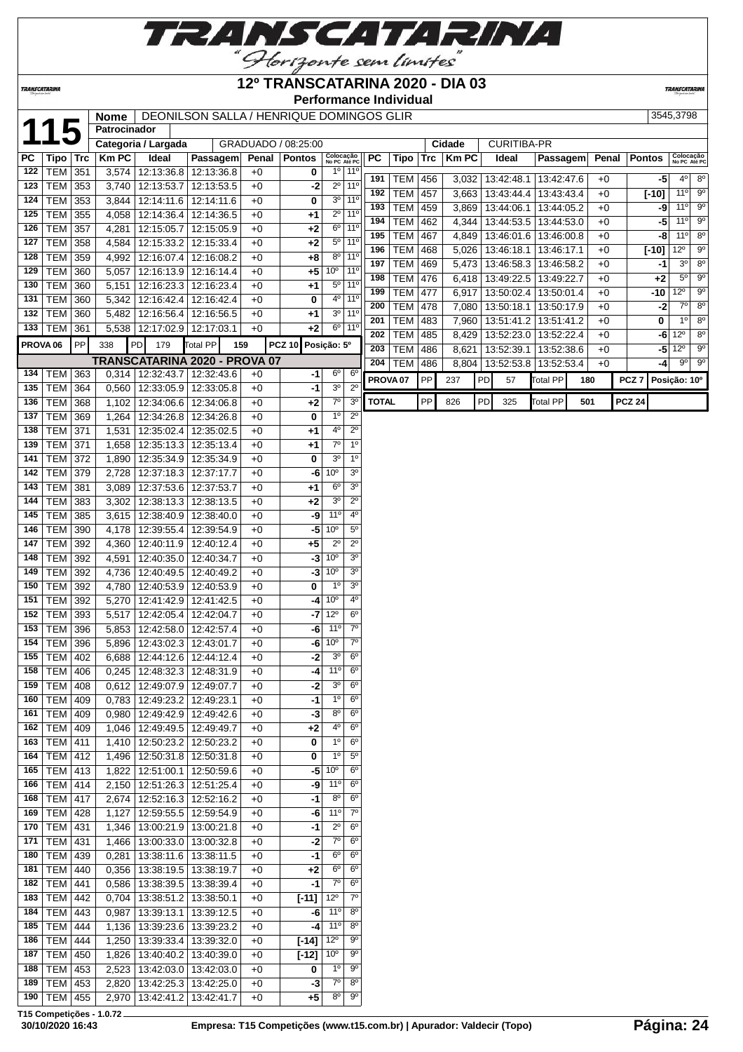# 12º TRANSCATARINA 2020 - DIA 03

**Performance Individual**

| | | | |
|---|---|---|---|
| **115** | **Nome** | DEONILSON SALLA / HENRIQUE DOMINGOS GLIR | 3545,3798 |
| | **Patrocinador** | | |
| | **Categoria / Largada** | GRADUADO / 08:25:00 | **Cidade** CURITIBA-PR |

| PC | Tipo | Trc | Km PC | Ideal | Passagem | Penal | Pontos | Colocação No PC | Colocação Até PC |
|---|---|---|---|---|---|---|---|---|---|
| 122 | TEM | 351 | 3,574 | 12:13:36.8 | 12:13:36.8 | +0 | 0 | 1º | 11º |
| 123 | TEM | 353 | 3,740 | 12:13:53.7 | 12:13:53.5 | +0 | -2 | 2º | 11º |
| 124 | TEM | 353 | 3,844 | 12:14:11.6 | 12:14:11.6 | +0 | 0 | 3º | 11º |
| 125 | TEM | 355 | 4,058 | 12:14:36.4 | 12:14:36.5 | +0 | +1 | 2º | 11º |
| 126 | TEM | 357 | 4,281 | 12:15:05.7 | 12:15:05.9 | +0 | +2 | 6º | 11º |
| 127 | TEM | 358 | 4,584 | 12:15:33.2 | 12:15:33.4 | +0 | +2 | 5º | 11º |
| 128 | TEM | 359 | 4,992 | 12:16:07.4 | 12:16:08.2 | +0 | +8 | 8º | 11º |
| 129 | TEM | 360 | 5,057 | 12:16:13.9 | 12:16:14.4 | +0 | +5 | 10º | 11º |
| 130 | TEM | 360 | 5,151 | 12:16:23.3 | 12:16:23.4 | +0 | +1 | 5º | 11º |
| 131 | TEM | 360 | 5,342 | 12:16:42.4 | 12:16:42.4 | +0 | 0 | 4º | 11º |
| 132 | TEM | 360 | 5,482 | 12:16:56.4 | 12:16:56.5 | +0 | +1 | 3º | 11º |
| 133 | TEM | 361 | 5,538 | 12:17:02.9 | 12:17:03.1 | +0 | +2 | 6º | 11º |
| PROVA 06 | PP | 338 | PD 179 | Total PP 159 | | PCZ 10 | Posição: 5º | | |

**TRANSCATARINA 2020 - PROVA 07**

| PC | Tipo | Trc | Km PC | Ideal | Passagem | Penal | Pontos | Colocação No PC | Colocação Até PC |
|---|---|---|---|---|---|---|---|---|---|
| 134 | TEM | 363 | 0,314 | 12:32:43.7 | 12:32:43.6 | +0 | -1 | 6º | 6º |
| 135 | TEM | 364 | 0,560 | 12:33:05.9 | 12:33:05.8 | +0 | -1 | 3º | 2º |
| 136 | TEM | 368 | 1,102 | 12:34:06.6 | 12:34:06.8 | +0 | +2 | 7º | 3º |
| 137 | TEM | 369 | 1,264 | 12:34:26.8 | 12:34:26.8 | +0 | 0 | 1º | 2º |
| 138 | TEM | 371 | 1,531 | 12:35:02.4 | 12:35:02.5 | +0 | +1 | 4º | 2º |
| 139 | TEM | 371 | 1,658 | 12:35:13.3 | 12:35:13.4 | +0 | +1 | 7º | 1º |
| 141 | TEM | 372 | 1,890 | 12:35:34.9 | 12:35:34.9 | +0 | 0 | 3º | 1º |
| 142 | TEM | 379 | 2,728 | 12:37:18.3 | 12:37:17.7 | +0 | -6 | 10º | 3º |
| 143 | TEM | 381 | 3,089 | 12:37:53.6 | 12:37:53.7 | +0 | +1 | 6º | 3º |
| 144 | TEM | 383 | 3,302 | 12:38:13.3 | 12:38:13.5 | +0 | +2 | 3º | 2º |
| 145 | TEM | 385 | 3,615 | 12:38:40.9 | 12:38:40.0 | +0 | -9 | 11º | 4º |
| 146 | TEM | 390 | 4,178 | 12:39:55.4 | 12:39:54.9 | +0 | -5 | 10º | 5º |
| 147 | TEM | 392 | 4,360 | 12:40:11.9 | 12:40:12.4 | +0 | +5 | 2º | 2º |
| 148 | TEM | 392 | 4,591 | 12:40:35.0 | 12:40:34.7 | +0 | -3 | 10º | 3º |
| 149 | TEM | 392 | 4,736 | 12:40:49.5 | 12:40:49.2 | +0 | -3 | 10º | 3º |
| 150 | TEM | 392 | 4,780 | 12:40:53.9 | 12:40:53.9 | +0 | 0 | 1º | 3º |
| 151 | TEM | 392 | 5,270 | 12:41:42.9 | 12:41:42.5 | +0 | -4 | 10º | 4º |
| 152 | TEM | 393 | 5,517 | 12:42:05.4 | 12:42:04.7 | +0 | -7 | 12º | 6º |
| 153 | TEM | 396 | 5,853 | 12:42:58.0 | 12:42:57.4 | +0 | -6 | 11º | 7º |
| 154 | TEM | 396 | 5,896 | 12:43:02.3 | 12:43:01.7 | +0 | -6 | 10º | 7º |
| 155 | TEM | 402 | 6,688 | 12:44:12.6 | 12:44:12.4 | +0 | -2 | 3º | 6º |
| 158 | TEM | 406 | 0,245 | 12:48:32.3 | 12:48:31.9 | +0 | -4 | 11º | 6º |
| 159 | TEM | 408 | 0,612 | 12:49:07.9 | 12:49:07.7 | +0 | -2 | 3º | 6º |
| 160 | TEM | 409 | 0,783 | 12:49:23.2 | 12:49:23.1 | +0 | -1 | 1º | 6º |
| 161 | TEM | 409 | 0,980 | 12:49:42.9 | 12:49:42.6 | +0 | -3 | 8º | 6º |
| 162 | TEM | 409 | 1,046 | 12:49:49.5 | 12:49:49.7 | +0 | +2 | 4º | 6º |
| 163 | TEM | 411 | 1,410 | 12:50:23.2 | 12:50:23.2 | +0 | 0 | 1º | 6º |
| 164 | TEM | 412 | 1,496 | 12:50:31.8 | 12:50:31.8 | +0 | 0 | 1º | 5º |
| 165 | TEM | 413 | 1,822 | 12:51:00.1 | 12:50:59.6 | +0 | -5 | 10º | 6º |
| 166 | TEM | 414 | 2,150 | 12:51:26.3 | 12:51:25.4 | +0 | -9 | 11º | 6º |
| 168 | TEM | 417 | 2,674 | 12:52:16.3 | 12:52:16.2 | +0 | -1 | 8º | 6º |
| 169 | TEM | 428 | 1,127 | 12:59:55.5 | 12:59:54.9 | +0 | -6 | 11º | 7º |
| 170 | TEM | 431 | 1,346 | 13:00:21.9 | 13:00:21.8 | +0 | -1 | 2º | 6º |
| 171 | TEM | 431 | 1,466 | 13:00:33.0 | 13:00:32.8 | +0 | -2 | 7º | 6º |
| 180 | TEM | 439 | 0,281 | 13:38:11.6 | 13:38:11.5 | +0 | -1 | 6º | 6º |
| 181 | TEM | 440 | 0,356 | 13:38:19.5 | 13:38:19.7 | +0 | +2 | 6º | 6º |
| 182 | TEM | 441 | 0,586 | 13:38:39.5 | 13:38:39.4 | +0 | -1 | 7º | 6º |
| 183 | TEM | 442 | 0,704 | 13:38:51.2 | 13:38:50.1 | +0 | [-11] | 12º | 7º |
| 184 | TEM | 443 | 0,987 | 13:39:13.1 | 13:39:12.5 | +0 | -6 | 11º | 8º |
| 185 | TEM | 444 | 1,136 | 13:39:23.6 | 13:39:23.2 | +0 | -4 | 11º | 8º |
| 186 | TEM | 444 | 1,250 | 13:39:33.4 | 13:39:32.0 | +0 | [-14] | 12º | 9º |
| 187 | TEM | 450 | 1,826 | 13:40:40.2 | 13:40:39.0 | +0 | [-12] | 10º | 9º |
| 188 | TEM | 453 | 2,523 | 13:42:03.0 | 13:42:03.0 | +0 | 0 | 1º | 9º |
| 189 | TEM | 453 | 2,820 | 13:42:25.3 | 13:42:25.0 | +0 | -3 | 7º | 8º |
| 190 | TEM | 455 | 2,970 | 13:42:41.2 | 13:42:41.7 | +0 | +5 | 8º | 9º |
| 191 | TEM | 456 | 3,032 | 13:42:48.1 | 13:42:47.6 | +0 | -5 | 4º | 8º |
| 192 | TEM | 457 | 3,663 | 13:43:44.4 | 13:43:43.4 | +0 | [-10] | 11º | 9º |
| 193 | TEM | 459 | 3,869 | 13:44:06.1 | 13:44:05.2 | +0 | -9 | 11º | 9º |
| 194 | TEM | 462 | 4,344 | 13:44:53.5 | 13:44:53.0 | +0 | -5 | 11º | 9º |
| 195 | TEM | 467 | 4,849 | 13:46:01.6 | 13:46:00.8 | +0 | -8 | 11º | 8º |
| 196 | TEM | 468 | 5,026 | 13:46:18.1 | 13:46:17.1 | +0 | [-10] | 12º | 9º |
| 197 | TEM | 469 | 5,473 | 13:46:58.3 | 13:46:58.2 | +0 | -1 | 3º | 8º |
| 198 | TEM | 476 | 6,418 | 13:49:22.5 | 13:49:22.7 | +0 | +2 | 5º | 9º |
| 199 | TEM | 477 | 6,917 | 13:50:02.4 | 13:50:01.4 | +0 | -10 | 12º | 9º |
| 200 | TEM | 478 | 7,080 | 13:50:18.1 | 13:50:17.9 | +0 | -2 | 7º | 8º |
| 201 | TEM | 483 | 7,960 | 13:51:41.2 | 13:51:41.2 | +0 | 0 | 1º | 8º |
| 202 | TEM | 485 | 8,429 | 13:52:23.0 | 13:52:22.4 | +0 | -6 | 12º | 8º |
| 203 | TEM | 486 | 8,621 | 13:52:39.1 | 13:52:38.6 | +0 | -5 | 12º | 9º |
| 204 | TEM | 486 | 8,804 | 13:52:53.8 | 13:52:53.4 | +0 | -4 | 9º | 9º |
| PROVA 07 | PP | 237 | PD 57 | Total PP 180 | | PCZ 7 | Posição: 10º | | |
| TOTAL | PP | 826 | PD 325 | Total PP 501 | | PCZ 24 | | | |

T15 Competições - 1.0.72

30/10/2020 16:43 — Empresa: T15 Competições (www.t15.com.br) | Apurador: Valdecir (Topo)